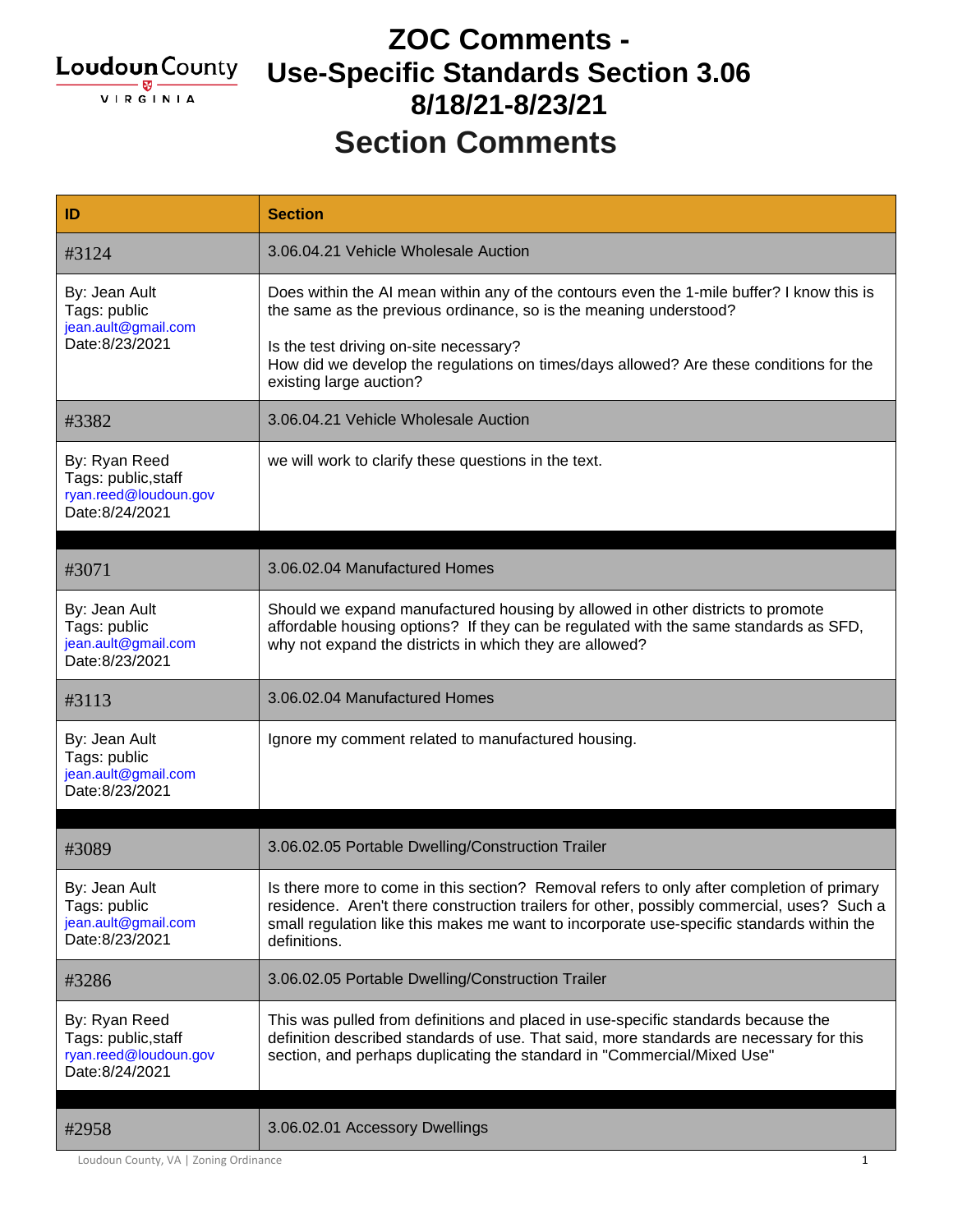# ZOC Comments - Use-Specific Standards Section 3.06 8/18/21-8/23/21

## Section Comments

| ID | Section |
|---|---|
| #3124 | 3.06.04.21 Vehicle Wholesale Auction |
| By: Jean Ault<br>Tags: public<br>jean.ault@gmail.com<br>Date:8/23/2021 | Does within the AI mean within any of the contours even the 1-mile buffer? I know this is the same as the previous ordinance, so is the meaning understood?<br><br>Is the test driving on-site necessary?<br>How did we develop the regulations on times/days allowed? Are these conditions for the existing large auction? |
| #3382 | 3.06.04.21 Vehicle Wholesale Auction |
| By: Ryan Reed<br>Tags: public,staff<br>ryan.reed@loudoun.gov<br>Date:8/24/2021 | we will work to clarify these questions in the text. |
| | |
| #3071 | 3.06.02.04 Manufactured Homes |
| By: Jean Ault<br>Tags: public<br>jean.ault@gmail.com<br>Date:8/23/2021 | Should we expand manufactured housing by allowed in other districts to promote affordable housing options? If they can be regulated with the same standards as SFD, why not expand the districts in which they are allowed? |
| #3113 | 3.06.02.04 Manufactured Homes |
| By: Jean Ault<br>Tags: public<br>jean.ault@gmail.com<br>Date:8/23/2021 | Ignore my comment related to manufactured housing. |
| | |
| #3089 | 3.06.02.05 Portable Dwelling/Construction Trailer |
| By: Jean Ault<br>Tags: public<br>jean.ault@gmail.com<br>Date:8/23/2021 | Is there more to come in this section? Removal refers to only after completion of primary residence. Aren't there construction trailers for other, possibly commercial, uses? Such a small regulation like this makes me want to incorporate use-specific standards within the definitions. |
| #3286 | 3.06.02.05 Portable Dwelling/Construction Trailer |
| By: Ryan Reed<br>Tags: public,staff<br>ryan.reed@loudoun.gov<br>Date:8/24/2021 | This was pulled from definitions and placed in use-specific standards because the definition described standards of use. That said, more standards are necessary for this section, and perhaps duplicating the standard in "Commercial/Mixed Use" |
| | |
| #2958 | 3.06.02.01 Accessory Dwellings |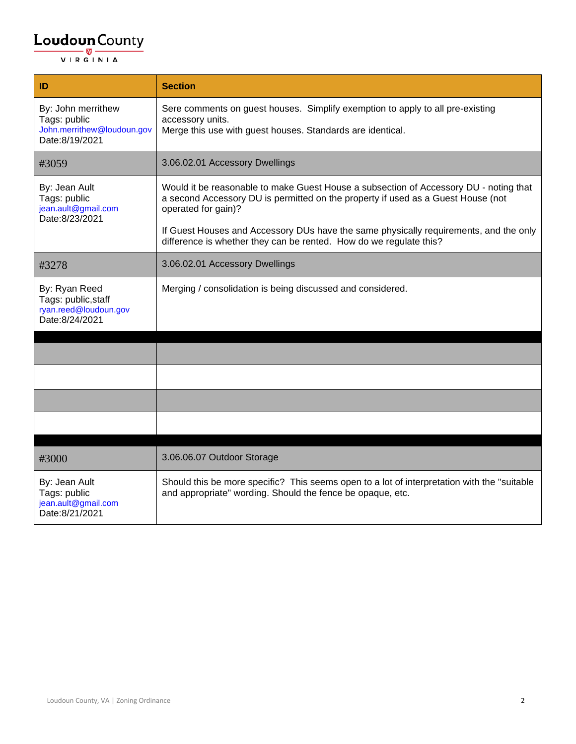| ID | Section |
|---|---|
| By: John merrithew<br>Tags: public<br>John.merrithew@loudoun.gov<br>Date:8/19/2021 | Sere comments on guest houses. Simplify exemption to apply to all pre-existing accessory units.<br>Merge this use with guest houses. Standards are identical. |
| #3059 | 3.06.02.01 Accessory Dwellings |
| By: Jean Ault<br>Tags: public<br>jean.ault@gmail.com<br>Date:8/23/2021 | Would it be reasonable to make Guest House a subsection of Accessory DU - noting that a second Accessory DU is permitted on the property if used as a Guest House (not operated for gain)?<br><br>If Guest Houses and Accessory DUs have the same physically requirements, and the only difference is whether they can be rented. How do we regulate this? |
| #3278 | 3.06.02.01 Accessory Dwellings |
| By: Ryan Reed<br>Tags: public,staff<br>ryan.reed@loudoun.gov<br>Date:8/24/2021 | Merging / consolidation is being discussed and considered. |
| | |
| | |
| | |
| | |
| | |
| | |
| #3000 | 3.06.06.07 Outdoor Storage |
| By: Jean Ault<br>Tags: public<br>jean.ault@gmail.com<br>Date:8/21/2021 | Should this be more specific? This seems open to a lot of interpretation with the "suitable and appropriate" wording. Should the fence be opaque, etc. |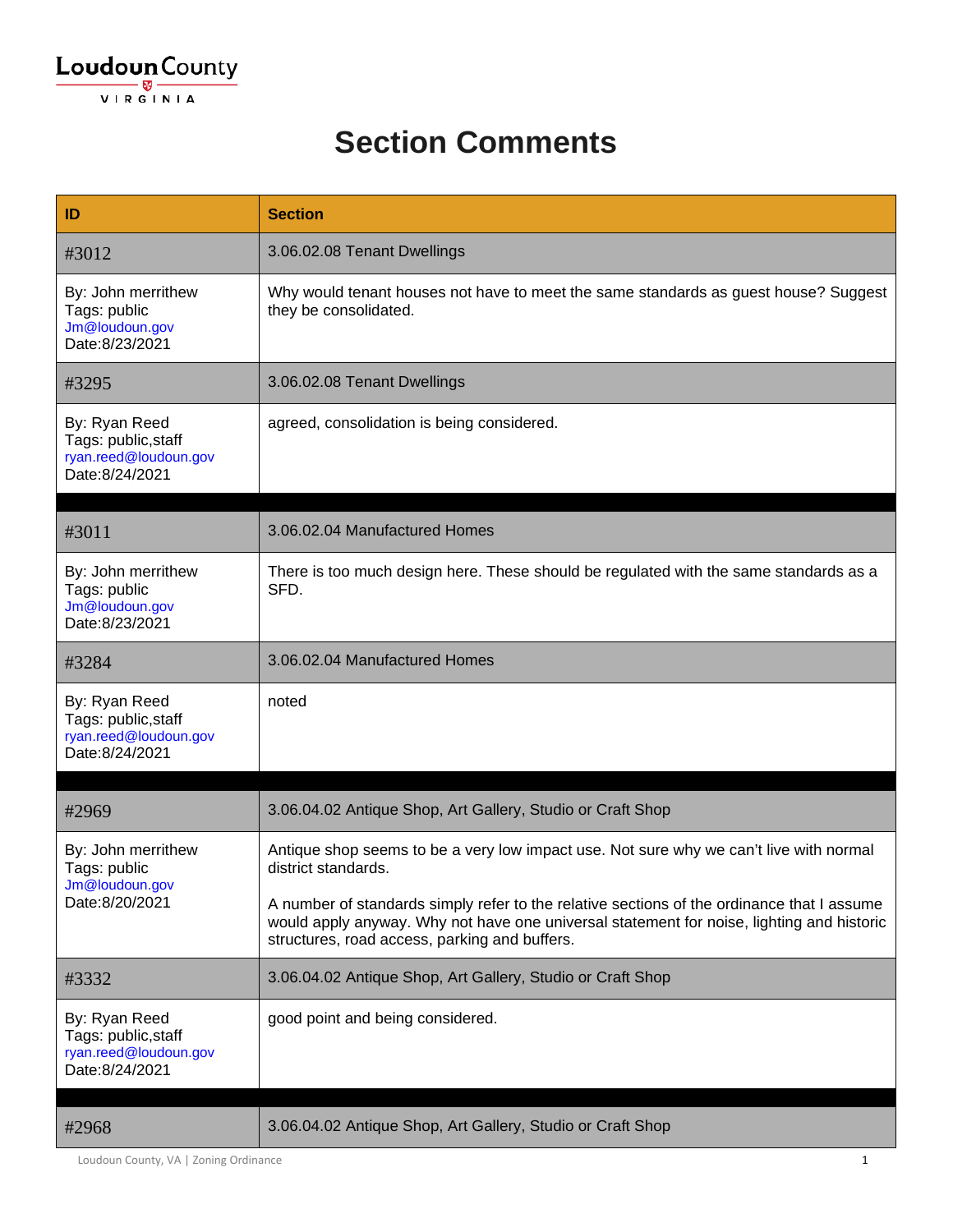# Section Comments

| ID | Section |
|---|---|
| #3012 | 3.06.02.08 Tenant Dwellings |
| By: John merrithew<br>Tags: public<br>Jm@loudoun.gov<br>Date:8/23/2021 | Why would tenant houses not have to meet the same standards as guest house? Suggest they be consolidated. |
| #3295 | 3.06.02.08 Tenant Dwellings |
| By: Ryan Reed<br>Tags: public,staff<br>ryan.reed@loudoun.gov<br>Date:8/24/2021 | agreed, consolidation is being considered. |
| | |
| #3011 | 3.06.02.04 Manufactured Homes |
| By: John merrithew<br>Tags: public<br>Jm@loudoun.gov<br>Date:8/23/2021 | There is too much design here. These should be regulated with the same standards as a SFD. |
| #3284 | 3.06.02.04 Manufactured Homes |
| By: Ryan Reed<br>Tags: public,staff<br>ryan.reed@loudoun.gov<br>Date:8/24/2021 | noted |
| | |
| #2969 | 3.06.04.02 Antique Shop, Art Gallery, Studio or Craft Shop |
| By: John merrithew<br>Tags: public<br>Jm@loudoun.gov<br>Date:8/20/2021 | Antique shop seems to be a very low impact use. Not sure why we can't live with normal district standards.<br><br>A number of standards simply refer to the relative sections of the ordinance that I assume would apply anyway. Why not have one universal statement for noise, lighting and historic structures, road access, parking and buffers. |
| #3332 | 3.06.04.02 Antique Shop, Art Gallery, Studio or Craft Shop |
| By: Ryan Reed<br>Tags: public,staff<br>ryan.reed@loudoun.gov<br>Date:8/24/2021 | good point and being considered. |
| | |
| #2968 | 3.06.04.02 Antique Shop, Art Gallery, Studio or Craft Shop |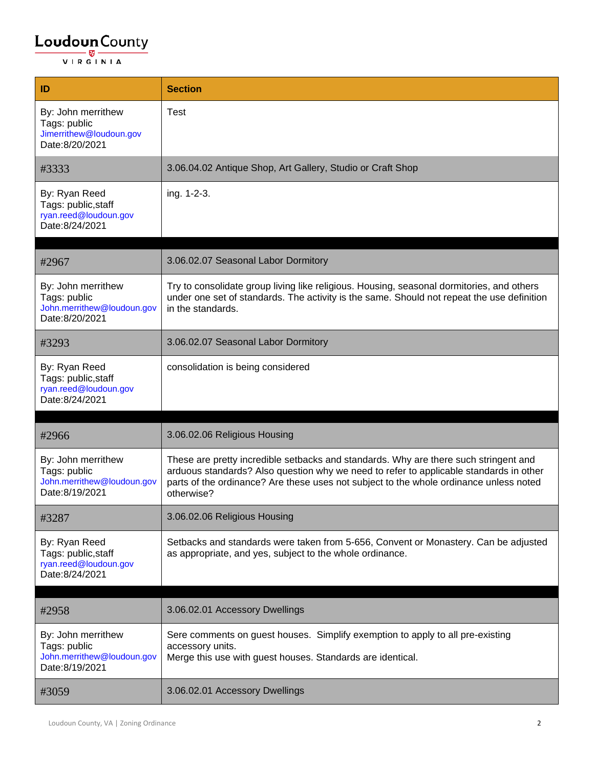| ID | Section |
| --- | --- |
| By: John merrithew<br>Tags: public<br>Jimerrithew@loudoun.gov<br>Date:8/20/2021 | Test |
| #3333 | 3.06.04.02 Antique Shop, Art Gallery, Studio or Craft Shop |
| By: Ryan Reed<br>Tags: public,staff<br>ryan.reed@loudoun.gov<br>Date:8/24/2021 | ing. 1-2-3. |
| | |
| #2967 | 3.06.02.07 Seasonal Labor Dormitory |
| By: John merrithew<br>Tags: public<br>John.merrithew@loudoun.gov<br>Date:8/20/2021 | Try to consolidate group living like religious. Housing, seasonal dormitories, and others under one set of standards. The activity is the same. Should not repeat the use definition in the standards. |
| #3293 | 3.06.02.07 Seasonal Labor Dormitory |
| By: Ryan Reed<br>Tags: public,staff<br>ryan.reed@loudoun.gov<br>Date:8/24/2021 | consolidation is being considered |
| | |
| #2966 | 3.06.02.06 Religious Housing |
| By: John merrithew<br>Tags: public<br>John.merrithew@loudoun.gov<br>Date:8/19/2021 | These are pretty incredible setbacks and standards. Why are there such stringent and arduous standards? Also question why we need to refer to applicable standards in other parts of the ordinance? Are these uses not subject to the whole ordinance unless noted otherwise? |
| #3287 | 3.06.02.06 Religious Housing |
| By: Ryan Reed<br>Tags: public,staff<br>ryan.reed@loudoun.gov<br>Date:8/24/2021 | Setbacks and standards were taken from 5-656, Convent or Monastery. Can be adjusted as appropriate, and yes, subject to the whole ordinance. |
| | |
| #2958 | 3.06.02.01 Accessory Dwellings |
| By: John merrithew<br>Tags: public<br>John.merrithew@loudoun.gov<br>Date:8/19/2021 | Sere comments on guest houses. Simplify exemption to apply to all pre-existing accessory units.<br>Merge this use with guest houses. Standards are identical. |
| #3059 | 3.06.02.01 Accessory Dwellings |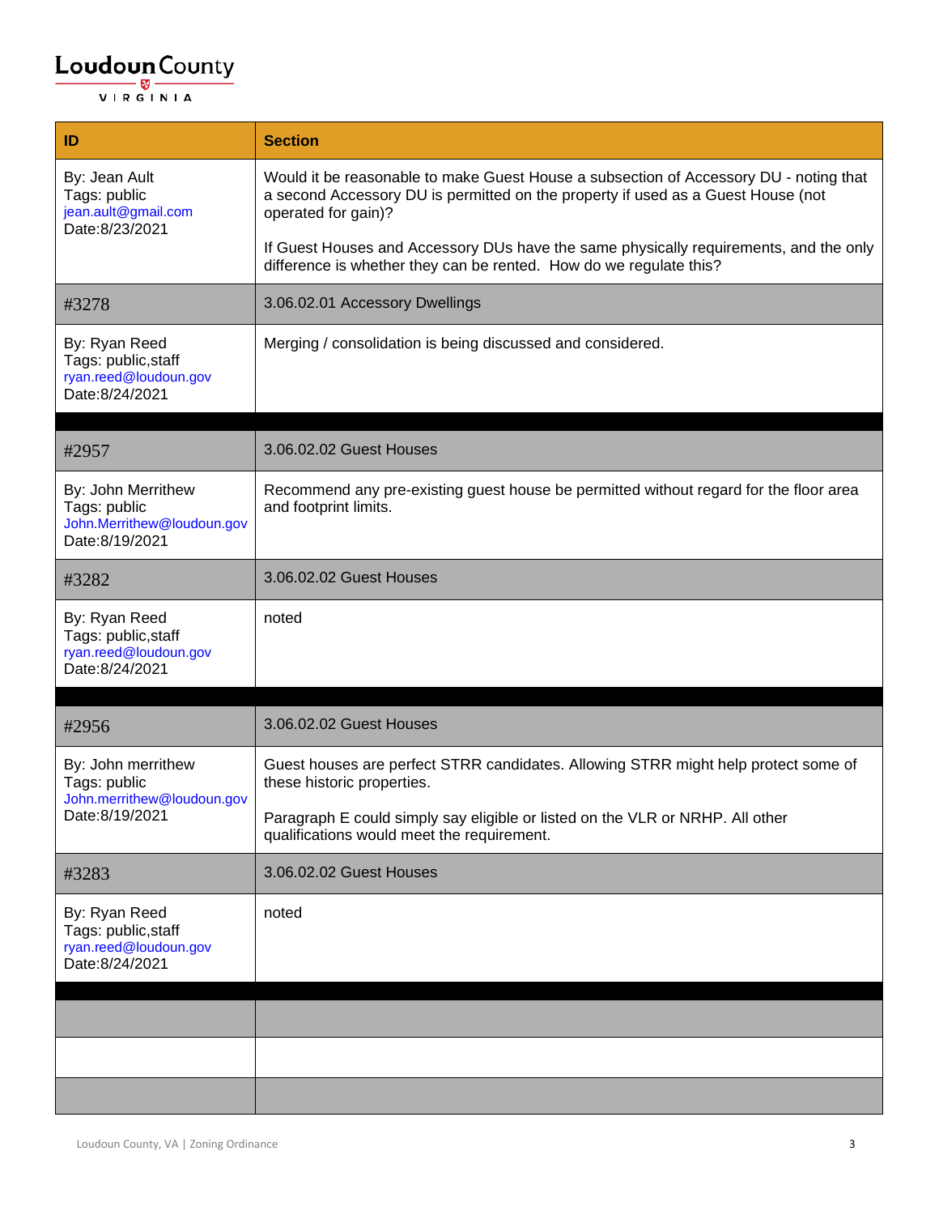| ID | Section |
|---|---|
| By: Jean Ault<br>Tags: public<br>jean.ault@gmail.com<br>Date:8/23/2021 | Would it be reasonable to make Guest House a subsection of Accessory DU - noting that a second Accessory DU is permitted on the property if used as a Guest House (not operated for gain)?<br><br>If Guest Houses and Accessory DUs have the same physically requirements, and the only difference is whether they can be rented. How do we regulate this? |
| #3278 | 3.06.02.01 Accessory Dwellings |
| By: Ryan Reed<br>Tags: public,staff<br>ryan.reed@loudoun.gov<br>Date:8/24/2021 | Merging / consolidation is being discussed and considered. |
| | |
| #2957 | 3.06.02.02 Guest Houses |
| By: John Merrithew<br>Tags: public<br>John.Merrithew@loudoun.gov<br>Date:8/19/2021 | Recommend any pre-existing guest house be permitted without regard for the floor area and footprint limits. |
| #3282 | 3.06.02.02 Guest Houses |
| By: Ryan Reed<br>Tags: public,staff<br>ryan.reed@loudoun.gov<br>Date:8/24/2021 | noted |
| | |
| #2956 | 3.06.02.02 Guest Houses |
| By: John merrithew<br>Tags: public<br>John.merrithew@loudoun.gov<br>Date:8/19/2021 | Guest houses are perfect STRR candidates. Allowing STRR might help protect some of these historic properties.<br><br>Paragraph E could simply say eligible or listed on the VLR or NRHP. All other qualifications would meet the requirement. |
| #3283 | 3.06.02.02 Guest Houses |
| By: Ryan Reed<br>Tags: public,staff<br>ryan.reed@loudoun.gov<br>Date:8/24/2021 | noted |
| | |
| | |
| | |
| | |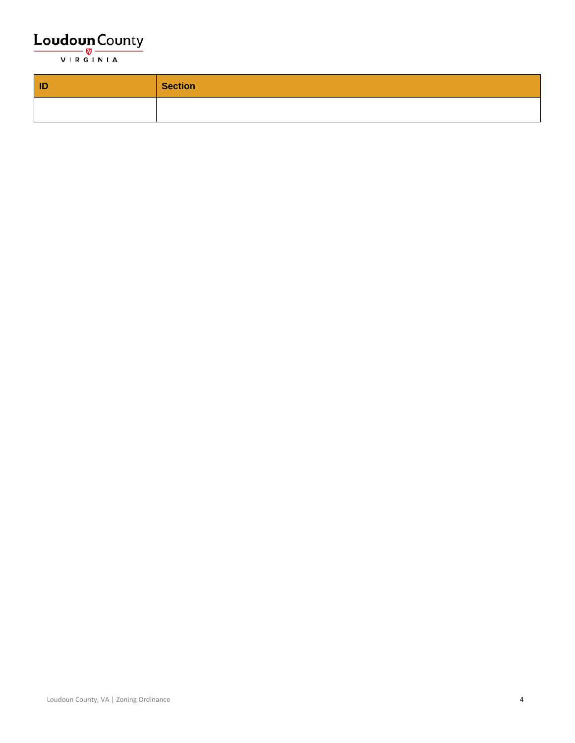| ID | Section |
|---|---|
| | |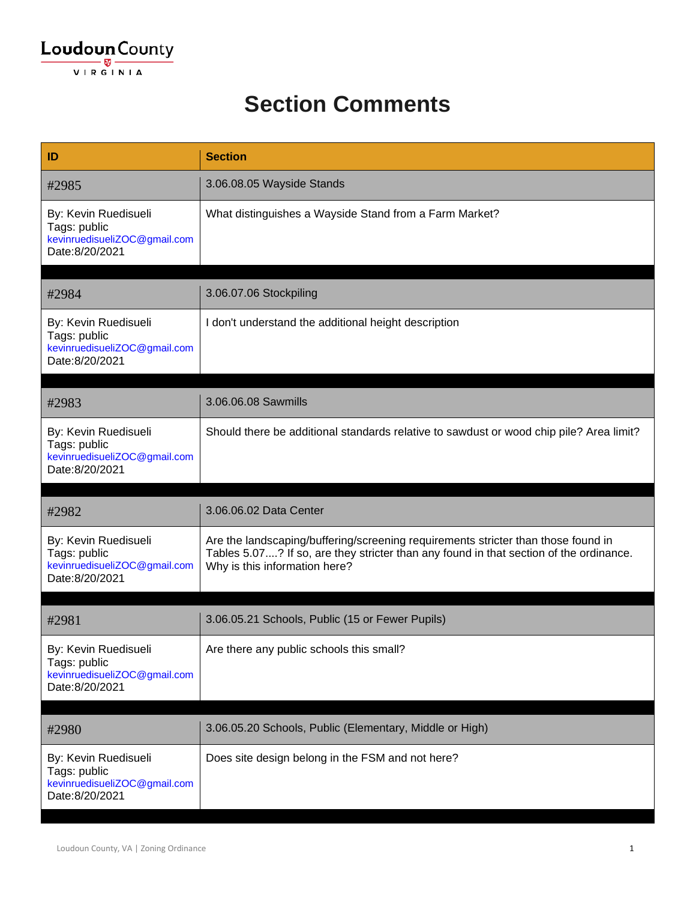Loudoun County
VIRGINIA

# Section Comments

| ID | Section |
|---|---|
| #2985 | 3.06.08.05 Wayside Stands |
| By: Kevin Ruedisueli<br>Tags: public<br>kevinruedisueliZOC@gmail.com<br>Date:8/20/2021 | What distinguishes a Wayside Stand from a Farm Market? |
| #2984 | 3.06.07.06 Stockpiling |
| By: Kevin Ruedisueli<br>Tags: public<br>kevinruedisueliZOC@gmail.com<br>Date:8/20/2021 | I don't understand the additional height description |
| #2983 | 3.06.06.08 Sawmills |
| By: Kevin Ruedisueli<br>Tags: public<br>kevinruedisueliZOC@gmail.com<br>Date:8/20/2021 | Should there be additional standards relative to sawdust or wood chip pile? Area limit? |
| #2982 | 3.06.06.02 Data Center |
| By: Kevin Ruedisueli<br>Tags: public<br>kevinruedisueliZOC@gmail.com<br>Date:8/20/2021 | Are the landscaping/buffering/screening requirements stricter than those found in Tables 5.07....? If so, are they stricter than any found in that section of the ordinance. Why is this information here? |
| #2981 | 3.06.05.21 Schools, Public (15 or Fewer Pupils) |
| By: Kevin Ruedisueli<br>Tags: public<br>kevinruedisueliZOC@gmail.com<br>Date:8/20/2021 | Are there any public schools this small? |
| #2980 | 3.06.05.20 Schools, Public (Elementary, Middle or High) |
| By: Kevin Ruedisueli<br>Tags: public<br>kevinruedisueliZOC@gmail.com<br>Date:8/20/2021 | Does site design belong in the FSM and not here? |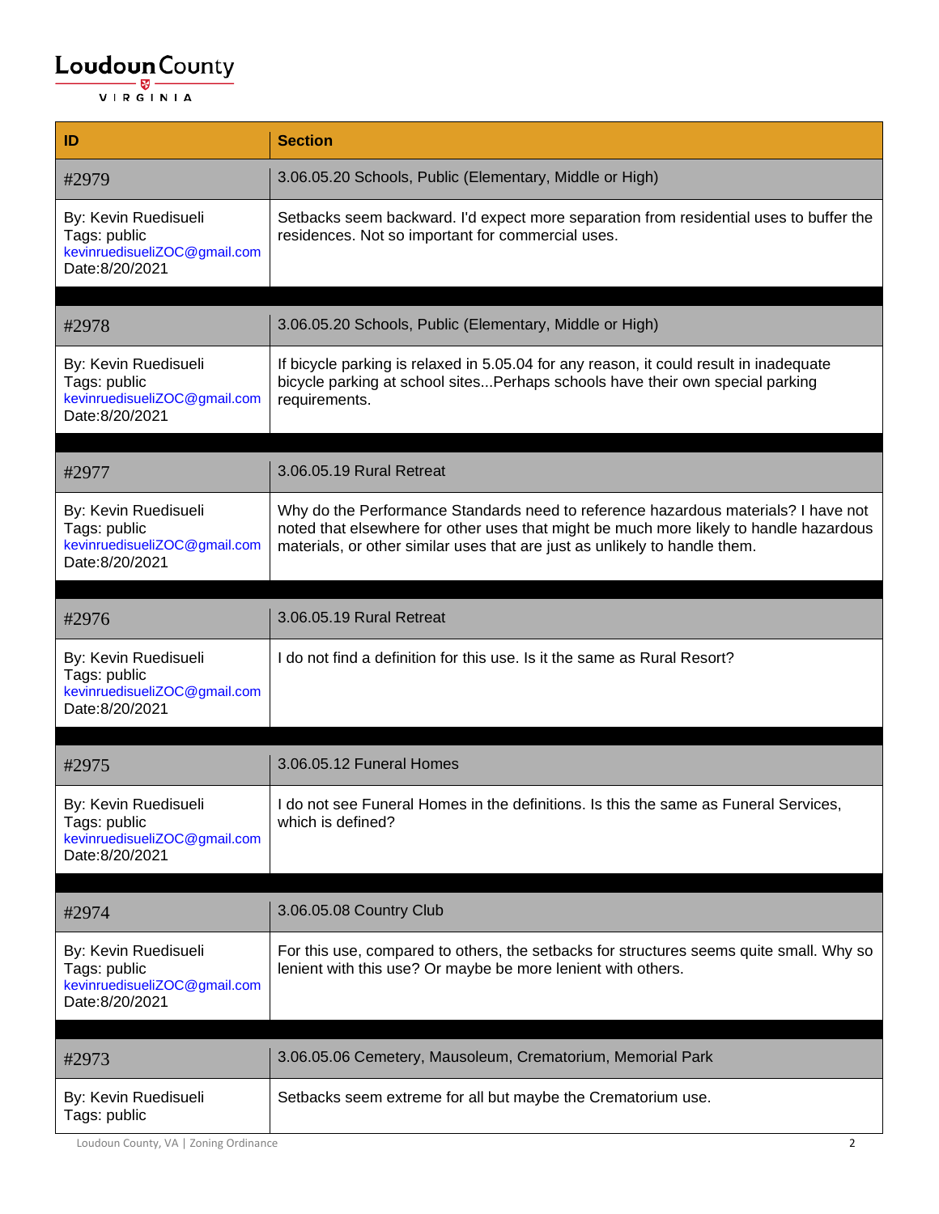| ID | Section |
| --- | --- |
| #2979 | 3.06.05.20 Schools, Public (Elementary, Middle or High) |
| By: Kevin Ruedisueli<br>Tags: public<br>kevinruedisueliZOC@gmail.com<br>Date:8/20/2021 | Setbacks seem backward. I'd expect more separation from residential uses to buffer the residences. Not so important for commercial uses. |
| #2978 | 3.06.05.20 Schools, Public (Elementary, Middle or High) |
| By: Kevin Ruedisueli<br>Tags: public<br>kevinruedisueliZOC@gmail.com<br>Date:8/20/2021 | If bicycle parking is relaxed in 5.05.04 for any reason, it could result in inadequate bicycle parking at school sites...Perhaps schools have their own special parking requirements. |
| #2977 | 3.06.05.19 Rural Retreat |
| By: Kevin Ruedisueli<br>Tags: public<br>kevinruedisueliZOC@gmail.com<br>Date:8/20/2021 | Why do the Performance Standards need to reference hazardous materials? I have not noted that elsewhere for other uses that might be much more likely to handle hazardous materials, or other similar uses that are just as unlikely to handle them. |
| #2976 | 3.06.05.19 Rural Retreat |
| By: Kevin Ruedisueli<br>Tags: public<br>kevinruedisueliZOC@gmail.com<br>Date:8/20/2021 | I do not find a definition for this use. Is it the same as Rural Resort? |
| #2975 | 3.06.05.12 Funeral Homes |
| By: Kevin Ruedisueli<br>Tags: public<br>kevinruedisueliZOC@gmail.com<br>Date:8/20/2021 | I do not see Funeral Homes in the definitions. Is this the same as Funeral Services, which is defined? |
| #2974 | 3.06.05.08 Country Club |
| By: Kevin Ruedisueli<br>Tags: public<br>kevinruedisueliZOC@gmail.com<br>Date:8/20/2021 | For this use, compared to others, the setbacks for structures seems quite small. Why so lenient with this use? Or maybe be more lenient with others. |
| #2973 | 3.06.05.06 Cemetery, Mausoleum, Crematorium, Memorial Park |
| By: Kevin Ruedisueli<br>Tags: public | Setbacks seem extreme for all but maybe the Crematorium use. |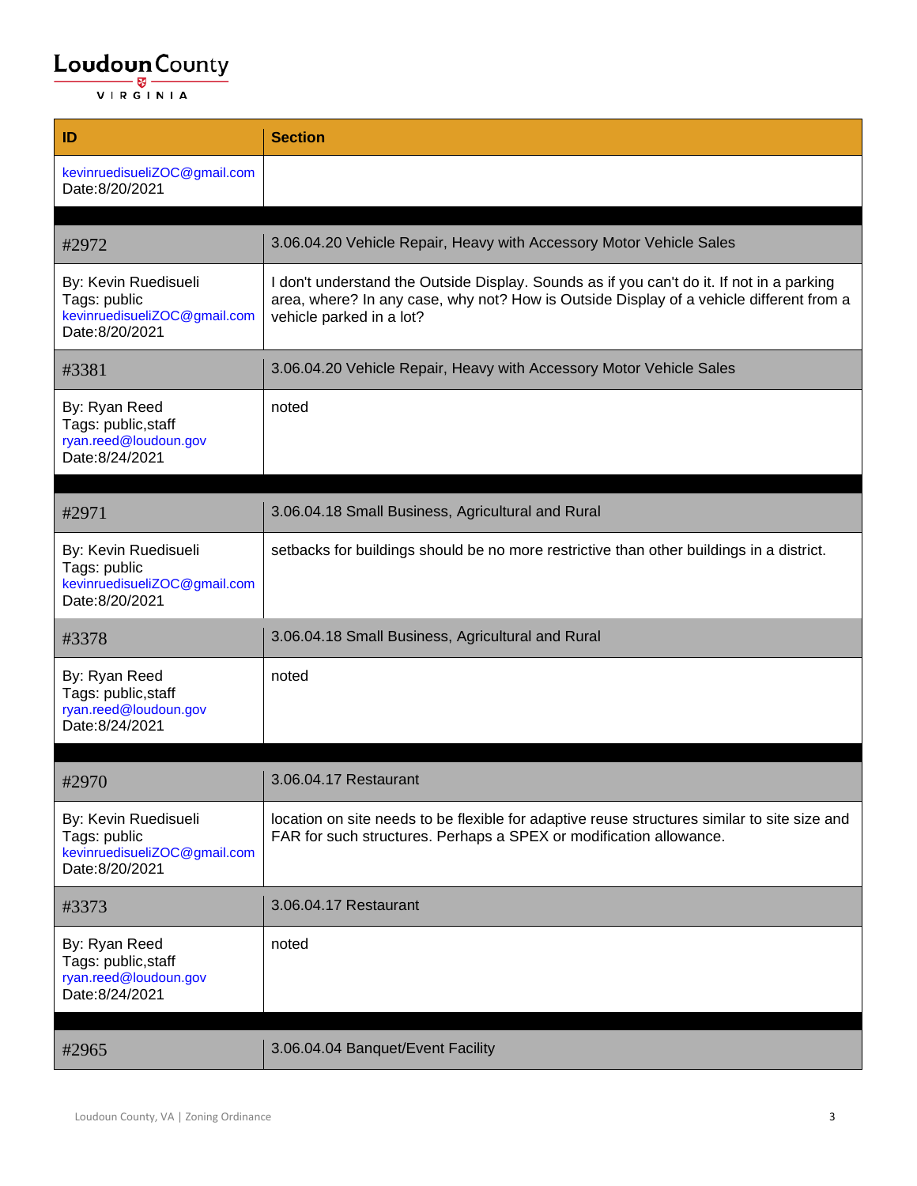| ID | Section |
| --- | --- |
| kevinruedisueliZOC@gmail.com<br>Date:8/20/2021 | |
| | |
| #2972 | 3.06.04.20 Vehicle Repair, Heavy with Accessory Motor Vehicle Sales |
| By: Kevin Ruedisueli<br>Tags: public<br>kevinruedisueliZOC@gmail.com<br>Date:8/20/2021 | I don't understand the Outside Display. Sounds as if you can't do it. If not in a parking area, where? In any case, why not? How is Outside Display of a vehicle different from a vehicle parked in a lot? |
| #3381 | 3.06.04.20 Vehicle Repair, Heavy with Accessory Motor Vehicle Sales |
| By: Ryan Reed<br>Tags: public,staff<br>ryan.reed@loudoun.gov<br>Date:8/24/2021 | noted |
| | |
| #2971 | 3.06.04.18 Small Business, Agricultural and Rural |
| By: Kevin Ruedisueli<br>Tags: public<br>kevinruedisueliZOC@gmail.com<br>Date:8/20/2021 | setbacks for buildings should be no more restrictive than other buildings in a district. |
| #3378 | 3.06.04.18 Small Business, Agricultural and Rural |
| By: Ryan Reed<br>Tags: public,staff<br>ryan.reed@loudoun.gov<br>Date:8/24/2021 | noted |
| | |
| #2970 | 3.06.04.17 Restaurant |
| By: Kevin Ruedisueli<br>Tags: public<br>kevinruedisueliZOC@gmail.com<br>Date:8/20/2021 | location on site needs to be flexible for adaptive reuse structures similar to site size and FAR for such structures. Perhaps a SPEX or modification allowance. |
| #3373 | 3.06.04.17 Restaurant |
| By: Ryan Reed<br>Tags: public,staff<br>ryan.reed@loudoun.gov<br>Date:8/24/2021 | noted |
| | |
| #2965 | 3.06.04.04 Banquet/Event Facility |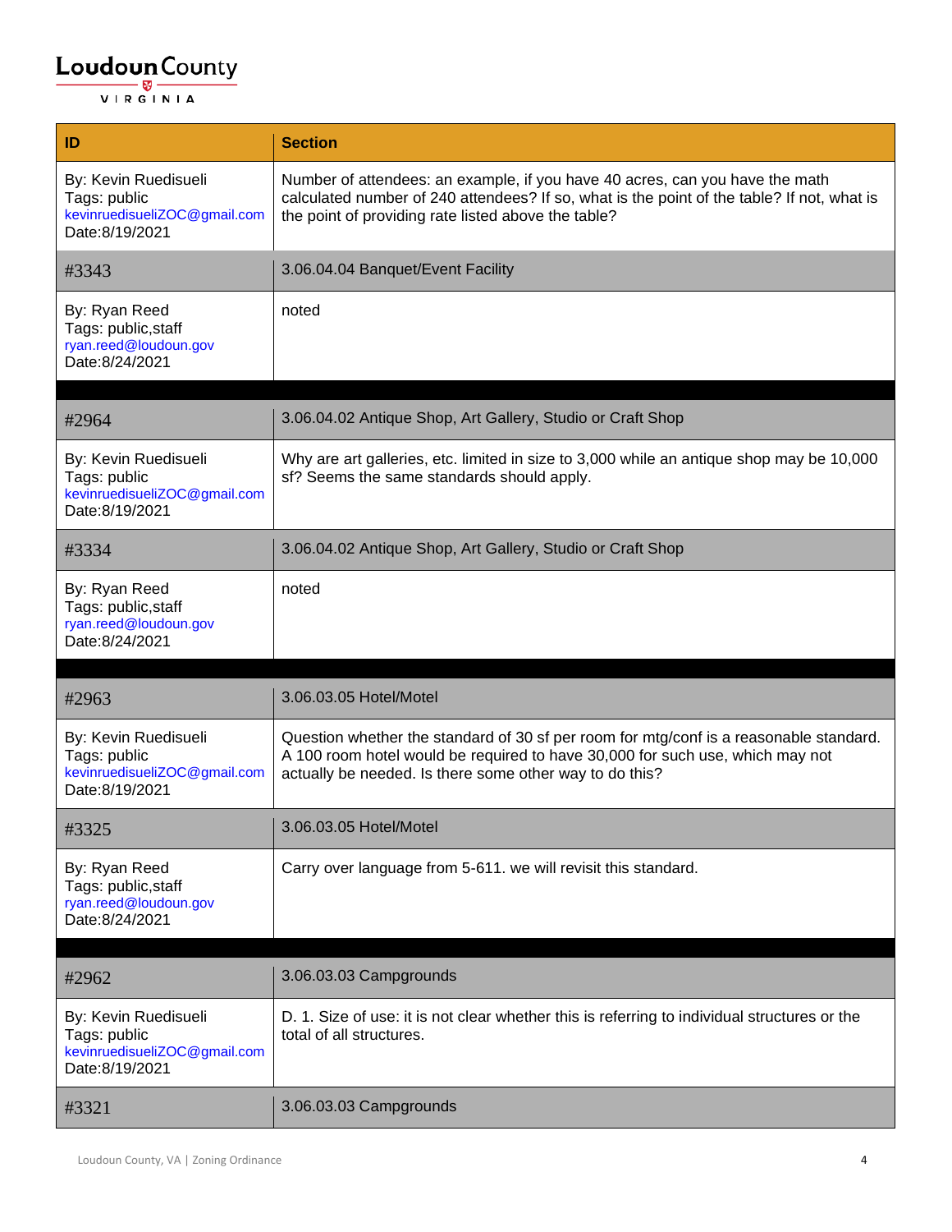| ID | Section |
| --- | --- |
| By: Kevin Ruedisueli<br>Tags: public<br>kevinruedisueliZOC@gmail.com<br>Date:8/19/2021 | Number of attendees: an example, if you have 40 acres, can you have the math calculated number of 240 attendees? If so, what is the point of the table? If not, what is the point of providing rate listed above the table? |
| #3343 | 3.06.04.04 Banquet/Event Facility |
| By: Ryan Reed<br>Tags: public,staff<br>ryan.reed@loudoun.gov<br>Date:8/24/2021 | noted |
| | |
| #2964 | 3.06.04.02 Antique Shop, Art Gallery, Studio or Craft Shop |
| By: Kevin Ruedisueli<br>Tags: public<br>kevinruedisueliZOC@gmail.com<br>Date:8/19/2021 | Why are art galleries, etc. limited in size to 3,000 while an antique shop may be 10,000 sf? Seems the same standards should apply. |
| #3334 | 3.06.04.02 Antique Shop, Art Gallery, Studio or Craft Shop |
| By: Ryan Reed<br>Tags: public,staff<br>ryan.reed@loudoun.gov<br>Date:8/24/2021 | noted |
| | |
| #2963 | 3.06.03.05 Hotel/Motel |
| By: Kevin Ruedisueli<br>Tags: public<br>kevinruedisueliZOC@gmail.com<br>Date:8/19/2021 | Question whether the standard of 30 sf per room for mtg/conf is a reasonable standard. A 100 room hotel would be required to have 30,000 for such use, which may not actually be needed. Is there some other way to do this? |
| #3325 | 3.06.03.05 Hotel/Motel |
| By: Ryan Reed<br>Tags: public,staff<br>ryan.reed@loudoun.gov<br>Date:8/24/2021 | Carry over language from 5-611. we will revisit this standard. |
| | |
| #2962 | 3.06.03.03 Campgrounds |
| By: Kevin Ruedisueli<br>Tags: public<br>kevinruedisueliZOC@gmail.com<br>Date:8/19/2021 | D. 1. Size of use: it is not clear whether this is referring to individual structures or the total of all structures. |
| #3321 | 3.06.03.03 Campgrounds |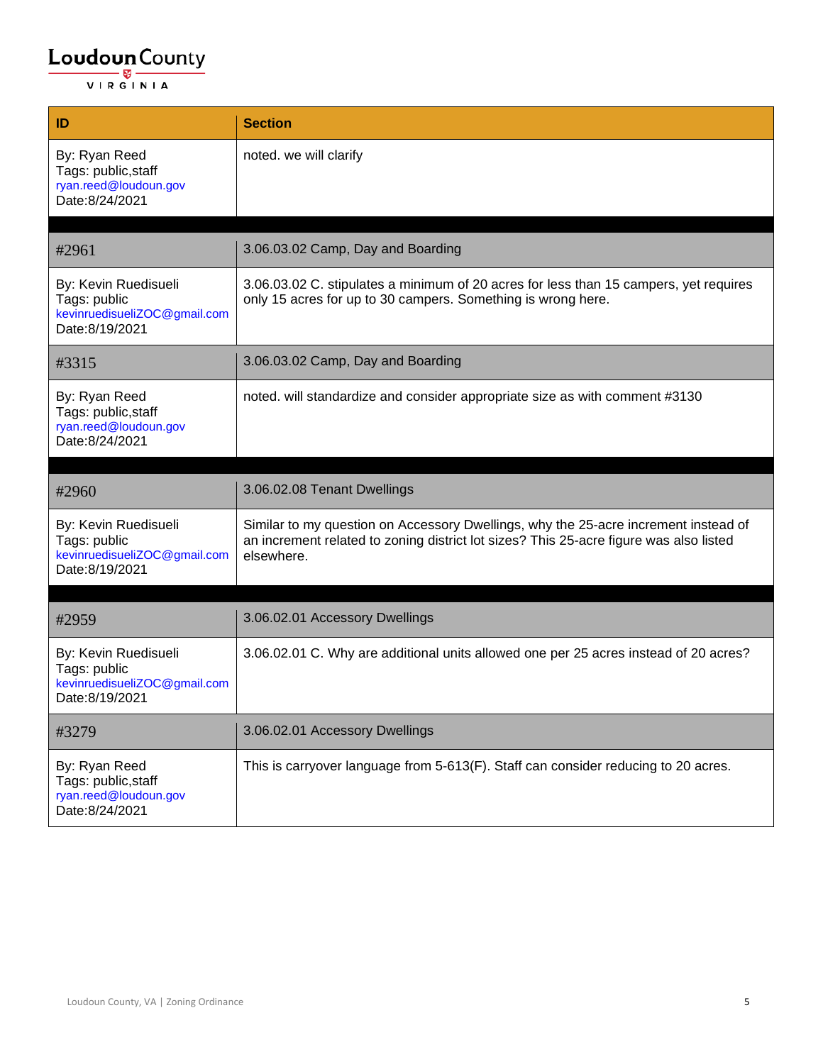| ID | Section |
| --- | --- |
| By: Ryan Reed<br>Tags: public,staff<br>ryan.reed@loudoun.gov<br>Date:8/24/2021 | noted. we will clarify |
| | |
| #2961 | 3.06.03.02 Camp, Day and Boarding |
| By: Kevin Ruedisueli<br>Tags: public<br>kevinruedisueliZOC@gmail.com<br>Date:8/19/2021 | 3.06.03.02 C. stipulates a minimum of 20 acres for less than 15 campers, yet requires only 15 acres for up to 30 campers. Something is wrong here. |
| #3315 | 3.06.03.02 Camp, Day and Boarding |
| By: Ryan Reed<br>Tags: public,staff<br>ryan.reed@loudoun.gov<br>Date:8/24/2021 | noted. will standardize and consider appropriate size as with comment #3130 |
| | |
| #2960 | 3.06.02.08 Tenant Dwellings |
| By: Kevin Ruedisueli<br>Tags: public<br>kevinruedisueliZOC@gmail.com<br>Date:8/19/2021 | Similar to my question on Accessory Dwellings, why the 25-acre increment instead of an increment related to zoning district lot sizes? This 25-acre figure was also listed elsewhere. |
| | |
| #2959 | 3.06.02.01 Accessory Dwellings |
| By: Kevin Ruedisueli<br>Tags: public<br>kevinruedisueliZOC@gmail.com<br>Date:8/19/2021 | 3.06.02.01 C. Why are additional units allowed one per 25 acres instead of 20 acres? |
| #3279 | 3.06.02.01 Accessory Dwellings |
| By: Ryan Reed<br>Tags: public,staff<br>ryan.reed@loudoun.gov<br>Date:8/24/2021 | This is carryover language from 5-613(F). Staff can consider reducing to 20 acres. |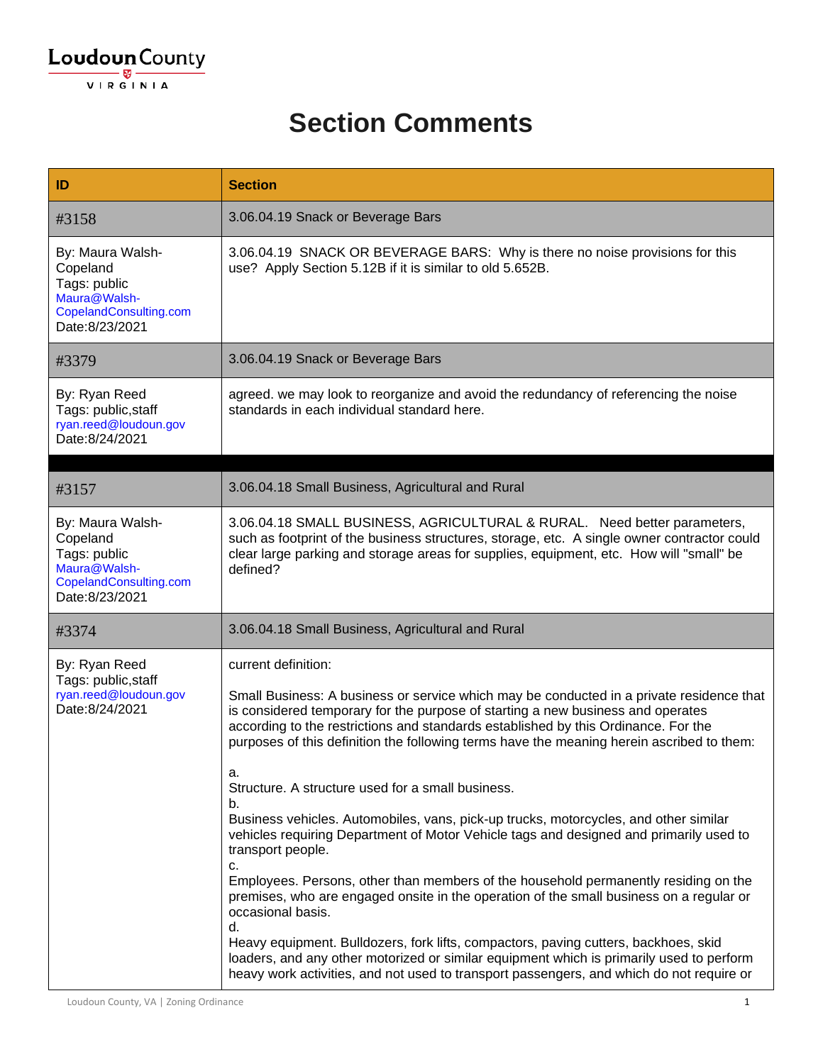# Section Comments

| ID | Section |
|---|---|
| #3158 | 3.06.04.19 Snack or Beverage Bars |
| By: Maura Walsh-Copeland<br>Tags: public<br>Maura@Walsh-CopelandConsulting.com<br>Date:8/23/2021 | 3.06.04.19 SNACK OR BEVERAGE BARS: Why is there no noise provisions for this use? Apply Section 5.12B if it is similar to old 5.652B. |
| #3379 | 3.06.04.19 Snack or Beverage Bars |
| By: Ryan Reed<br>Tags: public,staff<br>ryan.reed@loudoun.gov<br>Date:8/24/2021 | agreed. we may look to reorganize and avoid the redundancy of referencing the noise standards in each individual standard here. |
| | |
| #3157 | 3.06.04.18 Small Business, Agricultural and Rural |
| By: Maura Walsh-Copeland<br>Tags: public<br>Maura@Walsh-CopelandConsulting.com<br>Date:8/23/2021 | 3.06.04.18 SMALL BUSINESS, AGRICULTURAL & RURAL. Need better parameters, such as footprint of the business structures, storage, etc. A single owner contractor could clear large parking and storage areas for supplies, equipment, etc. How will "small" be defined? |
| #3374 | 3.06.04.18 Small Business, Agricultural and Rural |
| By: Ryan Reed<br>Tags: public,staff<br>ryan.reed@loudoun.gov<br>Date:8/24/2021 | current definition:<br><br>Small Business: A business or service which may be conducted in a private residence that is considered temporary for the purpose of starting a new business and operates according to the restrictions and standards established by this Ordinance. For the purposes of this definition the following terms have the meaning herein ascribed to them:<br><br>a.<br>Structure. A structure used for a small business.<br>b.<br>Business vehicles. Automobiles, vans, pick-up trucks, motorcycles, and other similar vehicles requiring Department of Motor Vehicle tags and designed and primarily used to transport people.<br>c.<br>Employees. Persons, other than members of the household permanently residing on the premises, who are engaged onsite in the operation of the small business on a regular or occasional basis.<br>d.<br>Heavy equipment. Bulldozers, fork lifts, compactors, paving cutters, backhoes, skid loaders, and any other motorized or similar equipment which is primarily used to perform heavy work activities, and not used to transport passengers, and which do not require or |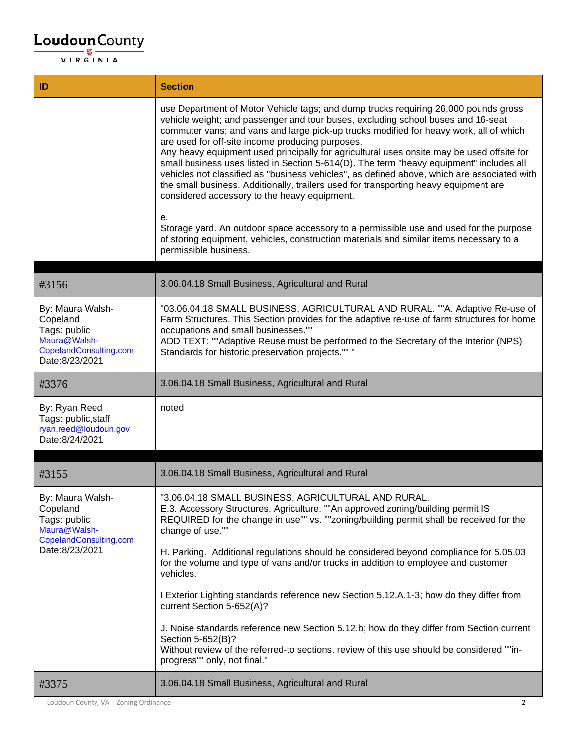| ID | Section |
|---|---|
| | use Department of Motor Vehicle tags; and dump trucks requiring 26,000 pounds gross vehicle weight; and passenger and tour buses, excluding school buses and 16-seat commuter vans; and vans and large pick-up trucks modified for heavy work, all of which are used for off-site income producing purposes.<br>Any heavy equipment used principally for agricultural uses onsite may be used offsite for small business uses listed in Section 5-614(D). The term "heavy equipment" includes all vehicles not classified as "business vehicles", as defined above, which are associated with the small business. Additionally, trailers used for transporting heavy equipment are considered accessory to the heavy equipment.<br><br>e.<br>Storage yard. An outdoor space accessory to a permissible use and used for the purpose of storing equipment, vehicles, construction materials and similar items necessary to a permissible business. |
| | |
| #3156 | 3.06.04.18 Small Business, Agricultural and Rural |
| By: Maura Walsh-Copeland<br>Tags: public<br>Maura@Walsh-CopelandConsulting.com<br>Date:8/23/2021 | "03.06.04.18 SMALL BUSINESS, AGRICULTURAL AND RURAL. ""A. Adaptive Re-use of Farm Structures. This Section provides for the adaptive re-use of farm structures for home occupations and small businesses.""<br>ADD TEXT: ""Adaptive Reuse must be performed to the Secretary of the Interior (NPS) Standards for historic preservation projects."" " |
| #3376 | 3.06.04.18 Small Business, Agricultural and Rural |
| By: Ryan Reed<br>Tags: public,staff<br>ryan.reed@loudoun.gov<br>Date:8/24/2021 | noted |
| | |
| #3155 | 3.06.04.18 Small Business, Agricultural and Rural |
| By: Maura Walsh-Copeland<br>Tags: public<br>Maura@Walsh-CopelandConsulting.com<br>Date:8/23/2021 | "3.06.04.18 SMALL BUSINESS, AGRICULTURAL AND RURAL.<br>E.3. Accessory Structures, Agriculture. ""An approved zoning/building permit IS REQUIRED for the change in use"" vs. ""zoning/building permit shall be received for the change of use.""<br><br>H. Parking. Additional regulations should be considered beyond compliance for 5.05.03 for the volume and type of vans and/or trucks in addition to employee and customer vehicles.<br><br>I Exterior Lighting standards reference new Section 5.12.A.1-3; how do they differ from current Section 5-652(A)?<br><br>J. Noise standards reference new Section 5.12.b; how do they differ from Section current Section 5-652(B)?<br>Without review of the referred-to sections, review of this use should be considered ""in-progress"" only, not final." |
| #3375 | 3.06.04.18 Small Business, Agricultural and Rural |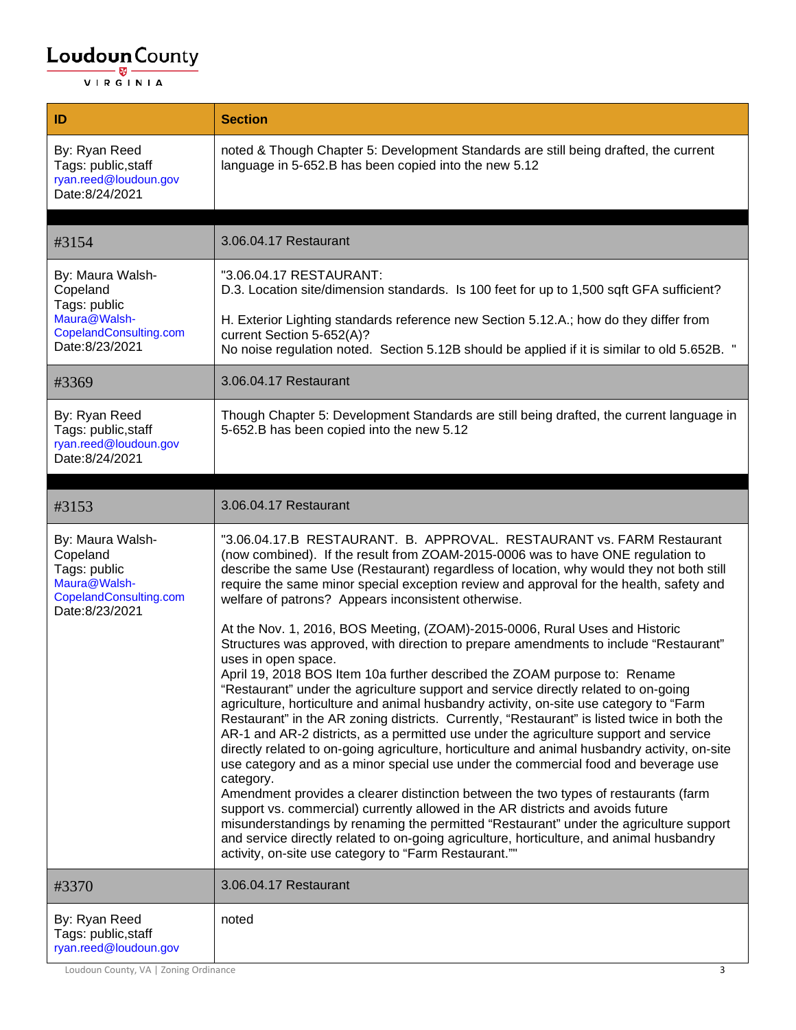| ID | Section |
|---|---|
| By: Ryan Reed<br>Tags: public,staff<br>ryan.reed@loudoun.gov<br>Date:8/24/2021 | noted & Though Chapter 5: Development Standards are still being drafted, the current language in 5-652.B has been copied into the new 5.12 |
| | |
| #3154 | 3.06.04.17 Restaurant |
| By: Maura Walsh-Copeland<br>Tags: public<br>Maura@Walsh-CopelandConsulting.com<br>Date:8/23/2021 | "3.06.04.17 RESTAURANT:<br>D.3. Location site/dimension standards. Is 100 feet for up to 1,500 sqft GFA sufficient?<br><br>H. Exterior Lighting standards reference new Section 5.12.A.; how do they differ from current Section 5-652(A)?<br>No noise regulation noted. Section 5.12B should be applied if it is similar to old 5.652B. " |
| #3369 | 3.06.04.17 Restaurant |
| By: Ryan Reed<br>Tags: public,staff<br>ryan.reed@loudoun.gov<br>Date:8/24/2021 | Though Chapter 5: Development Standards are still being drafted, the current language in 5-652.B has been copied into the new 5.12 |
| | |
| #3153 | 3.06.04.17 Restaurant |
| By: Maura Walsh-Copeland<br>Tags: public<br>Maura@Walsh-CopelandConsulting.com<br>Date:8/23/2021 | "3.06.04.17.B RESTAURANT. B. APPROVAL. RESTAURANT vs. FARM Restaurant (now combined). If the result from ZOAM-2015-0006 was to have ONE regulation to describe the same Use (Restaurant) regardless of location, why would they not both still require the same minor special exception review and approval for the health, safety and welfare of patrons? Appears inconsistent otherwise.<br><br>At the Nov. 1, 2016, BOS Meeting, (ZOAM)-2015-0006, Rural Uses and Historic Structures was approved, with direction to prepare amendments to include "Restaurant" uses in open space.<br>April 19, 2018 BOS Item 10a further described the ZOAM purpose to: Rename "Restaurant" under the agriculture support and service directly related to on-going agriculture, horticulture and animal husbandry activity, on-site use category to "Farm Restaurant" in the AR zoning districts. Currently, "Restaurant" is listed twice in both the AR-1 and AR-2 districts, as a permitted use under the agriculture support and service directly related to on-going agriculture, horticulture and animal husbandry activity, on-site use category and as a minor special use under the commercial food and beverage use category.<br>Amendment provides a clearer distinction between the two types of restaurants (farm support vs. commercial) currently allowed in the AR districts and avoids future misunderstandings by renaming the permitted "Restaurant" under the agriculture support and service directly related to on-going agriculture, horticulture, and animal husbandry activity, on-site use category to "Farm Restaurant."" |
| #3370 | 3.06.04.17 Restaurant |
| By: Ryan Reed<br>Tags: public,staff<br>ryan.reed@loudoun.gov | noted |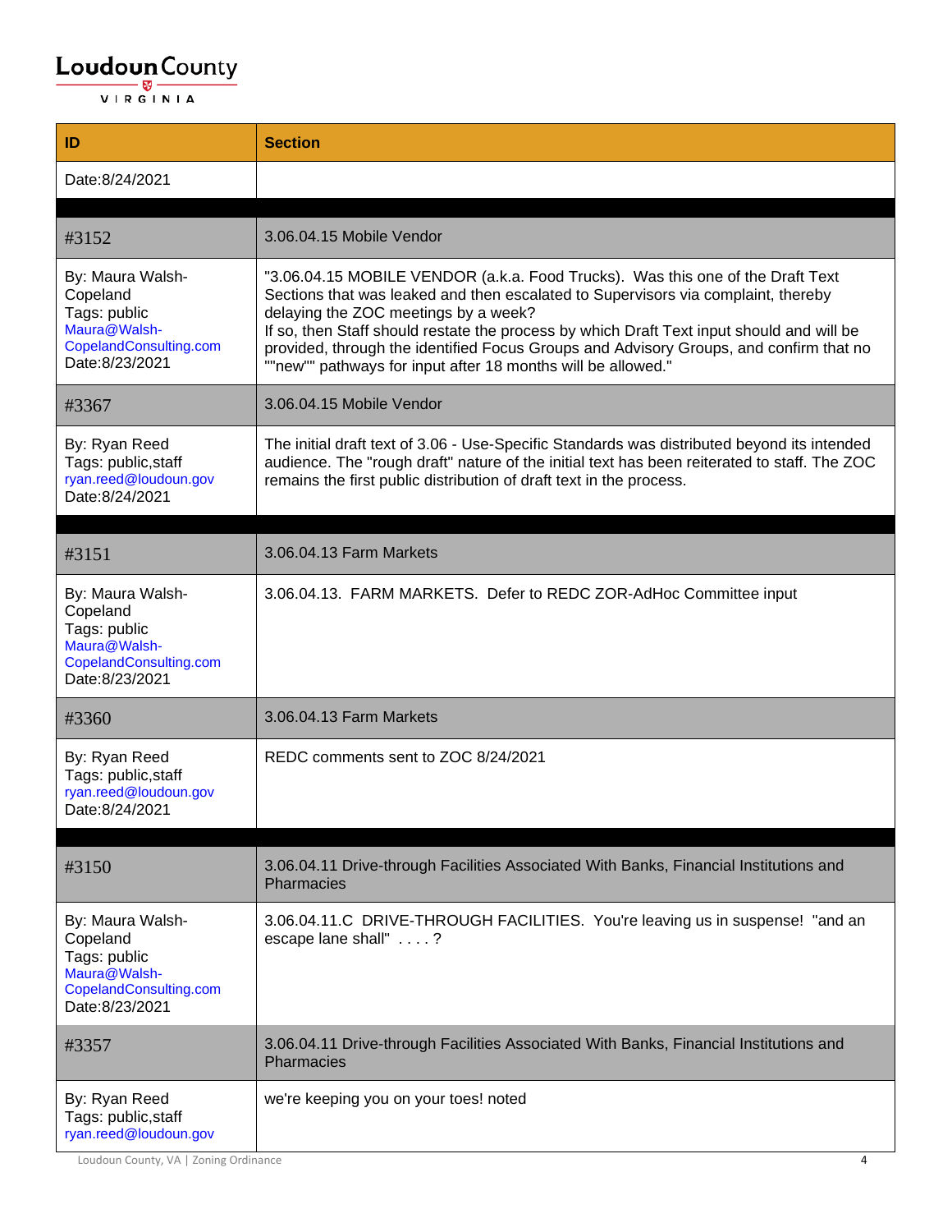| ID | Section |
|---|---|
| Date:8/24/2021 | |
| | |
| #3152 | 3.06.04.15 Mobile Vendor |
| By: Maura Walsh-Copeland<br>Tags: public<br>Maura@Walsh-CopelandConsulting.com<br>Date:8/23/2021 | "3.06.04.15 MOBILE VENDOR (a.k.a. Food Trucks). Was this one of the Draft Text Sections that was leaked and then escalated to Supervisors via complaint, thereby delaying the ZOC meetings by a week?<br>If so, then Staff should restate the process by which Draft Text input should and will be provided, through the identified Focus Groups and Advisory Groups, and confirm that no ""new"" pathways for input after 18 months will be allowed." |
| #3367 | 3.06.04.15 Mobile Vendor |
| By: Ryan Reed<br>Tags: public,staff<br>ryan.reed@loudoun.gov<br>Date:8/24/2021 | The initial draft text of 3.06 - Use-Specific Standards was distributed beyond its intended audience. The "rough draft" nature of the initial text has been reiterated to staff. The ZOC remains the first public distribution of draft text in the process. |
| | |
| #3151 | 3.06.04.13 Farm Markets |
| By: Maura Walsh-Copeland<br>Tags: public<br>Maura@Walsh-CopelandConsulting.com<br>Date:8/23/2021 | 3.06.04.13. FARM MARKETS. Defer to REDC ZOR-AdHoc Committee input |
| #3360 | 3.06.04.13 Farm Markets |
| By: Ryan Reed<br>Tags: public,staff<br>ryan.reed@loudoun.gov<br>Date:8/24/2021 | REDC comments sent to ZOC 8/24/2021 |
| | |
| #3150 | 3.06.04.11 Drive-through Facilities Associated With Banks, Financial Institutions and Pharmacies |
| By: Maura Walsh-Copeland<br>Tags: public<br>Maura@Walsh-CopelandConsulting.com<br>Date:8/23/2021 | 3.06.04.11.C DRIVE-THROUGH FACILITIES. You're leaving us in suspense! "and an escape lane shall" . . . . ? |
| #3357 | 3.06.04.11 Drive-through Facilities Associated With Banks, Financial Institutions and Pharmacies |
| By: Ryan Reed<br>Tags: public,staff<br>ryan.reed@loudoun.gov | we're keeping you on your toes! noted |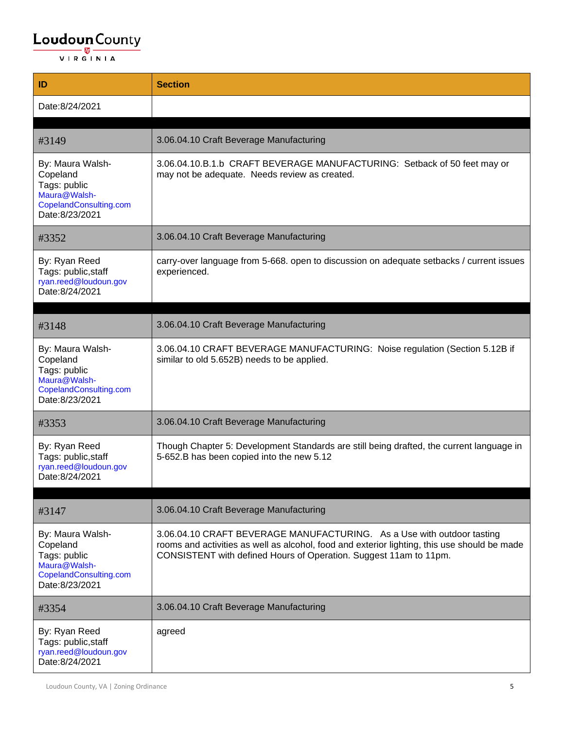| ID | Section |
|---|---|
| Date:8/24/2021 | |
| | |
| #3149 | 3.06.04.10 Craft Beverage Manufacturing |
| By: Maura Walsh-Copeland<br>Tags: public<br>Maura@Walsh-CopelandConsulting.com<br>Date:8/23/2021 | 3.06.04.10.B.1.b CRAFT BEVERAGE MANUFACTURING: Setback of 50 feet may or may not be adequate. Needs review as created. |
| #3352 | 3.06.04.10 Craft Beverage Manufacturing |
| By: Ryan Reed<br>Tags: public,staff<br>ryan.reed@loudoun.gov<br>Date:8/24/2021 | carry-over language from 5-668. open to discussion on adequate setbacks / current issues experienced. |
| | |
| #3148 | 3.06.04.10 Craft Beverage Manufacturing |
| By: Maura Walsh-Copeland<br>Tags: public<br>Maura@Walsh-CopelandConsulting.com<br>Date:8/23/2021 | 3.06.04.10 CRAFT BEVERAGE MANUFACTURING: Noise regulation (Section 5.12B if similar to old 5.652B) needs to be applied. |
| #3353 | 3.06.04.10 Craft Beverage Manufacturing |
| By: Ryan Reed<br>Tags: public,staff<br>ryan.reed@loudoun.gov<br>Date:8/24/2021 | Though Chapter 5: Development Standards are still being drafted, the current language in 5-652.B has been copied into the new 5.12 |
| | |
| #3147 | 3.06.04.10 Craft Beverage Manufacturing |
| By: Maura Walsh-Copeland<br>Tags: public<br>Maura@Walsh-CopelandConsulting.com<br>Date:8/23/2021 | 3.06.04.10 CRAFT BEVERAGE MANUFACTURING. As a Use with outdoor tasting rooms and activities as well as alcohol, food and exterior lighting, this use should be made CONSISTENT with defined Hours of Operation. Suggest 11am to 11pm. |
| #3354 | 3.06.04.10 Craft Beverage Manufacturing |
| By: Ryan Reed<br>Tags: public,staff<br>ryan.reed@loudoun.gov<br>Date:8/24/2021 | agreed |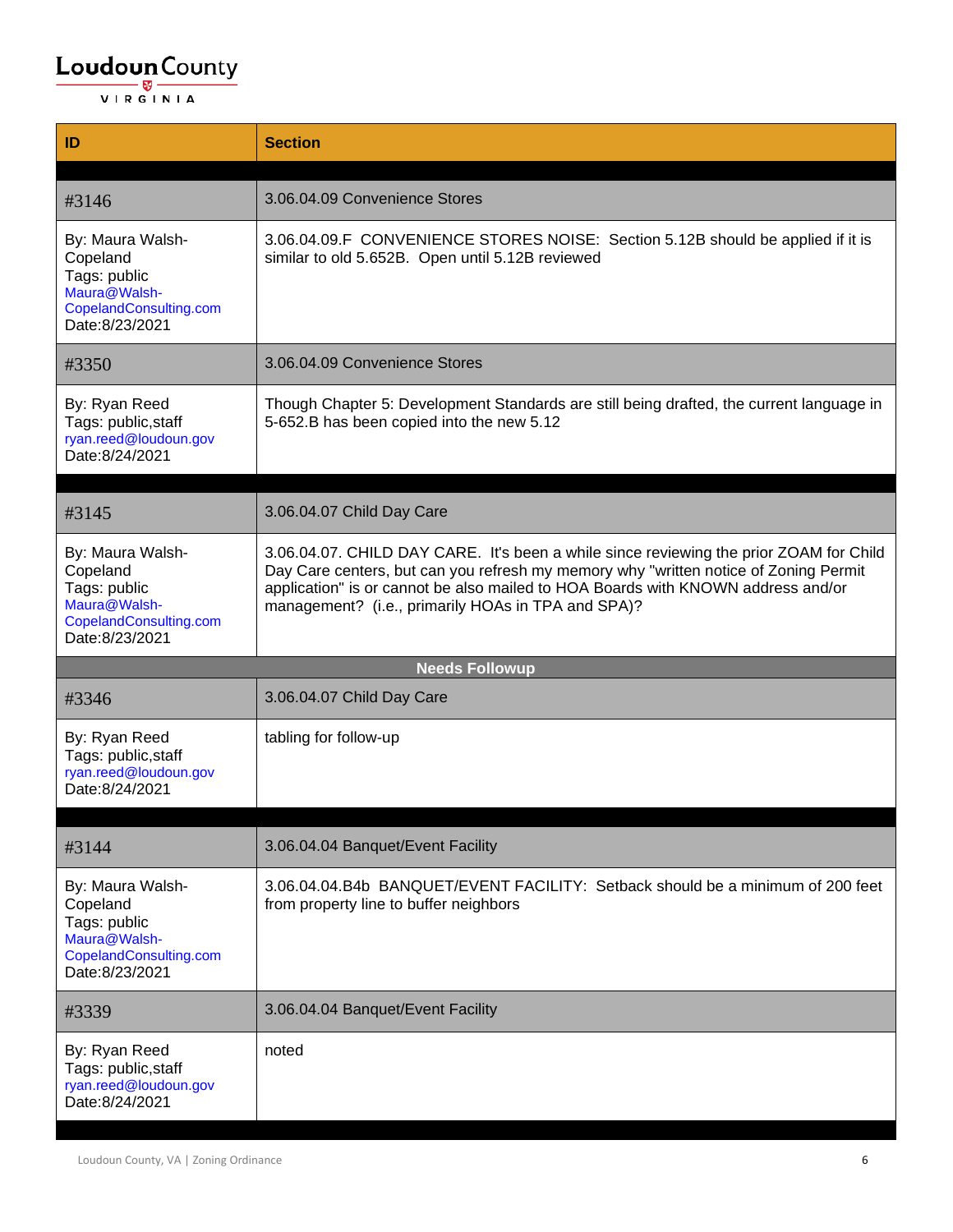Loudoun County
VIRGINIA

| ID | Section |
|---|---|
| | |
| #3146 | 3.06.04.09 Convenience Stores |
| By: Maura Walsh-Copeland<br>Tags: public<br>Maura@Walsh-CopelandConsulting.com<br>Date:8/23/2021 | 3.06.04.09.F CONVENIENCE STORES NOISE: Section 5.12B should be applied if it is similar to old 5.652B. Open until 5.12B reviewed |
| #3350 | 3.06.04.09 Convenience Stores |
| By: Ryan Reed<br>Tags: public,staff<br>ryan.reed@loudoun.gov<br>Date:8/24/2021 | Though Chapter 5: Development Standards are still being drafted, the current language in 5-652.B has been copied into the new 5.12 |
| | |
| #3145 | 3.06.04.07 Child Day Care |
| By: Maura Walsh-Copeland<br>Tags: public<br>Maura@Walsh-CopelandConsulting.com<br>Date:8/23/2021 | 3.06.04.07. CHILD DAY CARE. It's been a while since reviewing the prior ZOAM for Child Day Care centers, but can you refresh my memory why "written notice of Zoning Permit application" is or cannot be also mailed to HOA Boards with KNOWN address and/or management? (i.e., primarily HOAs in TPA and SPA)? |
| **Needs Followup** | |
| #3346 | 3.06.04.07 Child Day Care |
| By: Ryan Reed<br>Tags: public,staff<br>ryan.reed@loudoun.gov<br>Date:8/24/2021 | tabling for follow-up |
| | |
| #3144 | 3.06.04.04 Banquet/Event Facility |
| By: Maura Walsh-Copeland<br>Tags: public<br>Maura@Walsh-CopelandConsulting.com<br>Date:8/23/2021 | 3.06.04.04.B4b BANQUET/EVENT FACILITY: Setback should be a minimum of 200 feet from property line to buffer neighbors |
| #3339 | 3.06.04.04 Banquet/Event Facility |
| By: Ryan Reed<br>Tags: public,staff<br>ryan.reed@loudoun.gov<br>Date:8/24/2021 | noted |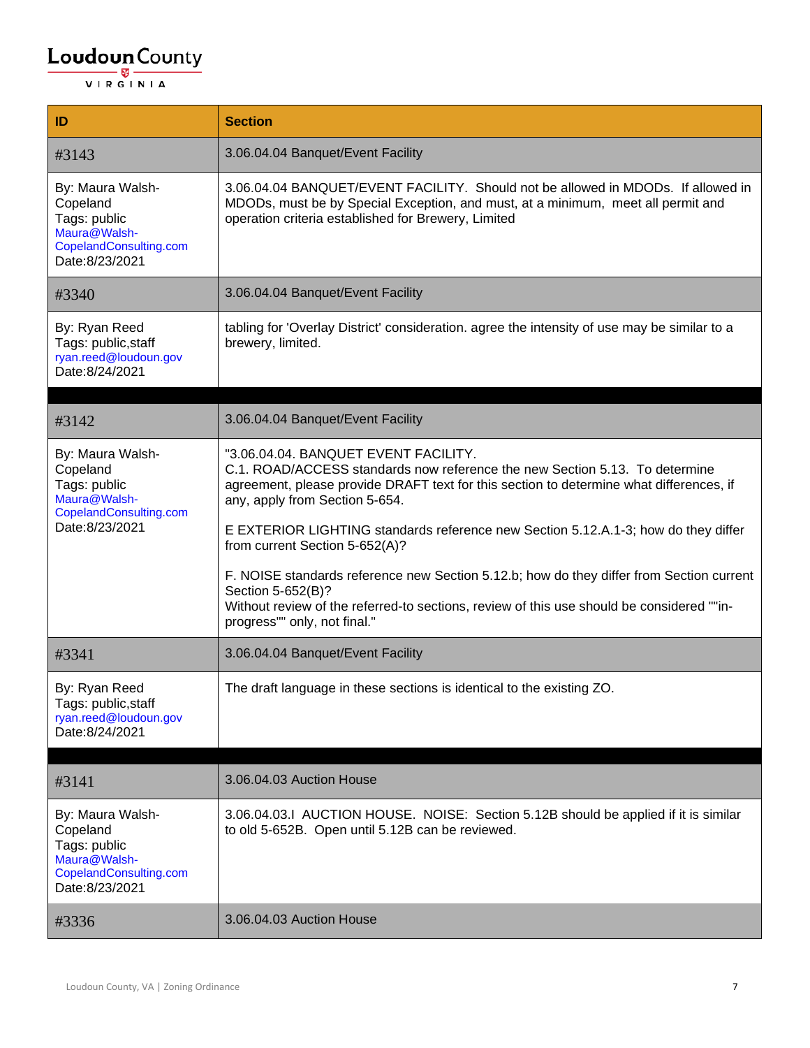| ID | Section |
| --- | --- |
| #3143 | 3.06.04.04 Banquet/Event Facility |
| By: Maura Walsh-Copeland<br>Tags: public<br>Maura@Walsh-CopelandConsulting.com<br>Date:8/23/2021 | 3.06.04.04 BANQUET/EVENT FACILITY. Should not be allowed in MDODs. If allowed in MDODs, must be by Special Exception, and must, at a minimum, meet all permit and operation criteria established for Brewery, Limited |
| #3340 | 3.06.04.04 Banquet/Event Facility |
| By: Ryan Reed<br>Tags: public,staff<br>ryan.reed@loudoun.gov<br>Date:8/24/2021 | tabling for 'Overlay District' consideration. agree the intensity of use may be similar to a brewery, limited. |
| | |
| #3142 | 3.06.04.04 Banquet/Event Facility |
| By: Maura Walsh-Copeland<br>Tags: public<br>Maura@Walsh-CopelandConsulting.com<br>Date:8/23/2021 | "3.06.04.04. BANQUET EVENT FACILITY.<br>C.1. ROAD/ACCESS standards now reference the new Section 5.13. To determine agreement, please provide DRAFT text for this section to determine what differences, if any, apply from Section 5-654.<br><br>E EXTERIOR LIGHTING standards reference new Section 5.12.A.1-3; how do they differ from current Section 5-652(A)?<br><br>F. NOISE standards reference new Section 5.12.b; how do they differ from Section current Section 5-652(B)?<br>Without review of the referred-to sections, review of this use should be considered ""in-progress"" only, not final." |
| #3341 | 3.06.04.04 Banquet/Event Facility |
| By: Ryan Reed<br>Tags: public,staff<br>ryan.reed@loudoun.gov<br>Date:8/24/2021 | The draft language in these sections is identical to the existing ZO. |
| | |
| #3141 | 3.06.04.03 Auction House |
| By: Maura Walsh-Copeland<br>Tags: public<br>Maura@Walsh-CopelandConsulting.com<br>Date:8/23/2021 | 3.06.04.03.I AUCTION HOUSE. NOISE: Section 5.12B should be applied if it is similar to old 5-652B. Open until 5.12B can be reviewed. |
| #3336 | 3.06.04.03 Auction House |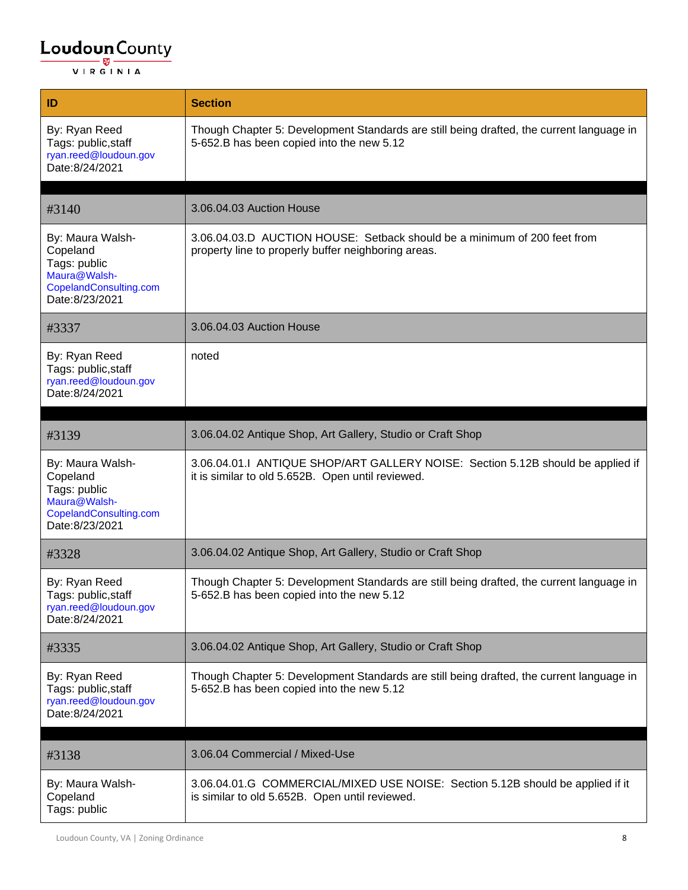| ID | Section |
|---|---|
| By: Ryan Reed<br>Tags: public,staff<br>ryan.reed@loudoun.gov<br>Date:8/24/2021 | Though Chapter 5: Development Standards are still being drafted, the current language in 5-652.B has been copied into the new 5.12 |
| | |
| #3140 | 3.06.04.03 Auction House |
| By: Maura Walsh-Copeland<br>Tags: public<br>Maura@Walsh-CopelandConsulting.com<br>Date:8/23/2021 | 3.06.04.03.D AUCTION HOUSE: Setback should be a minimum of 200 feet from property line to properly buffer neighboring areas. |
| #3337 | 3.06.04.03 Auction House |
| By: Ryan Reed<br>Tags: public,staff<br>ryan.reed@loudoun.gov<br>Date:8/24/2021 | noted |
| | |
| #3139 | 3.06.04.02 Antique Shop, Art Gallery, Studio or Craft Shop |
| By: Maura Walsh-Copeland<br>Tags: public<br>Maura@Walsh-CopelandConsulting.com<br>Date:8/23/2021 | 3.06.04.01.I ANTIQUE SHOP/ART GALLERY NOISE: Section 5.12B should be applied if it is similar to old 5.652B. Open until reviewed. |
| #3328 | 3.06.04.02 Antique Shop, Art Gallery, Studio or Craft Shop |
| By: Ryan Reed<br>Tags: public,staff<br>ryan.reed@loudoun.gov<br>Date:8/24/2021 | Though Chapter 5: Development Standards are still being drafted, the current language in 5-652.B has been copied into the new 5.12 |
| #3335 | 3.06.04.02 Antique Shop, Art Gallery, Studio or Craft Shop |
| By: Ryan Reed<br>Tags: public,staff<br>ryan.reed@loudoun.gov<br>Date:8/24/2021 | Though Chapter 5: Development Standards are still being drafted, the current language in 5-652.B has been copied into the new 5.12 |
| | |
| #3138 | 3.06.04 Commercial / Mixed-Use |
| By: Maura Walsh-Copeland<br>Tags: public | 3.06.04.01.G COMMERCIAL/MIXED USE NOISE: Section 5.12B should be applied if it is similar to old 5.652B. Open until reviewed. |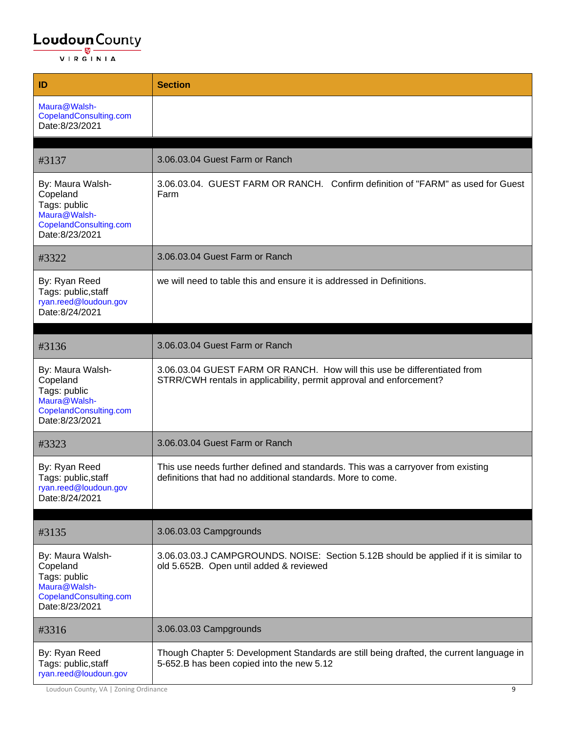| ID | Section |
|---|---|
| Maura@Walsh-CopelandConsulting.com<br>Date:8/23/2021 | |
| #3137 | 3.06.03.04 Guest Farm or Ranch |
| By: Maura Walsh-Copeland<br>Tags: public<br>Maura@Walsh-CopelandConsulting.com<br>Date:8/23/2021 | 3.06.03.04. GUEST FARM OR RANCH. Confirm definition of "FARM" as used for Guest Farm |
| #3322 | 3.06.03.04 Guest Farm or Ranch |
| By: Ryan Reed<br>Tags: public,staff<br>ryan.reed@loudoun.gov<br>Date:8/24/2021 | we will need to table this and ensure it is addressed in Definitions. |
| #3136 | 3.06.03.04 Guest Farm or Ranch |
| By: Maura Walsh-Copeland<br>Tags: public<br>Maura@Walsh-CopelandConsulting.com<br>Date:8/23/2021 | 3.06.03.04 GUEST FARM OR RANCH. How will this use be differentiated from STRR/CWH rentals in applicability, permit approval and enforcement? |
| #3323 | 3.06.03.04 Guest Farm or Ranch |
| By: Ryan Reed<br>Tags: public,staff<br>ryan.reed@loudoun.gov<br>Date:8/24/2021 | This use needs further defined and standards. This was a carryover from existing definitions that had no additional standards. More to come. |
| #3135 | 3.06.03.03 Campgrounds |
| By: Maura Walsh-Copeland<br>Tags: public<br>Maura@Walsh-CopelandConsulting.com<br>Date:8/23/2021 | 3.06.03.03.J CAMPGROUNDS. NOISE: Section 5.12B should be applied if it is similar to old 5.652B. Open until added & reviewed |
| #3316 | 3.06.03.03 Campgrounds |
| By: Ryan Reed<br>Tags: public,staff<br>ryan.reed@loudoun.gov | Though Chapter 5: Development Standards are still being drafted, the current language in 5-652.B has been copied into the new 5.12 |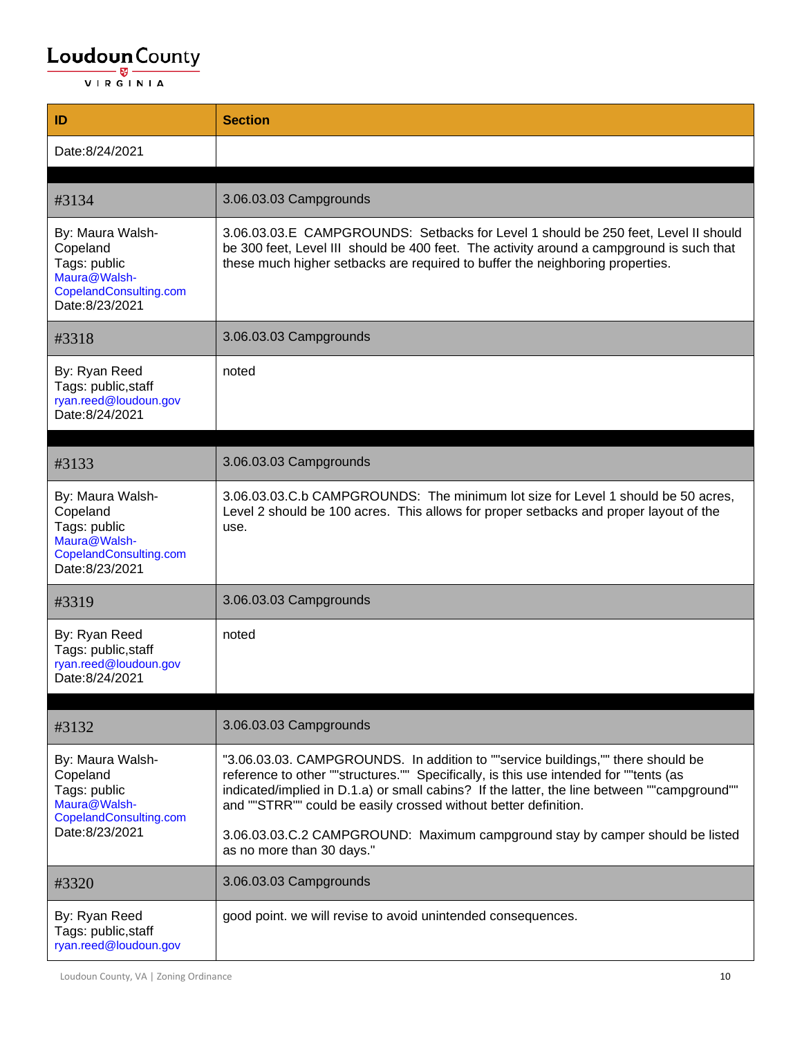| ID | Section |
|---|---|
| Date:8/24/2021 | |
| | |
| #3134 | 3.06.03.03 Campgrounds |
| By: Maura Walsh-Copeland<br>Tags: public<br>Maura@Walsh-CopelandConsulting.com<br>Date:8/23/2021 | 3.06.03.03.E CAMPGROUNDS: Setbacks for Level 1 should be 250 feet, Level II should be 300 feet, Level III should be 400 feet. The activity around a campground is such that these much higher setbacks are required to buffer the neighboring properties. |
| #3318 | 3.06.03.03 Campgrounds |
| By: Ryan Reed<br>Tags: public,staff<br>ryan.reed@loudoun.gov<br>Date:8/24/2021 | noted |
| | |
| #3133 | 3.06.03.03 Campgrounds |
| By: Maura Walsh-Copeland<br>Tags: public<br>Maura@Walsh-CopelandConsulting.com<br>Date:8/23/2021 | 3.06.03.03.C.b CAMPGROUNDS: The minimum lot size for Level 1 should be 50 acres, Level 2 should be 100 acres. This allows for proper setbacks and proper layout of the use. |
| #3319 | 3.06.03.03 Campgrounds |
| By: Ryan Reed<br>Tags: public,staff<br>ryan.reed@loudoun.gov<br>Date:8/24/2021 | noted |
| | |
| #3132 | 3.06.03.03 Campgrounds |
| By: Maura Walsh-Copeland<br>Tags: public<br>Maura@Walsh-CopelandConsulting.com<br>Date:8/23/2021 | "3.06.03.03. CAMPGROUNDS. In addition to ""service buildings,"" there should be reference to other ""structures."" Specifically, is this use intended for ""tents (as indicated/implied in D.1.a) or small cabins? If the latter, the line between ""campground"" and ""STRR"" could be easily crossed without better definition.<br><br>3.06.03.03.C.2 CAMPGROUND: Maximum campground stay by camper should be listed as no more than 30 days." |
| #3320 | 3.06.03.03 Campgrounds |
| By: Ryan Reed<br>Tags: public,staff<br>ryan.reed@loudoun.gov | good point. we will revise to avoid unintended consequences. |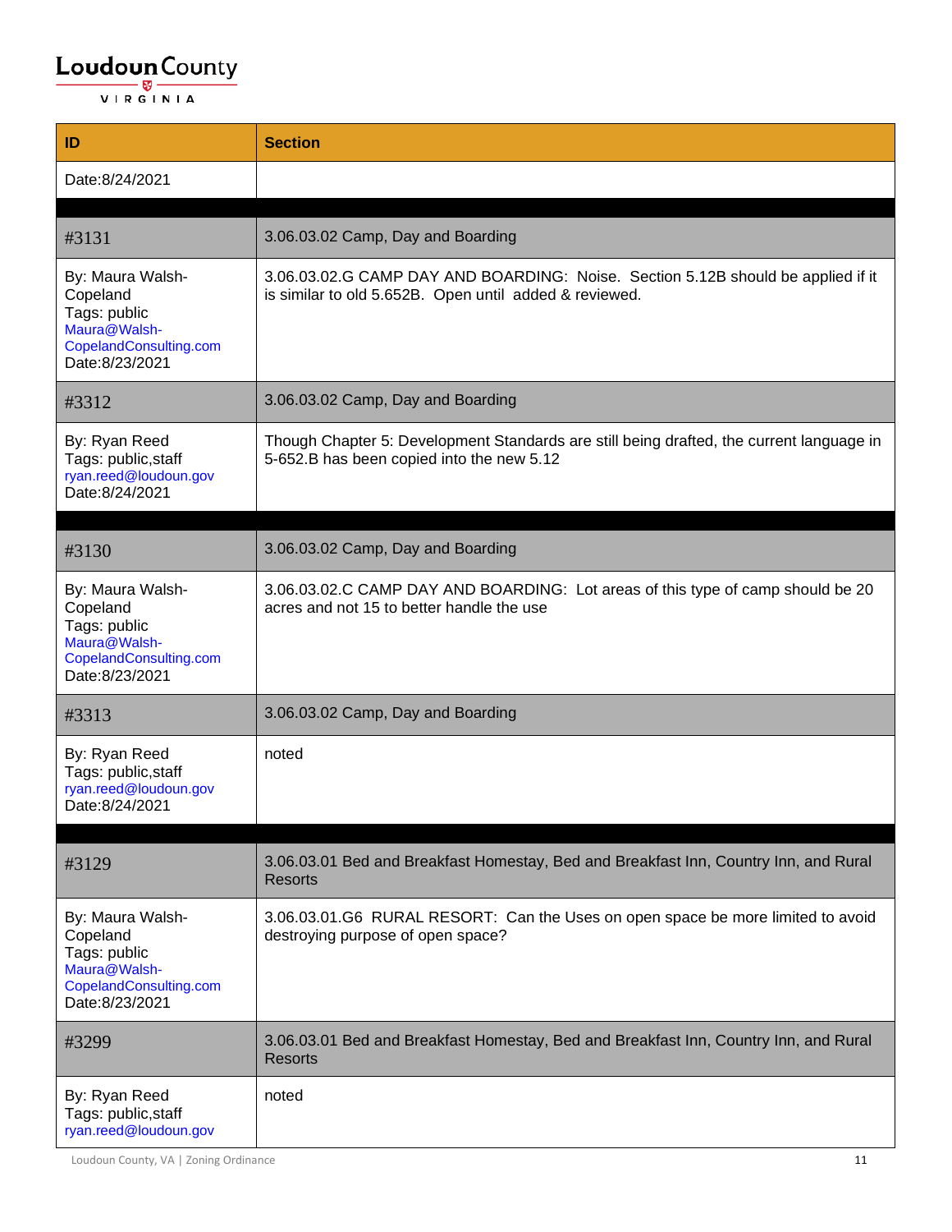| ID | Section |
| --- | --- |
| Date:8/24/2021 | |
| | |
| #3131 | 3.06.03.02 Camp, Day and Boarding |
| By: Maura Walsh-Copeland<br>Tags: public<br>Maura@Walsh-CopelandConsulting.com<br>Date:8/23/2021 | 3.06.03.02.G CAMP DAY AND BOARDING: Noise. Section 5.12B should be applied if it is similar to old 5.652B. Open until added & reviewed. |
| #3312 | 3.06.03.02 Camp, Day and Boarding |
| By: Ryan Reed<br>Tags: public,staff<br>ryan.reed@loudoun.gov<br>Date:8/24/2021 | Though Chapter 5: Development Standards are still being drafted, the current language in 5-652.B has been copied into the new 5.12 |
| | |
| #3130 | 3.06.03.02 Camp, Day and Boarding |
| By: Maura Walsh-Copeland<br>Tags: public<br>Maura@Walsh-CopelandConsulting.com<br>Date:8/23/2021 | 3.06.03.02.C CAMP DAY AND BOARDING: Lot areas of this type of camp should be 20 acres and not 15 to better handle the use |
| #3313 | 3.06.03.02 Camp, Day and Boarding |
| By: Ryan Reed<br>Tags: public,staff<br>ryan.reed@loudoun.gov<br>Date:8/24/2021 | noted |
| | |
| #3129 | 3.06.03.01 Bed and Breakfast Homestay, Bed and Breakfast Inn, Country Inn, and Rural Resorts |
| By: Maura Walsh-Copeland<br>Tags: public<br>Maura@Walsh-CopelandConsulting.com<br>Date:8/23/2021 | 3.06.03.01.G6 RURAL RESORT: Can the Uses on open space be more limited to avoid destroying purpose of open space? |
| #3299 | 3.06.03.01 Bed and Breakfast Homestay, Bed and Breakfast Inn, Country Inn, and Rural Resorts |
| By: Ryan Reed<br>Tags: public,staff<br>ryan.reed@loudoun.gov | noted |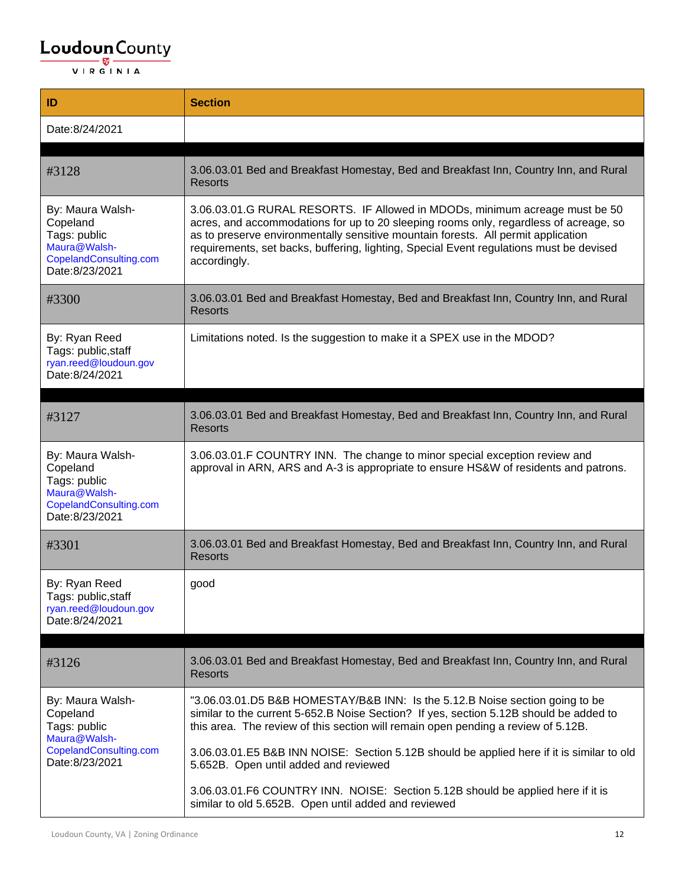| ID | Section |
|---|---|
| Date:8/24/2021 | |
| | |
| #3128 | 3.06.03.01 Bed and Breakfast Homestay, Bed and Breakfast Inn, Country Inn, and Rural Resorts |
| By: Maura Walsh-Copeland<br>Tags: public<br>Maura@Walsh-CopelandConsulting.com<br>Date:8/23/2021 | 3.06.03.01.G RURAL RESORTS. IF Allowed in MDODs, minimum acreage must be 50 acres, and accommodations for up to 20 sleeping rooms only, regardless of acreage, so as to preserve environmentally sensitive mountain forests. All permit application requirements, set backs, buffering, lighting, Special Event regulations must be devised accordingly. |
| #3300 | 3.06.03.01 Bed and Breakfast Homestay, Bed and Breakfast Inn, Country Inn, and Rural Resorts |
| By: Ryan Reed<br>Tags: public,staff<br>ryan.reed@loudoun.gov<br>Date:8/24/2021 | Limitations noted. Is the suggestion to make it a SPEX use in the MDOD? |
| | |
| #3127 | 3.06.03.01 Bed and Breakfast Homestay, Bed and Breakfast Inn, Country Inn, and Rural Resorts |
| By: Maura Walsh-Copeland<br>Tags: public<br>Maura@Walsh-CopelandConsulting.com<br>Date:8/23/2021 | 3.06.03.01.F COUNTRY INN. The change to minor special exception review and approval in ARN, ARS and A-3 is appropriate to ensure HS&W of residents and patrons. |
| #3301 | 3.06.03.01 Bed and Breakfast Homestay, Bed and Breakfast Inn, Country Inn, and Rural Resorts |
| By: Ryan Reed<br>Tags: public,staff<br>ryan.reed@loudoun.gov<br>Date:8/24/2021 | good |
| | |
| #3126 | 3.06.03.01 Bed and Breakfast Homestay, Bed and Breakfast Inn, Country Inn, and Rural Resorts |
| By: Maura Walsh-Copeland<br>Tags: public<br>Maura@Walsh-CopelandConsulting.com<br>Date:8/23/2021 | "3.06.03.01.D5 B&B HOMESTAY/B&B INN: Is the 5.12.B Noise section going to be similar to the current 5-652.B Noise Section? If yes, section 5.12B should be added to this area. The review of this section will remain open pending a review of 5.12B.<br><br>3.06.03.01.E5 B&B INN NOISE: Section 5.12B should be applied here if it is similar to old 5.652B. Open until added and reviewed<br><br>3.06.03.01.F6 COUNTRY INN. NOISE: Section 5.12B should be applied here if it is similar to old 5.652B. Open until added and reviewed |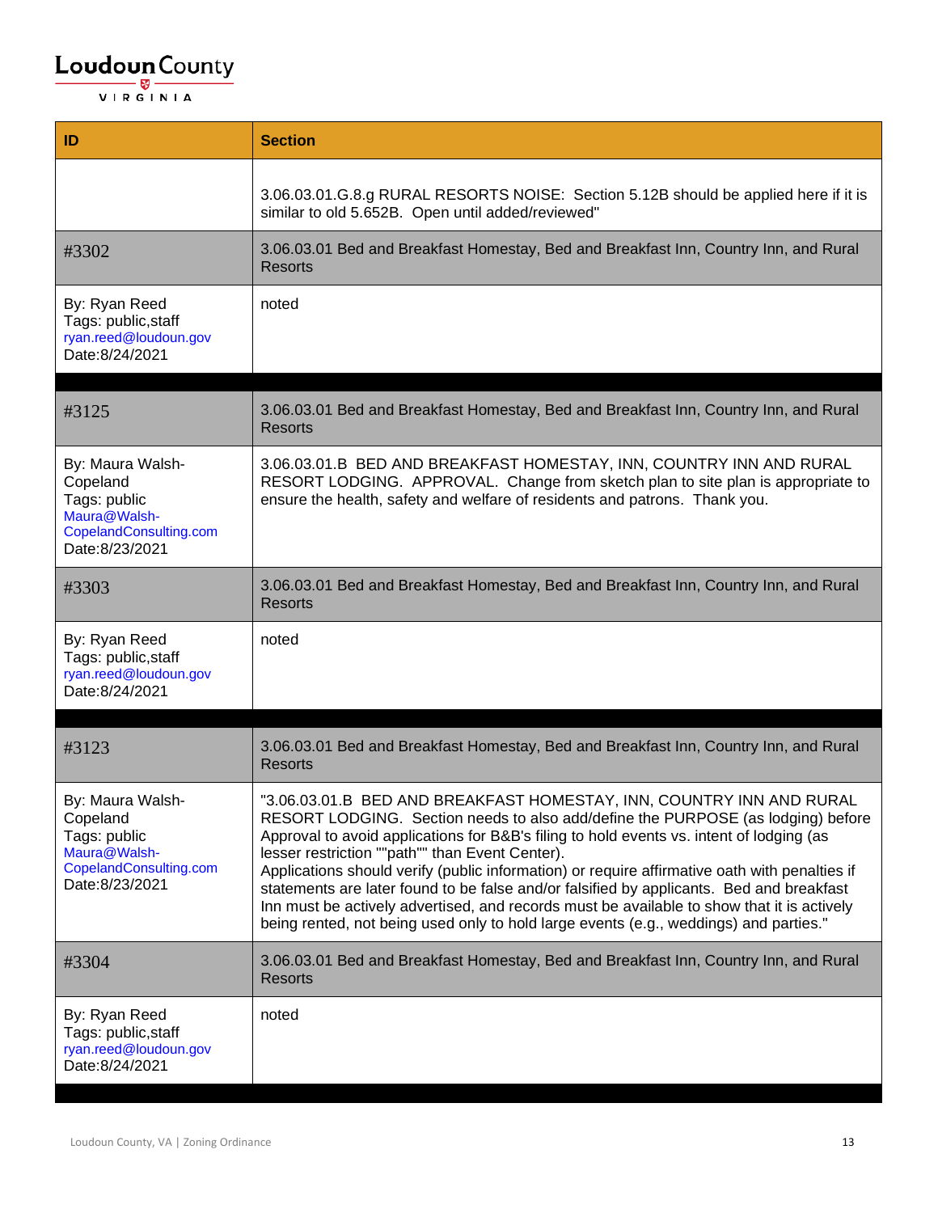| ID | Section |
| --- | --- |
| | 3.06.03.01.G.8.g RURAL RESORTS NOISE: Section 5.12B should be applied here if it is similar to old 5.652B. Open until added/reviewed" |
| #3302 | 3.06.03.01 Bed and Breakfast Homestay, Bed and Breakfast Inn, Country Inn, and Rural Resorts |
| By: Ryan Reed<br>Tags: public,staff<br>ryan.reed@loudoun.gov<br>Date:8/24/2021 | noted |
| | |
| #3125 | 3.06.03.01 Bed and Breakfast Homestay, Bed and Breakfast Inn, Country Inn, and Rural Resorts |
| By: Maura Walsh-Copeland<br>Tags: public<br>Maura@Walsh-CopelandConsulting.com<br>Date:8/23/2021 | 3.06.03.01.B BED AND BREAKFAST HOMESTAY, INN, COUNTRY INN AND RURAL RESORT LODGING. APPROVAL. Change from sketch plan to site plan is appropriate to ensure the health, safety and welfare of residents and patrons. Thank you. |
| #3303 | 3.06.03.01 Bed and Breakfast Homestay, Bed and Breakfast Inn, Country Inn, and Rural Resorts |
| By: Ryan Reed<br>Tags: public,staff<br>ryan.reed@loudoun.gov<br>Date:8/24/2021 | noted |
| | |
| #3123 | 3.06.03.01 Bed and Breakfast Homestay, Bed and Breakfast Inn, Country Inn, and Rural Resorts |
| By: Maura Walsh-Copeland<br>Tags: public<br>Maura@Walsh-CopelandConsulting.com<br>Date:8/23/2021 | "3.06.03.01.B BED AND BREAKFAST HOMESTAY, INN, COUNTRY INN AND RURAL RESORT LODGING. Section needs to also add/define the PURPOSE (as lodging) before Approval to avoid applications for B&B's filing to hold events vs. intent of lodging (as lesser restriction ""path"" than Event Center).<br>Applications should verify (public information) or require affirmative oath with penalties if statements are later found to be false and/or falsified by applicants. Bed and breakfast Inn must be actively advertised, and records must be available to show that it is actively being rented, not being used only to hold large events (e.g., weddings) and parties." |
| #3304 | 3.06.03.01 Bed and Breakfast Homestay, Bed and Breakfast Inn, Country Inn, and Rural Resorts |
| By: Ryan Reed<br>Tags: public,staff<br>ryan.reed@loudoun.gov<br>Date:8/24/2021 | noted |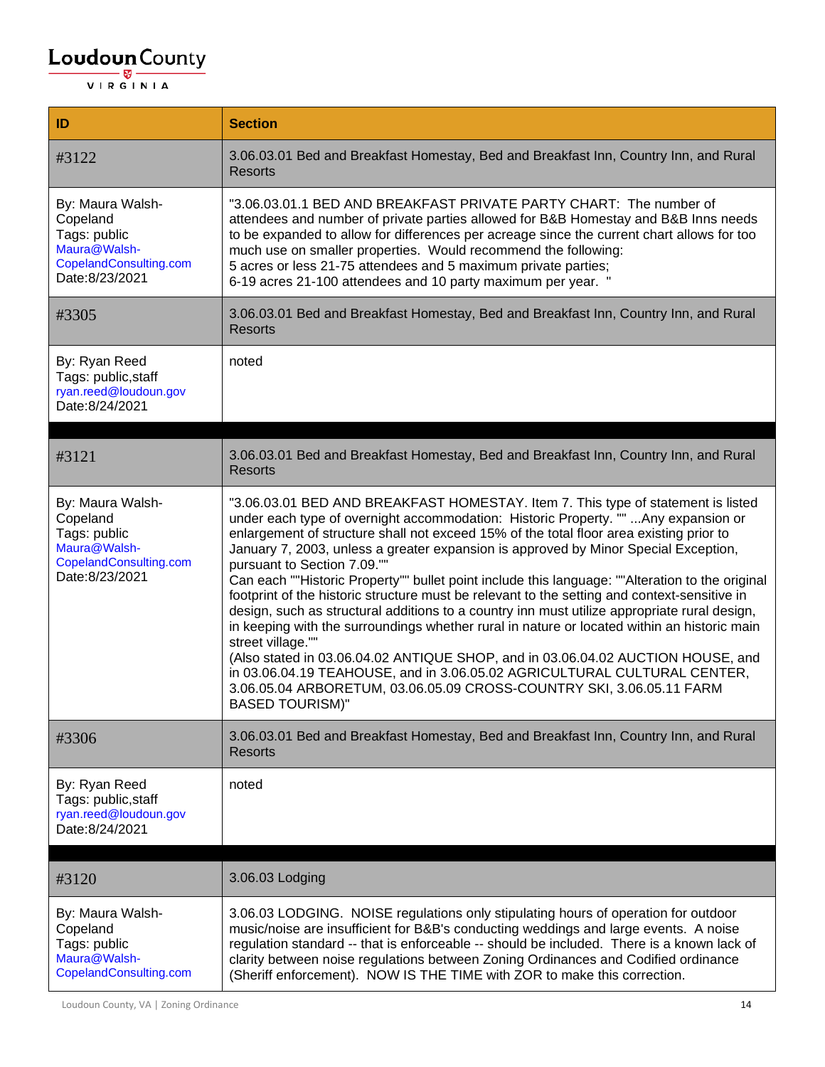| ID | Section |
|---|---|
| #3122 | 3.06.03.01 Bed and Breakfast Homestay, Bed and Breakfast Inn, Country Inn, and Rural Resorts |
| By: Maura Walsh-Copeland<br>Tags: public<br>Maura@Walsh-CopelandConsulting.com<br>Date:8/23/2021 | "3.06.03.01.1 BED AND BREAKFAST PRIVATE PARTY CHART: The number of attendees and number of private parties allowed for B&B Homestay and B&B Inns needs to be expanded to allow for differences per acreage since the current chart allows for too much use on smaller properties. Would recommend the following:<br>5 acres or less 21-75 attendees and 5 maximum private parties;<br>6-19 acres 21-100 attendees and 10 party maximum per year. " |
| #3305 | 3.06.03.01 Bed and Breakfast Homestay, Bed and Breakfast Inn, Country Inn, and Rural Resorts |
| By: Ryan Reed<br>Tags: public,staff<br>ryan.reed@loudoun.gov<br>Date:8/24/2021 | noted |
| | |
| #3121 | 3.06.03.01 Bed and Breakfast Homestay, Bed and Breakfast Inn, Country Inn, and Rural Resorts |
| By: Maura Walsh-Copeland<br>Tags: public<br>Maura@Walsh-CopelandConsulting.com<br>Date:8/23/2021 | "3.06.03.01 BED AND BREAKFAST HOMESTAY. Item 7. This type of statement is listed under each type of overnight accommodation: Historic Property. "" ...Any expansion or enlargement of structure shall not exceed 15% of the total floor area existing prior to January 7, 2003, unless a greater expansion is approved by Minor Special Exception, pursuant to Section 7.09.""<br>Can each ""Historic Property"" bullet point include this language: ""Alteration to the original footprint of the historic structure must be relevant to the setting and context-sensitive in design, such as structural additions to a country inn must utilize appropriate rural design, in keeping with the surroundings whether rural in nature or located within an historic main street village.""<br>(Also stated in 03.06.04.02 ANTIQUE SHOP, and in 03.06.04.02 AUCTION HOUSE, and in 03.06.04.19 TEAHOUSE, and in 3.06.05.02 AGRICULTURAL CULTURAL CENTER, 3.06.05.04 ARBORETUM, 03.06.05.09 CROSS-COUNTRY SKI, 3.06.05.11 FARM BASED TOURISM)" |
| #3306 | 3.06.03.01 Bed and Breakfast Homestay, Bed and Breakfast Inn, Country Inn, and Rural Resorts |
| By: Ryan Reed<br>Tags: public,staff<br>ryan.reed@loudoun.gov<br>Date:8/24/2021 | noted |
| | |
| #3120 | 3.06.03 Lodging |
| By: Maura Walsh-Copeland<br>Tags: public<br>Maura@Walsh-CopelandConsulting.com | 3.06.03 LODGING. NOISE regulations only stipulating hours of operation for outdoor music/noise are insufficient for B&B's conducting weddings and large events. A noise regulation standard -- that is enforceable -- should be included. There is a known lack of clarity between noise regulations between Zoning Ordinances and Codified ordinance (Sheriff enforcement). NOW IS THE TIME with ZOR to make this correction. |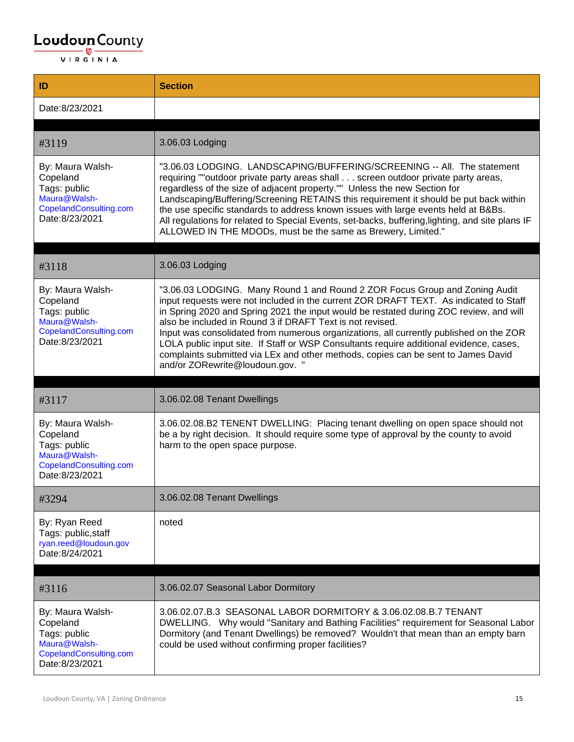| ID | Section |
|---|---|
| Date:8/23/2021 | |
| | |
| #3119 | 3.06.03 Lodging |
| By: Maura Walsh-Copeland<br>Tags: public<br>Maura@Walsh-CopelandConsulting.com<br>Date:8/23/2021 | "3.06.03 LODGING. LANDSCAPING/BUFFERING/SCREENING -- All. The statement requiring ""outdoor private party areas shall . . . screen outdoor private party areas, regardless of the size of adjacent property."" Unless the new Section for Landscaping/Buffering/Screening RETAINS this requirement it should be put back within the use specific standards to address known issues with large events held at B&Bs.<br>All regulations for related to Special Events, set-backs, buffering,lighting, and site plans IF ALLOWED IN THE MDODs, must be the same as Brewery, Limited." |
| | |
| #3118 | 3.06.03 Lodging |
| By: Maura Walsh-Copeland<br>Tags: public<br>Maura@Walsh-CopelandConsulting.com<br>Date:8/23/2021 | "3.06.03 LODGING. Many Round 1 and Round 2 ZOR Focus Group and Zoning Audit input requests were not included in the current ZOR DRAFT TEXT. As indicated to Staff in Spring 2020 and Spring 2021 the input would be restated during ZOC review, and will also be included in Round 3 if DRAFT Text is not revised.<br>Input was consolidated from numerous organizations, all currently published on the ZOR LOLA public input site. If Staff or WSP Consultants require additional evidence, cases, complaints submitted via LEx and other methods, copies can be sent to James David and/or ZORewrite@loudoun.gov. " |
| | |
| #3117 | 3.06.02.08 Tenant Dwellings |
| By: Maura Walsh-Copeland<br>Tags: public<br>Maura@Walsh-CopelandConsulting.com<br>Date:8/23/2021 | 3.06.02.08.B2 TENENT DWELLING: Placing tenant dwelling on open space should not be a by right decision. It should require some type of approval by the county to avoid harm to the open space purpose. |
| #3294 | 3.06.02.08 Tenant Dwellings |
| By: Ryan Reed<br>Tags: public,staff<br>ryan.reed@loudoun.gov<br>Date:8/24/2021 | noted |
| | |
| #3116 | 3.06.02.07 Seasonal Labor Dormitory |
| By: Maura Walsh-Copeland<br>Tags: public<br>Maura@Walsh-CopelandConsulting.com<br>Date:8/23/2021 | 3.06.02.07.B.3 SEASONAL LABOR DORMITORY & 3.06.02.08.B.7 TENANT DWELLING. Why would "Sanitary and Bathing Facilities" requirement for Seasonal Labor Dormitory (and Tenant Dwellings) be removed? Wouldn't that mean than an empty barn could be used without confirming proper facilities? |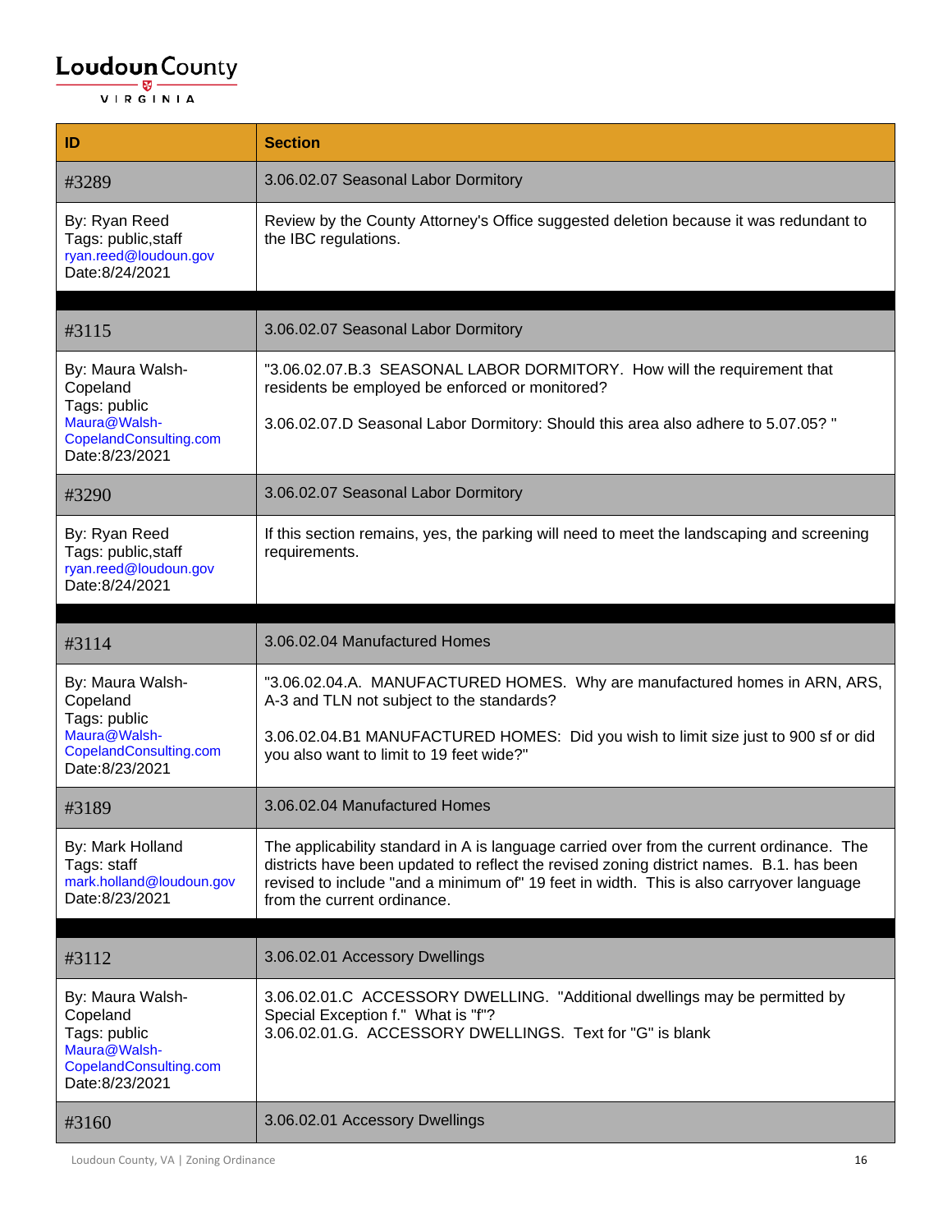**Loudoun County**
VIRGINIA

| ID | Section |
|---|---|
| #3289 | 3.06.02.07 Seasonal Labor Dormitory |
| By: Ryan Reed<br>Tags: public,staff<br>ryan.reed@loudoun.gov<br>Date:8/24/2021 | Review by the County Attorney's Office suggested deletion because it was redundant to the IBC regulations. |
| | |
| #3115 | 3.06.02.07 Seasonal Labor Dormitory |
| By: Maura Walsh-Copeland<br>Tags: public<br>Maura@Walsh-CopelandConsulting.com<br>Date:8/23/2021 | "3.06.02.07.B.3 SEASONAL LABOR DORMITORY. How will the requirement that residents be employed be enforced or monitored?<br><br>3.06.02.07.D Seasonal Labor Dormitory: Should this area also adhere to 5.07.05? " |
| #3290 | 3.06.02.07 Seasonal Labor Dormitory |
| By: Ryan Reed<br>Tags: public,staff<br>ryan.reed@loudoun.gov<br>Date:8/24/2021 | If this section remains, yes, the parking will need to meet the landscaping and screening requirements. |
| | |
| #3114 | 3.06.02.04 Manufactured Homes |
| By: Maura Walsh-Copeland<br>Tags: public<br>Maura@Walsh-CopelandConsulting.com<br>Date:8/23/2021 | "3.06.02.04.A. MANUFACTURED HOMES. Why are manufactured homes in ARN, ARS, A-3 and TLN not subject to the standards?<br><br>3.06.02.04.B1 MANUFACTURED HOMES: Did you wish to limit size just to 900 sf or did you also want to limit to 19 feet wide?" |
| #3189 | 3.06.02.04 Manufactured Homes |
| By: Mark Holland<br>Tags: staff<br>mark.holland@loudoun.gov<br>Date:8/23/2021 | The applicability standard in A is language carried over from the current ordinance. The districts have been updated to reflect the revised zoning district names. B.1. has been revised to include "and a minimum of" 19 feet in width. This is also carryover language from the current ordinance. |
| | |
| #3112 | 3.06.02.01 Accessory Dwellings |
| By: Maura Walsh-Copeland<br>Tags: public<br>Maura@Walsh-CopelandConsulting.com<br>Date:8/23/2021 | 3.06.02.01.C ACCESSORY DWELLING. "Additional dwellings may be permitted by Special Exception f." What is "f"?<br>3.06.02.01.G. ACCESSORY DWELLINGS. Text for "G" is blank |
| #3160 | 3.06.02.01 Accessory Dwellings |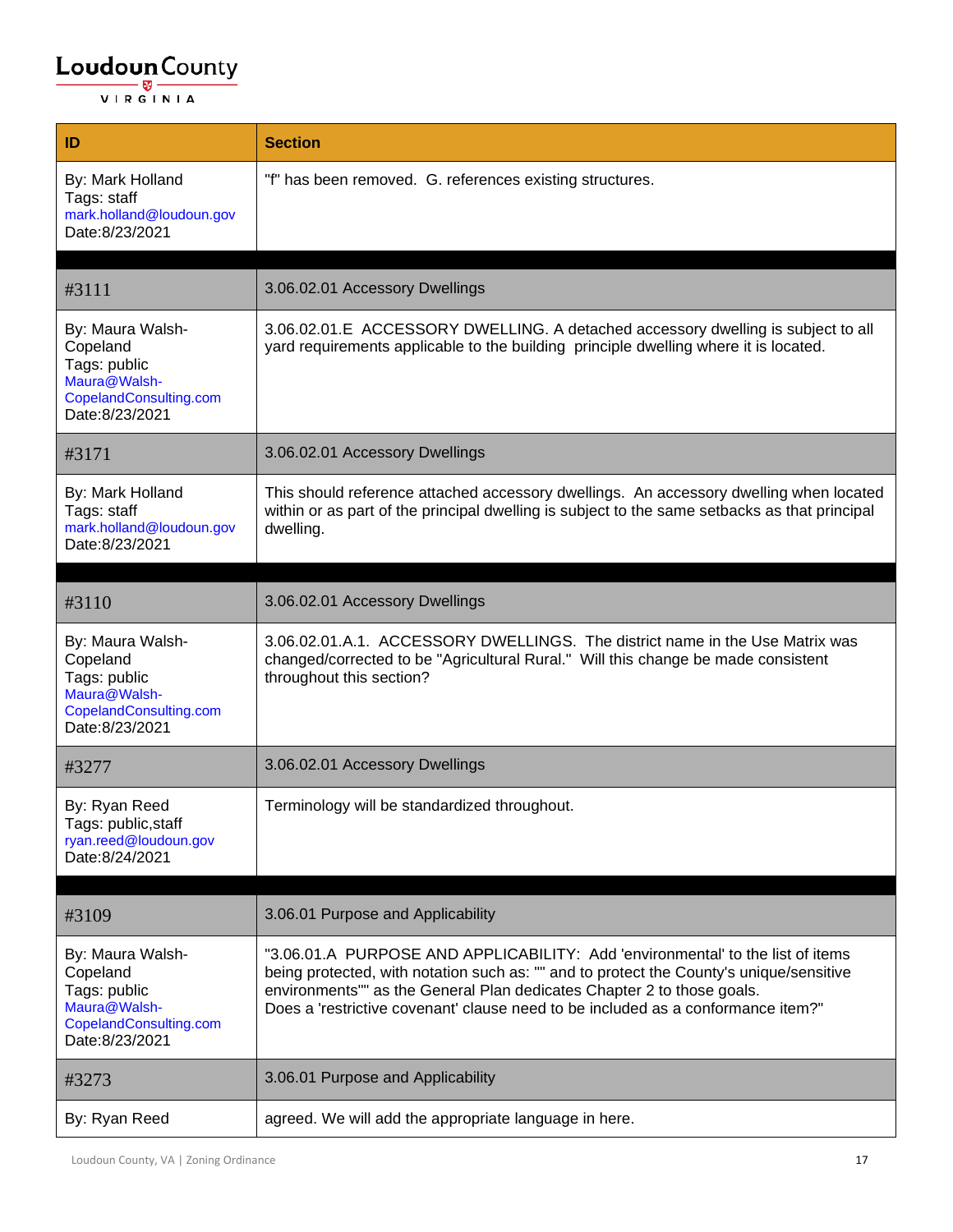| ID | Section |
|---|---|
| By: Mark Holland<br>Tags: staff<br>mark.holland@loudoun.gov<br>Date:8/23/2021 | "f" has been removed. G. references existing structures. |
| | |
| #3111 | 3.06.02.01 Accessory Dwellings |
| By: Maura Walsh-Copeland<br>Tags: public<br>Maura@Walsh-CopelandConsulting.com<br>Date:8/23/2021 | 3.06.02.01.E ACCESSORY DWELLING. A detached accessory dwelling is subject to all yard requirements applicable to the building principle dwelling where it is located. |
| #3171 | 3.06.02.01 Accessory Dwellings |
| By: Mark Holland<br>Tags: staff<br>mark.holland@loudoun.gov<br>Date:8/23/2021 | This should reference attached accessory dwellings. An accessory dwelling when located within or as part of the principal dwelling is subject to the same setbacks as that principal dwelling. |
| | |
| #3110 | 3.06.02.01 Accessory Dwellings |
| By: Maura Walsh-Copeland<br>Tags: public<br>Maura@Walsh-CopelandConsulting.com<br>Date:8/23/2021 | 3.06.02.01.A.1. ACCESSORY DWELLINGS. The district name in the Use Matrix was changed/corrected to be "Agricultural Rural." Will this change be made consistent throughout this section? |
| #3277 | 3.06.02.01 Accessory Dwellings |
| By: Ryan Reed<br>Tags: public,staff<br>ryan.reed@loudoun.gov<br>Date:8/24/2021 | Terminology will be standardized throughout. |
| | |
| #3109 | 3.06.01 Purpose and Applicability |
| By: Maura Walsh-Copeland<br>Tags: public<br>Maura@Walsh-CopelandConsulting.com<br>Date:8/23/2021 | "3.06.01.A PURPOSE AND APPLICABILITY: Add 'environmental' to the list of items being protected, with notation such as: "" and to protect the County's unique/sensitive environments"" as the General Plan dedicates Chapter 2 to those goals.<br>Does a 'restrictive covenant' clause need to be included as a conformance item?" |
| #3273 | 3.06.01 Purpose and Applicability |
| By: Ryan Reed | agreed. We will add the appropriate language in here. |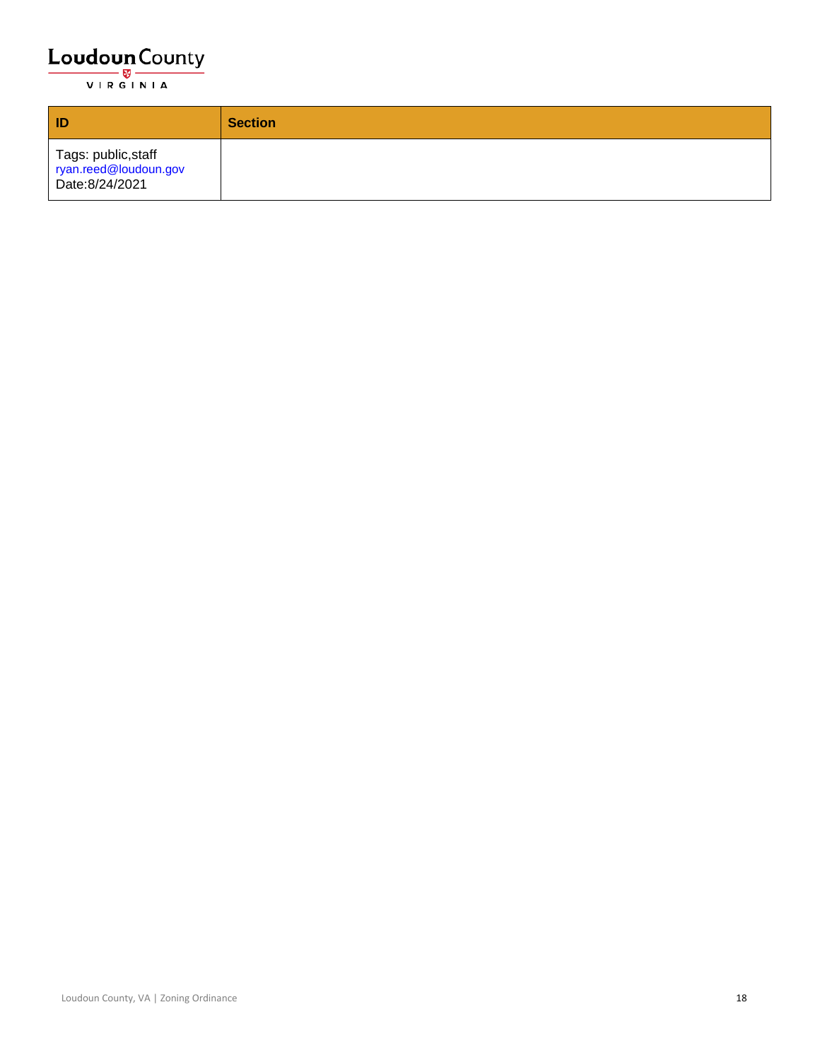| ID | Section |
|---|---|
| Tags: public,staff<br>ryan.reed@loudoun.gov<br>Date:8/24/2021 | |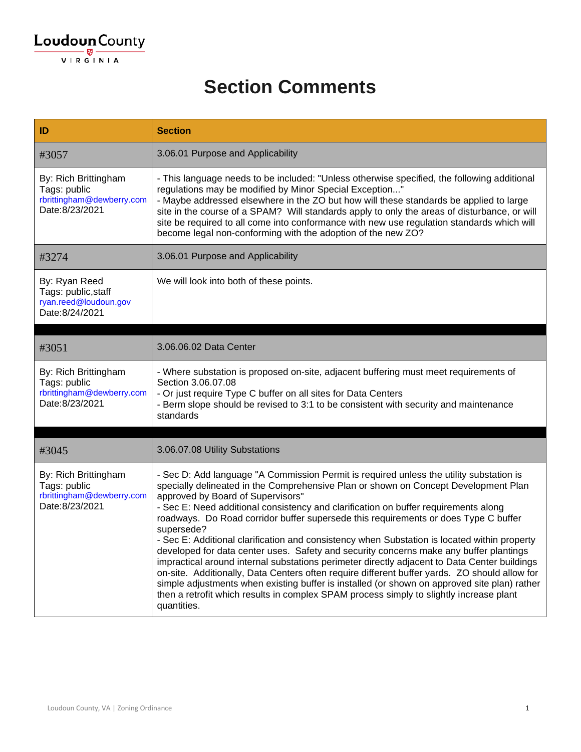Loudoun County
VIRGINIA

# Section Comments

| ID | Section |
|---|---|
| #3057 | 3.06.01 Purpose and Applicability |
| By: Rich Brittingham<br>Tags: public<br>rbrittingham@dewberry.com<br>Date:8/23/2021 | - This language needs to be included: "Unless otherwise specified, the following additional regulations may be modified by Minor Special Exception..."<br>- Maybe addressed elsewhere in the ZO but how will these standards be applied to large site in the course of a SPAM? Will standards apply to only the areas of disturbance, or will site be required to all come into conformance with new use regulation standards which will become legal non-conforming with the adoption of the new ZO? |
| #3274 | 3.06.01 Purpose and Applicability |
| By: Ryan Reed<br>Tags: public,staff<br>ryan.reed@loudoun.gov<br>Date:8/24/2021 | We will look into both of these points. |
| | |
| #3051 | 3.06.06.02 Data Center |
| By: Rich Brittingham<br>Tags: public<br>rbrittingham@dewberry.com<br>Date:8/23/2021 | - Where substation is proposed on-site, adjacent buffering must meet requirements of Section 3.06.07.08<br>- Or just require Type C buffer on all sites for Data Centers<br>- Berm slope should be revised to 3:1 to be consistent with security and maintenance standards |
| | |
| #3045 | 3.06.07.08 Utility Substations |
| By: Rich Brittingham<br>Tags: public<br>rbrittingham@dewberry.com<br>Date:8/23/2021 | - Sec D: Add language "A Commission Permit is required unless the utility substation is specially delineated in the Comprehensive Plan or shown on Concept Development Plan approved by Board of Supervisors"<br>- Sec E: Need additional consistency and clarification on buffer requirements along roadways. Do Road corridor buffer supersede this requirements or does Type C buffer supersede?<br>- Sec E: Additional clarification and consistency when Substation is located within property developed for data center uses. Safety and security concerns make any buffer plantings impractical around internal substations perimeter directly adjacent to Data Center buildings on-site. Additionally, Data Centers often require different buffer yards. ZO should allow for simple adjustments when existing buffer is installed (or shown on approved site plan) rather then a retrofit which results in complex SPAM process simply to slightly increase plant quantities. |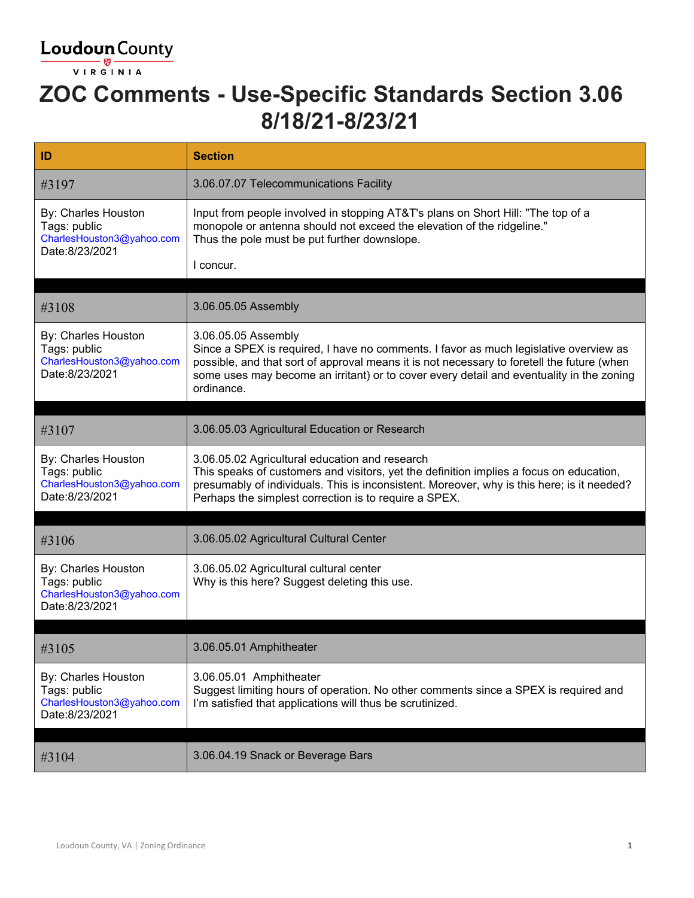**Loudoun County**
**VIRGINIA**

# ZOC Comments - Use-Specific Standards Section 3.06 8/18/21-8/23/21

| ID | Section |
|---|---|
| #3197 | 3.06.07.07 Telecommunications Facility |
| By: Charles Houston<br>Tags: public<br>CharlesHouston3@yahoo.com<br>Date:8/23/2021 | Input from people involved in stopping AT&T's plans on Short Hill: "The top of a monopole or antenna should not exceed the elevation of the ridgeline."<br>Thus the pole must be put further downslope.<br><br>I concur. |
| | |
| #3108 | 3.06.05.05 Assembly |
| By: Charles Houston<br>Tags: public<br>CharlesHouston3@yahoo.com<br>Date:8/23/2021 | 3.06.05.05 Assembly<br>Since a SPEX is required, I have no comments. I favor as much legislative overview as possible, and that sort of approval means it is not necessary to foretell the future (when some uses may become an irritant) or to cover every detail and eventuality in the zoning ordinance. |
| | |
| #3107 | 3.06.05.03 Agricultural Education or Research |
| By: Charles Houston<br>Tags: public<br>CharlesHouston3@yahoo.com<br>Date:8/23/2021 | 3.06.05.02 Agricultural education and research<br>This speaks of customers and visitors, yet the definition implies a focus on education, presumably of individuals. This is inconsistent. Moreover, why is this here; is it needed? Perhaps the simplest correction is to require a SPEX. |
| | |
| #3106 | 3.06.05.02 Agricultural Cultural Center |
| By: Charles Houston<br>Tags: public<br>CharlesHouston3@yahoo.com<br>Date:8/23/2021 | 3.06.05.02 Agricultural cultural center<br>Why is this here? Suggest deleting this use. |
| | |
| #3105 | 3.06.05.01 Amphitheater |
| By: Charles Houston<br>Tags: public<br>CharlesHouston3@yahoo.com<br>Date:8/23/2021 | 3.06.05.01 Amphitheater<br>Suggest limiting hours of operation. No other comments since a SPEX is required and I'm satisfied that applications will thus be scrutinized. |
| | |
| #3104 | 3.06.04.19 Snack or Beverage Bars |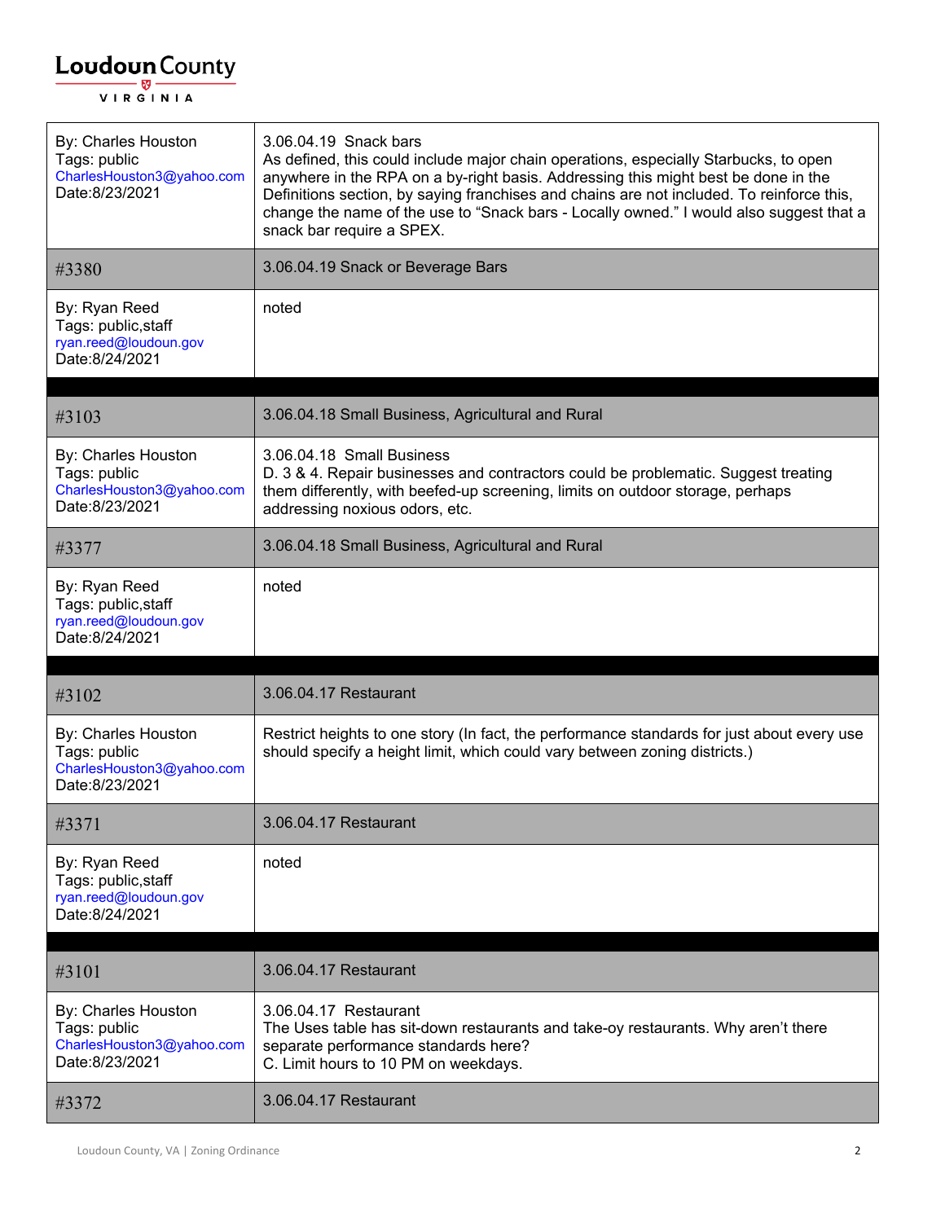| | |
|---|---|
| By: Charles Houston<br>Tags: public<br>CharlesHouston3@yahoo.com<br>Date:8/23/2021 | 3.06.04.19 Snack bars<br>As defined, this could include major chain operations, especially Starbucks, to open anywhere in the RPA on a by-right basis. Addressing this might best be done in the Definitions section, by saying franchises and chains are not included. To reinforce this, change the name of the use to "Snack bars - Locally owned." I would also suggest that a snack bar require a SPEX. |
| #3380 | 3.06.04.19 Snack or Beverage Bars |
| By: Ryan Reed<br>Tags: public,staff<br>ryan.reed@loudoun.gov<br>Date:8/24/2021 | noted |

| | |
|---|---|
| #3103 | 3.06.04.18 Small Business, Agricultural and Rural |
| By: Charles Houston<br>Tags: public<br>CharlesHouston3@yahoo.com<br>Date:8/23/2021 | 3.06.04.18 Small Business<br>D. 3 & 4. Repair businesses and contractors could be problematic. Suggest treating them differently, with beefed-up screening, limits on outdoor storage, perhaps addressing noxious odors, etc. |
| #3377 | 3.06.04.18 Small Business, Agricultural and Rural |
| By: Ryan Reed<br>Tags: public,staff<br>ryan.reed@loudoun.gov<br>Date:8/24/2021 | noted |

| | |
|---|---|
| #3102 | 3.06.04.17 Restaurant |
| By: Charles Houston<br>Tags: public<br>CharlesHouston3@yahoo.com<br>Date:8/23/2021 | Restrict heights to one story (In fact, the performance standards for just about every use should specify a height limit, which could vary between zoning districts.) |
| #3371 | 3.06.04.17 Restaurant |
| By: Ryan Reed<br>Tags: public,staff<br>ryan.reed@loudoun.gov<br>Date:8/24/2021 | noted |

| | |
|---|---|
| #3101 | 3.06.04.17 Restaurant |
| By: Charles Houston<br>Tags: public<br>CharlesHouston3@yahoo.com<br>Date:8/23/2021 | 3.06.04.17 Restaurant<br>The Uses table has sit-down restaurants and take-oy restaurants. Why aren't there separate performance standards here?<br>C. Limit hours to 10 PM on weekdays. |
| #3372 | 3.06.04.17 Restaurant |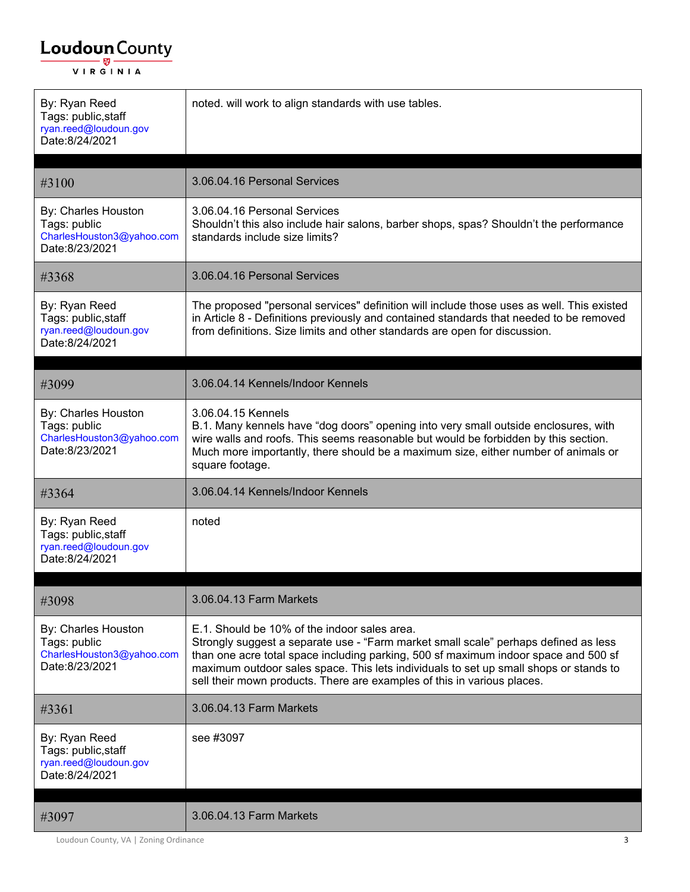| By: Ryan Reed<br>Tags: public,staff<br>ryan.reed@loudoun.gov<br>Date:8/24/2021 | noted. will work to align standards with use tables. |
|---|---|
| | |
| #3100 | 3.06.04.16 Personal Services |
| By: Charles Houston<br>Tags: public<br>CharlesHouston3@yahoo.com<br>Date:8/23/2021 | 3.06.04.16 Personal Services<br>Shouldn't this also include hair salons, barber shops, spas? Shouldn't the performance standards include size limits? |
| #3368 | 3.06.04.16 Personal Services |
| By: Ryan Reed<br>Tags: public,staff<br>ryan.reed@loudoun.gov<br>Date:8/24/2021 | The proposed "personal services" definition will include those uses as well. This existed in Article 8 - Definitions previously and contained standards that needed to be removed from definitions. Size limits and other standards are open for discussion. |
| | |
| #3099 | 3.06.04.14 Kennels/Indoor Kennels |
| By: Charles Houston<br>Tags: public<br>CharlesHouston3@yahoo.com<br>Date:8/23/2021 | 3.06.04.15 Kennels<br>B.1. Many kennels have "dog doors" opening into very small outside enclosures, with wire walls and roofs. This seems reasonable but would be forbidden by this section. Much more importantly, there should be a maximum size, either number of animals or square footage. |
| #3364 | 3.06.04.14 Kennels/Indoor Kennels |
| By: Ryan Reed<br>Tags: public,staff<br>ryan.reed@loudoun.gov<br>Date:8/24/2021 | noted |
| | |
| #3098 | 3.06.04.13 Farm Markets |
| By: Charles Houston<br>Tags: public<br>CharlesHouston3@yahoo.com<br>Date:8/23/2021 | E.1. Should be 10% of the indoor sales area.<br>Strongly suggest a separate use - "Farm market small scale" perhaps defined as less than one acre total space including parking, 500 sf maximum indoor space and 500 sf maximum outdoor sales space. This lets individuals to set up small shops or stands to sell their mown products. There are examples of this in various places. |
| #3361 | 3.06.04.13 Farm Markets |
| By: Ryan Reed<br>Tags: public,staff<br>ryan.reed@loudoun.gov<br>Date:8/24/2021 | see #3097 |
| | |
| #3097 | 3.06.04.13 Farm Markets |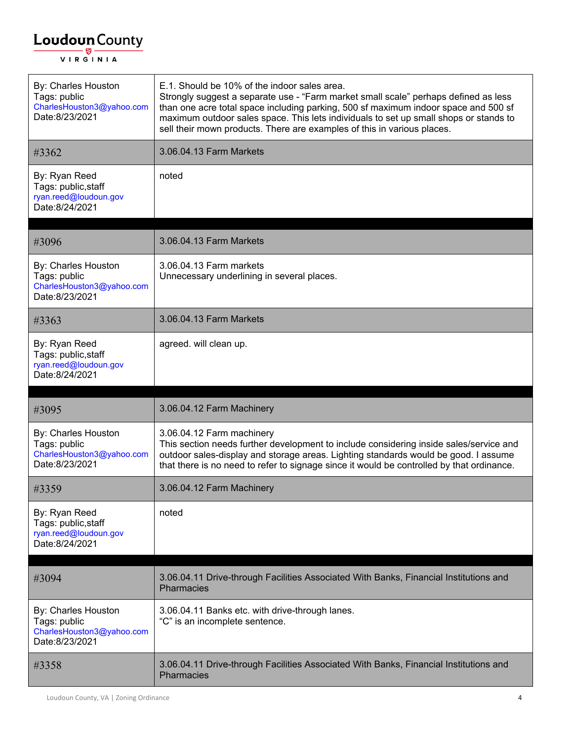| By: Charles Houston<br>Tags: public<br>CharlesHouston3@yahoo.com<br>Date:8/23/2021 | E.1. Should be 10% of the indoor sales area.<br>Strongly suggest a separate use - "Farm market small scale" perhaps defined as less than one acre total space including parking, 500 sf maximum indoor space and 500 sf maximum outdoor sales space. This lets individuals to set up small shops or stands to sell their mown products. There are examples of this in various places. |
|---|---|
| #3362 | 3.06.04.13 Farm Markets |
| By: Ryan Reed<br>Tags: public,staff<br>ryan.reed@loudoun.gov<br>Date:8/24/2021 | noted |

| #3096 | 3.06.04.13 Farm Markets |
|---|---|
| By: Charles Houston<br>Tags: public<br>CharlesHouston3@yahoo.com<br>Date:8/23/2021 | 3.06.04.13 Farm markets<br>Unnecessary underlining in several places. |
| #3363 | 3.06.04.13 Farm Markets |
| By: Ryan Reed<br>Tags: public,staff<br>ryan.reed@loudoun.gov<br>Date:8/24/2021 | agreed. will clean up. |

| #3095 | 3.06.04.12 Farm Machinery |
|---|---|
| By: Charles Houston<br>Tags: public<br>CharlesHouston3@yahoo.com<br>Date:8/23/2021 | 3.06.04.12 Farm machinery<br>This section needs further development to include considering inside sales/service and outdoor sales-display and storage areas. Lighting standards would be good. I assume that there is no need to refer to signage since it would be controlled by that ordinance. |
| #3359 | 3.06.04.12 Farm Machinery |
| By: Ryan Reed<br>Tags: public,staff<br>ryan.reed@loudoun.gov<br>Date:8/24/2021 | noted |

| #3094 | 3.06.04.11 Drive-through Facilities Associated With Banks, Financial Institutions and Pharmacies |
|---|---|
| By: Charles Houston<br>Tags: public<br>CharlesHouston3@yahoo.com<br>Date:8/23/2021 | 3.06.04.11 Banks etc. with drive-through lanes.<br>"C" is an incomplete sentence. |
| #3358 | 3.06.04.11 Drive-through Facilities Associated With Banks, Financial Institutions and Pharmacies |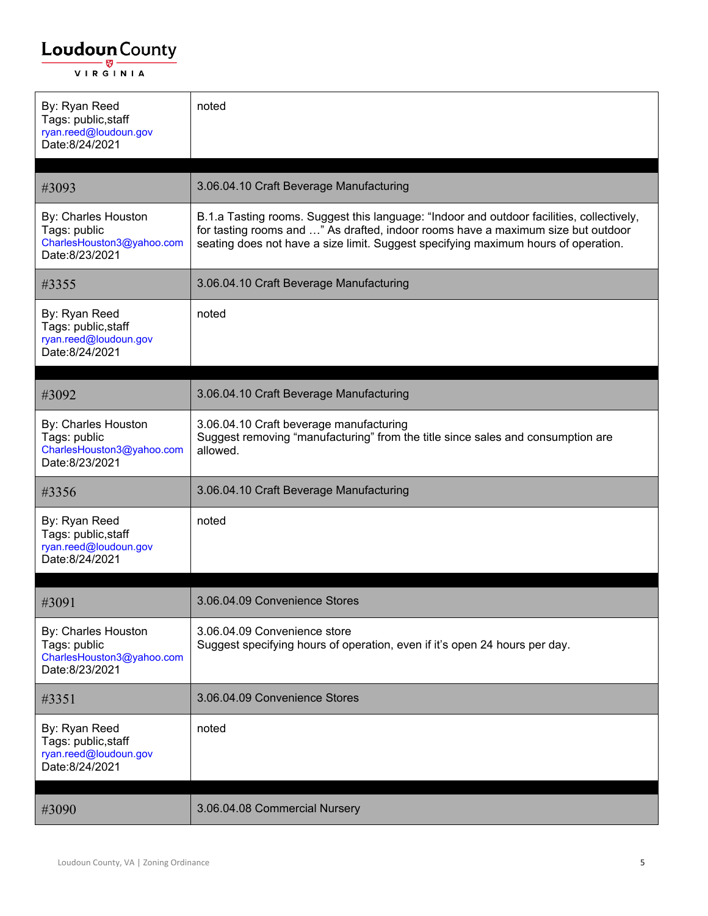| | |
|---|---|
| By: Ryan Reed<br>Tags: public,staff<br>ryan.reed@loudoun.gov<br>Date:8/24/2021 | noted |
| | |
| #3093 | 3.06.04.10 Craft Beverage Manufacturing |
| By: Charles Houston<br>Tags: public<br>CharlesHouston3@yahoo.com<br>Date:8/23/2021 | B.1.a Tasting rooms. Suggest this language: "Indoor and outdoor facilities, collectively, for tasting rooms and …" As drafted, indoor rooms have a maximum size but outdoor seating does not have a size limit. Suggest specifying maximum hours of operation. |
| #3355 | 3.06.04.10 Craft Beverage Manufacturing |
| By: Ryan Reed<br>Tags: public,staff<br>ryan.reed@loudoun.gov<br>Date:8/24/2021 | noted |
| | |
| #3092 | 3.06.04.10 Craft Beverage Manufacturing |
| By: Charles Houston<br>Tags: public<br>CharlesHouston3@yahoo.com<br>Date:8/23/2021 | 3.06.04.10 Craft beverage manufacturing<br>Suggest removing "manufacturing" from the title since sales and consumption are allowed. |
| #3356 | 3.06.04.10 Craft Beverage Manufacturing |
| By: Ryan Reed<br>Tags: public,staff<br>ryan.reed@loudoun.gov<br>Date:8/24/2021 | noted |
| | |
| #3091 | 3.06.04.09 Convenience Stores |
| By: Charles Houston<br>Tags: public<br>CharlesHouston3@yahoo.com<br>Date:8/23/2021 | 3.06.04.09 Convenience store<br>Suggest specifying hours of operation, even if it's open 24 hours per day. |
| #3351 | 3.06.04.09 Convenience Stores |
| By: Ryan Reed<br>Tags: public,staff<br>ryan.reed@loudoun.gov<br>Date:8/24/2021 | noted |
| | |
| #3090 | 3.06.04.08 Commercial Nursery |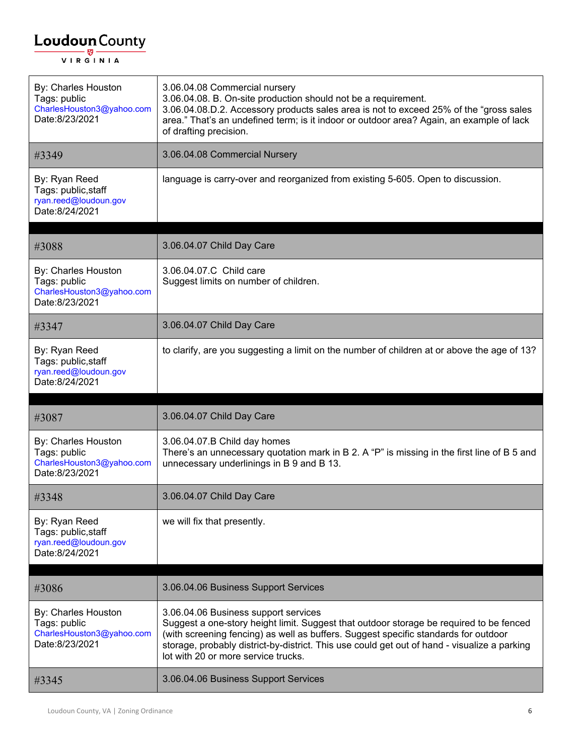| By: Charles Houston<br>Tags: public<br>CharlesHouston3@yahoo.com<br>Date:8/23/2021 | 3.06.04.08 Commercial nursery<br>3.06.04.08. B. On-site production should not be a requirement.<br>3.06.04.08.D.2. Accessory products sales area is not to exceed 25% of the "gross sales area." That's an undefined term; is it indoor or outdoor area? Again, an example of lack of drafting precision. |
|---|---|
| #3349 | 3.06.04.08 Commercial Nursery |
| By: Ryan Reed<br>Tags: public,staff<br>ryan.reed@loudoun.gov<br>Date:8/24/2021 | language is carry-over and reorganized from existing 5-605. Open to discussion. |
| | |
| #3088 | 3.06.04.07 Child Day Care |
| By: Charles Houston<br>Tags: public<br>CharlesHouston3@yahoo.com<br>Date:8/23/2021 | 3.06.04.07.C Child care<br>Suggest limits on number of children. |
| #3347 | 3.06.04.07 Child Day Care |
| By: Ryan Reed<br>Tags: public,staff<br>ryan.reed@loudoun.gov<br>Date:8/24/2021 | to clarify, are you suggesting a limit on the number of children at or above the age of 13? |
| | |
| #3087 | 3.06.04.07 Child Day Care |
| By: Charles Houston<br>Tags: public<br>CharlesHouston3@yahoo.com<br>Date:8/23/2021 | 3.06.04.07.B Child day homes<br>There's an unnecessary quotation mark in B 2. A "P" is missing in the first line of B 5 and unnecessary underlinings in B 9 and B 13. |
| #3348 | 3.06.04.07 Child Day Care |
| By: Ryan Reed<br>Tags: public,staff<br>ryan.reed@loudoun.gov<br>Date:8/24/2021 | we will fix that presently. |
| | |
| #3086 | 3.06.04.06 Business Support Services |
| By: Charles Houston<br>Tags: public<br>CharlesHouston3@yahoo.com<br>Date:8/23/2021 | 3.06.04.06 Business support services<br>Suggest a one-story height limit. Suggest that outdoor storage be required to be fenced (with screening fencing) as well as buffers. Suggest specific standards for outdoor storage, probably district-by-district. This use could get out of hand - visualize a parking lot with 20 or more service trucks. |
| #3345 | 3.06.04.06 Business Support Services |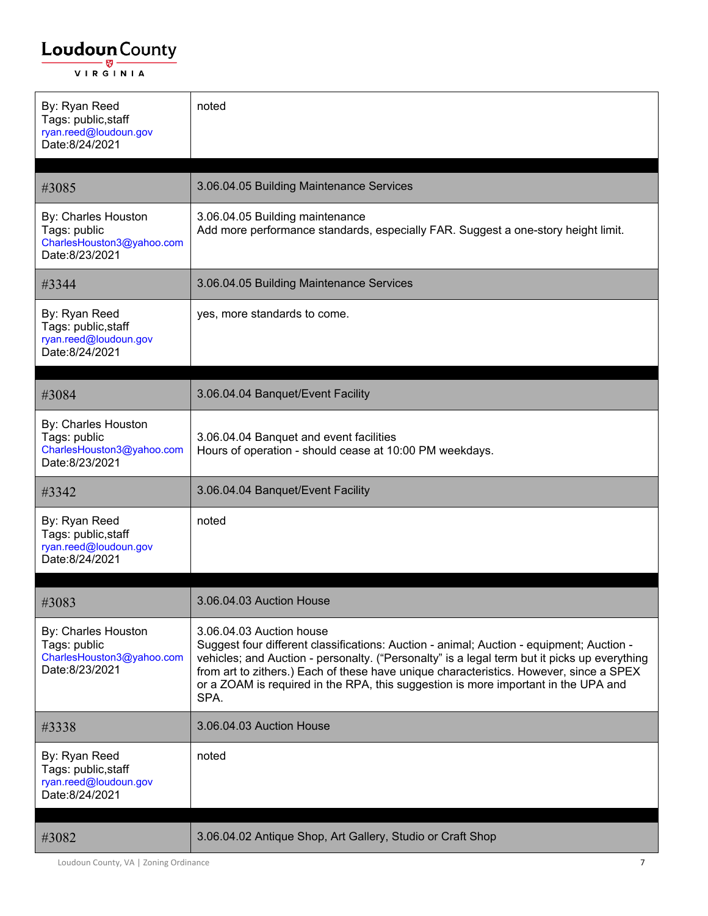| | |
|---|---|
| By: Ryan Reed<br>Tags: public,staff<br>ryan.reed@loudoun.gov<br>Date:8/24/2021 | noted |
| | |
| #3085 | 3.06.04.05 Building Maintenance Services |
| By: Charles Houston<br>Tags: public<br>CharlesHouston3@yahoo.com<br>Date:8/23/2021 | 3.06.04.05 Building maintenance<br>Add more performance standards, especially FAR. Suggest a one-story height limit. |
| #3344 | 3.06.04.05 Building Maintenance Services |
| By: Ryan Reed<br>Tags: public,staff<br>ryan.reed@loudoun.gov<br>Date:8/24/2021 | yes, more standards to come. |
| | |
| #3084 | 3.06.04.04 Banquet/Event Facility |
| By: Charles Houston<br>Tags: public<br>CharlesHouston3@yahoo.com<br>Date:8/23/2021 | 3.06.04.04 Banquet and event facilities<br>Hours of operation - should cease at 10:00 PM weekdays. |
| #3342 | 3.06.04.04 Banquet/Event Facility |
| By: Ryan Reed<br>Tags: public,staff<br>ryan.reed@loudoun.gov<br>Date:8/24/2021 | noted |
| | |
| #3083 | 3.06.04.03 Auction House |
| By: Charles Houston<br>Tags: public<br>CharlesHouston3@yahoo.com<br>Date:8/23/2021 | 3.06.04.03 Auction house<br>Suggest four different classifications: Auction - animal; Auction - equipment; Auction - vehicles; and Auction - personalty. ("Personalty" is a legal term but it picks up everything from art to zithers.) Each of these have unique characteristics. However, since a SPEX or a ZOAM is required in the RPA, this suggestion is more important in the UPA and SPA. |
| #3338 | 3.06.04.03 Auction House |
| By: Ryan Reed<br>Tags: public,staff<br>ryan.reed@loudoun.gov<br>Date:8/24/2021 | noted |
| | |
| #3082 | 3.06.04.02 Antique Shop, Art Gallery, Studio or Craft Shop |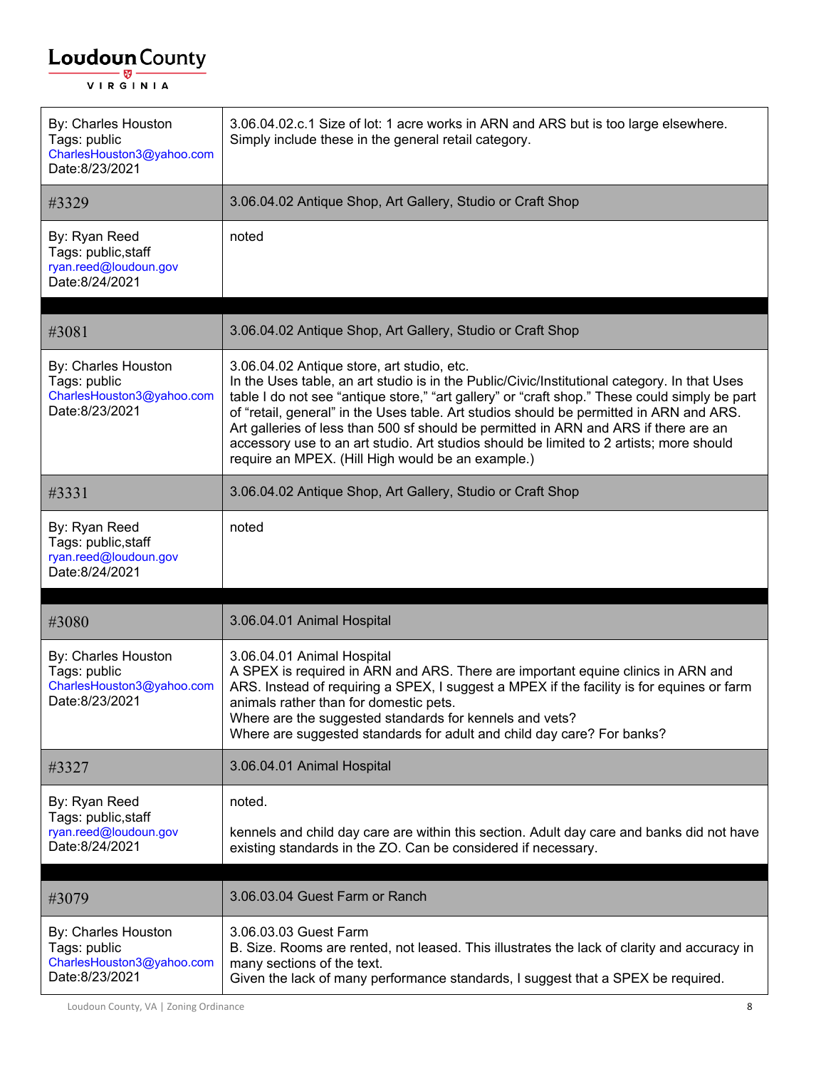| | |
|---|---|
| By: Charles Houston<br>Tags: public<br>CharlesHouston3@yahoo.com<br>Date:8/23/2021 | 3.06.04.02.c.1 Size of lot: 1 acre works in ARN and ARS but is too large elsewhere. Simply include these in the general retail category. |
| #3329 | 3.06.04.02 Antique Shop, Art Gallery, Studio or Craft Shop |
| By: Ryan Reed<br>Tags: public,staff<br>ryan.reed@loudoun.gov<br>Date:8/24/2021 | noted |

| | |
|---|---|
| #3081 | 3.06.04.02 Antique Shop, Art Gallery, Studio or Craft Shop |
| By: Charles Houston<br>Tags: public<br>CharlesHouston3@yahoo.com<br>Date:8/23/2021 | 3.06.04.02 Antique store, art studio, etc.<br>In the Uses table, an art studio is in the Public/Civic/Institutional category. In that Uses table I do not see "antique store," "art gallery" or "craft shop." These could simply be part of "retail, general" in the Uses table. Art studios should be permitted in ARN and ARS. Art galleries of less than 500 sf should be permitted in ARN and ARS if there are an accessory use to an art studio. Art studios should be limited to 2 artists; more should require an MPEX. (Hill High would be an example.) |
| #3331 | 3.06.04.02 Antique Shop, Art Gallery, Studio or Craft Shop |
| By: Ryan Reed<br>Tags: public,staff<br>ryan.reed@loudoun.gov<br>Date:8/24/2021 | noted |

| | |
|---|---|
| #3080 | 3.06.04.01 Animal Hospital |
| By: Charles Houston<br>Tags: public<br>CharlesHouston3@yahoo.com<br>Date:8/23/2021 | 3.06.04.01 Animal Hospital<br>A SPEX is required in ARN and ARS. There are important equine clinics in ARN and ARS. Instead of requiring a SPEX, I suggest a MPEX if the facility is for equines or farm animals rather than for domestic pets.<br>Where are the suggested standards for kennels and vets?<br>Where are suggested standards for adult and child day care? For banks? |
| #3327 | 3.06.04.01 Animal Hospital |
| By: Ryan Reed<br>Tags: public,staff<br>ryan.reed@loudoun.gov<br>Date:8/24/2021 | noted.<br><br>kennels and child day care are within this section. Adult day care and banks did not have existing standards in the ZO. Can be considered if necessary. |

| | |
|---|---|
| #3079 | 3.06.03.04 Guest Farm or Ranch |
| By: Charles Houston<br>Tags: public<br>CharlesHouston3@yahoo.com<br>Date:8/23/2021 | 3.06.03.03 Guest Farm<br>B. Size. Rooms are rented, not leased. This illustrates the lack of clarity and accuracy in many sections of the text.<br>Given the lack of many performance standards, I suggest that a SPEX be required. |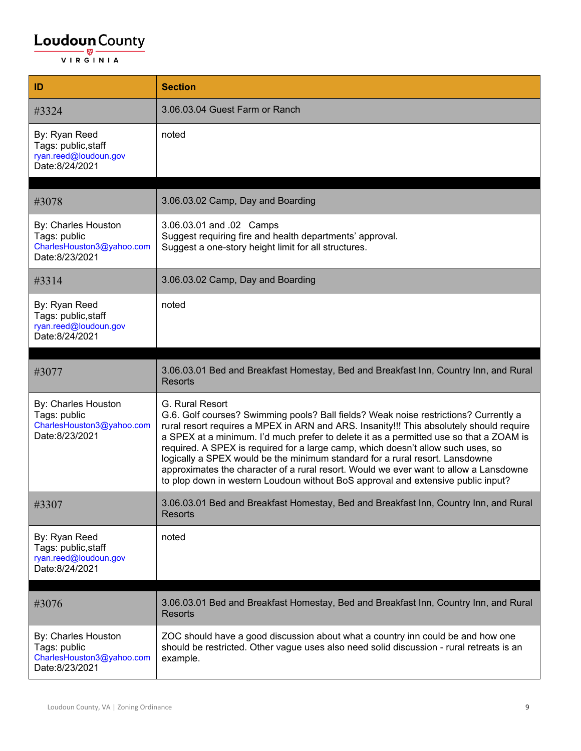| ID | Section |
|---|---|
| #3324 | 3.06.03.04 Guest Farm or Ranch |
| By: Ryan Reed<br>Tags: public,staff<br>ryan.reed@loudoun.gov<br>Date:8/24/2021 | noted |
| | |
| #3078 | 3.06.03.02 Camp, Day and Boarding |
| By: Charles Houston<br>Tags: public<br>CharlesHouston3@yahoo.com<br>Date:8/23/2021 | 3.06.03.01 and .02 Camps<br>Suggest requiring fire and health departments' approval.<br>Suggest a one-story height limit for all structures. |
| #3314 | 3.06.03.02 Camp, Day and Boarding |
| By: Ryan Reed<br>Tags: public,staff<br>ryan.reed@loudoun.gov<br>Date:8/24/2021 | noted |
| | |
| #3077 | 3.06.03.01 Bed and Breakfast Homestay, Bed and Breakfast Inn, Country Inn, and Rural Resorts |
| By: Charles Houston<br>Tags: public<br>CharlesHouston3@yahoo.com<br>Date:8/23/2021 | G. Rural Resort<br>G.6. Golf courses? Swimming pools? Ball fields? Weak noise restrictions? Currently a rural resort requires a MPEX in ARN and ARS. Insanity!!! This absolutely should require a SPEX at a minimum. I'd much prefer to delete it as a permitted use so that a ZOAM is required. A SPEX is required for a large camp, which doesn't allow such uses, so logically a SPEX would be the minimum standard for a rural resort. Lansdowne approximates the character of a rural resort. Would we ever want to allow a Lansdowne to plop down in western Loudoun without BoS approval and extensive public input? |
| #3307 | 3.06.03.01 Bed and Breakfast Homestay, Bed and Breakfast Inn, Country Inn, and Rural Resorts |
| By: Ryan Reed<br>Tags: public,staff<br>ryan.reed@loudoun.gov<br>Date:8/24/2021 | noted |
| | |
| #3076 | 3.06.03.01 Bed and Breakfast Homestay, Bed and Breakfast Inn, Country Inn, and Rural Resorts |
| By: Charles Houston<br>Tags: public<br>CharlesHouston3@yahoo.com<br>Date:8/23/2021 | ZOC should have a good discussion about what a country inn could be and how one should be restricted. Other vague uses also need solid discussion - rural retreats is an example. |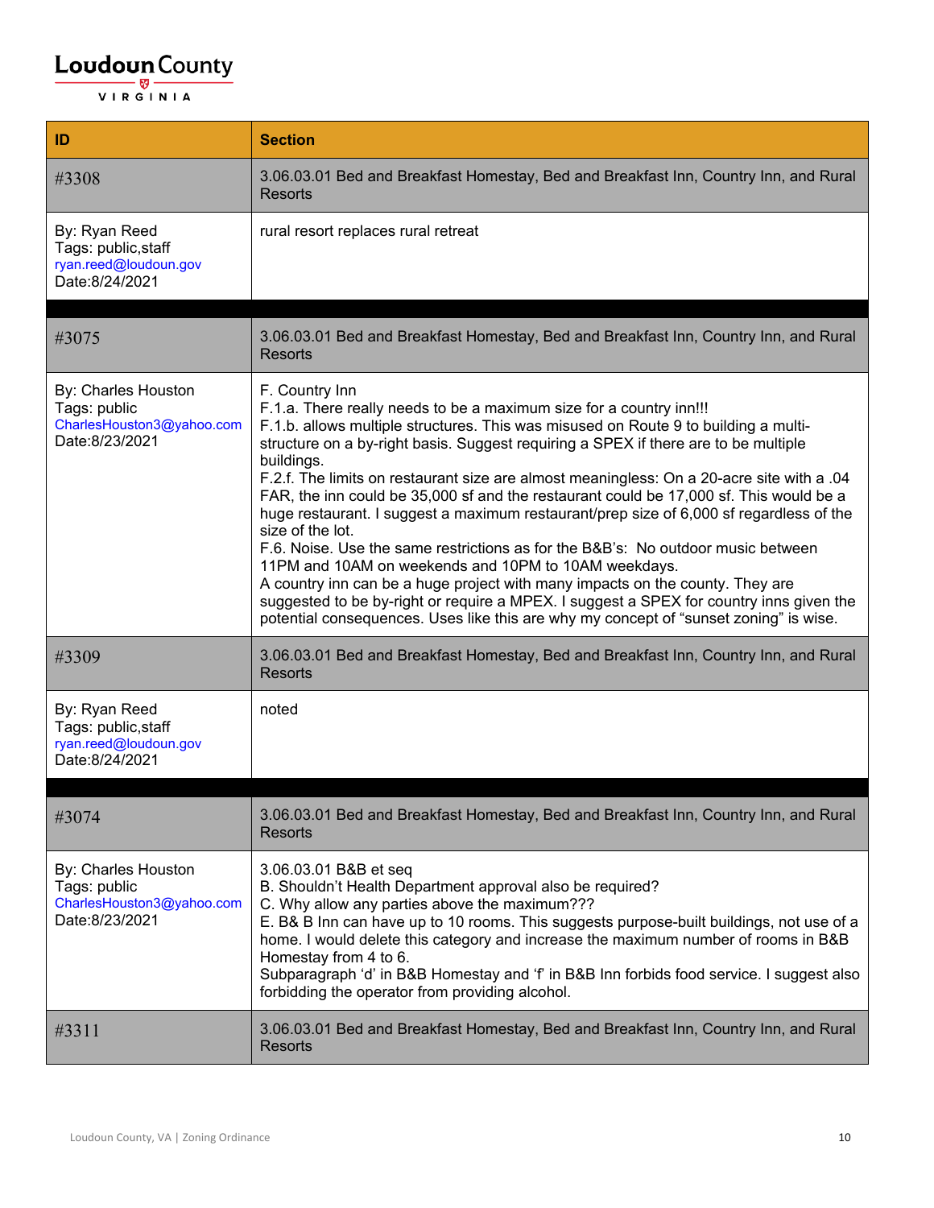| ID | Section |
|---|---|
| #3308 | 3.06.03.01 Bed and Breakfast Homestay, Bed and Breakfast Inn, Country Inn, and Rural Resorts |
| By: Ryan Reed<br>Tags: public,staff<br>ryan.reed@loudoun.gov<br>Date:8/24/2021 | rural resort replaces rural retreat |
| | |
| #3075 | 3.06.03.01 Bed and Breakfast Homestay, Bed and Breakfast Inn, Country Inn, and Rural Resorts |
| By: Charles Houston<br>Tags: public<br>CharlesHouston3@yahoo.com<br>Date:8/23/2021 | F. Country Inn<br>F.1.a. There really needs to be a maximum size for a country inn!!!<br>F.1.b. allows multiple structures. This was misused on Route 9 to building a multi-structure on a by-right basis. Suggest requiring a SPEX if there are to be multiple buildings.<br>F.2.f. The limits on restaurant size are almost meaningless: On a 20-acre site with a .04 FAR, the inn could be 35,000 sf and the restaurant could be 17,000 sf. This would be a huge restaurant. I suggest a maximum restaurant/prep size of 6,000 sf regardless of the size of the lot.<br>F.6. Noise. Use the same restrictions as for the B&B's: No outdoor music between 11PM and 10AM on weekends and 10PM to 10AM weekdays.<br>A country inn can be a huge project with many impacts on the county. They are suggested to be by-right or require a MPEX. I suggest a SPEX for country inns given the potential consequences. Uses like this are why my concept of "sunset zoning" is wise. |
| #3309 | 3.06.03.01 Bed and Breakfast Homestay, Bed and Breakfast Inn, Country Inn, and Rural Resorts |
| By: Ryan Reed<br>Tags: public,staff<br>ryan.reed@loudoun.gov<br>Date:8/24/2021 | noted |
| | |
| #3074 | 3.06.03.01 Bed and Breakfast Homestay, Bed and Breakfast Inn, Country Inn, and Rural Resorts |
| By: Charles Houston<br>Tags: public<br>CharlesHouston3@yahoo.com<br>Date:8/23/2021 | 3.06.03.01 B&B et seq<br>B. Shouldn't Health Department approval also be required?<br>C. Why allow any parties above the maximum???<br>E. B& B Inn can have up to 10 rooms. This suggests purpose-built buildings, not use of a home. I would delete this category and increase the maximum number of rooms in B&B Homestay from 4 to 6.<br>Subparagraph 'd' in B&B Homestay and 'f' in B&B Inn forbids food service. I suggest also forbidding the operator from providing alcohol. |
| #3311 | 3.06.03.01 Bed and Breakfast Homestay, Bed and Breakfast Inn, Country Inn, and Rural Resorts |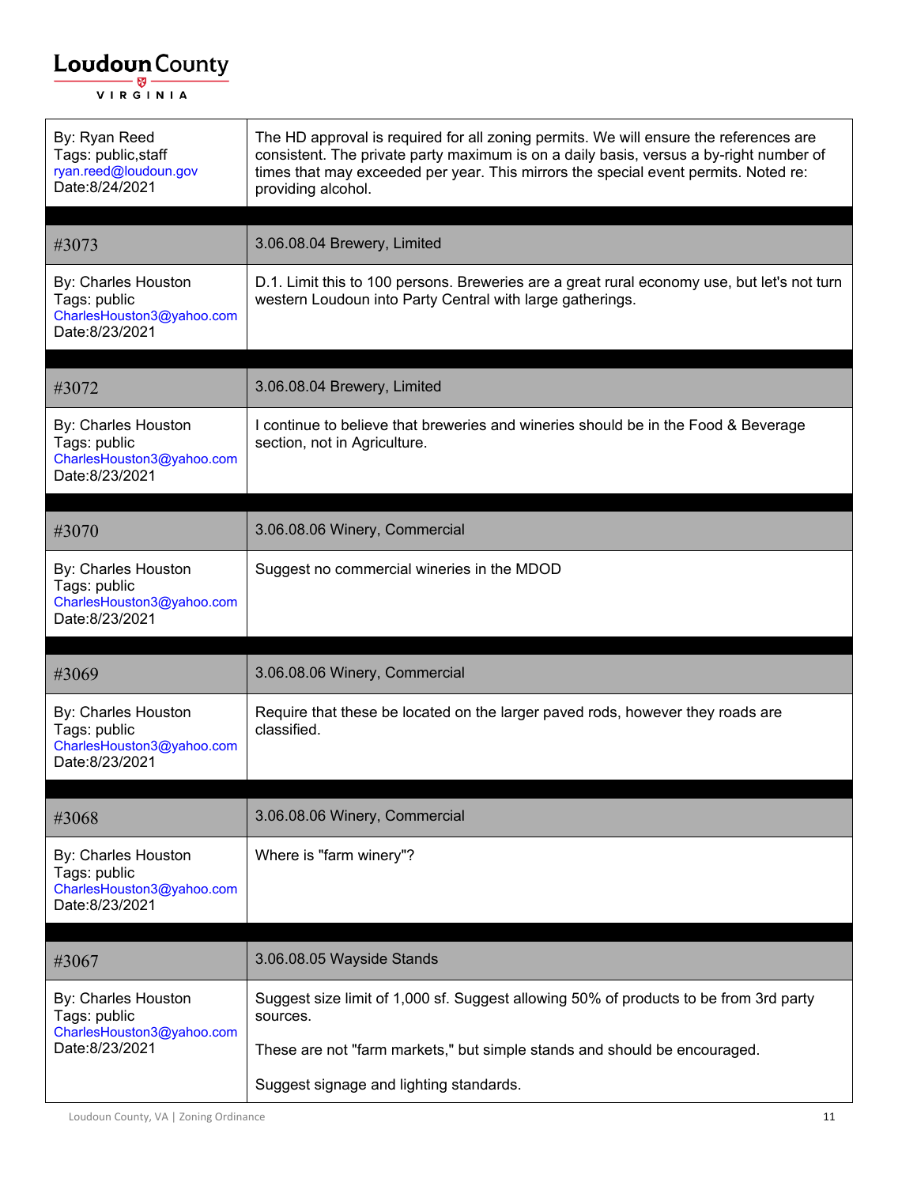| By: Ryan Reed<br>Tags: public,staff<br>ryan.reed@loudoun.gov<br>Date:8/24/2021 | The HD approval is required for all zoning permits. We will ensure the references are consistent. The private party maximum is on a daily basis, versus a by-right number of times that may exceeded per year. This mirrors the special event permits. Noted re: providing alcohol. |
|---|---|

| #3073 | 3.06.08.04 Brewery, Limited |
|---|---|
| By: Charles Houston<br>Tags: public<br>CharlesHouston3@yahoo.com<br>Date:8/23/2021 | D.1. Limit this to 100 persons. Breweries are a great rural economy use, but let's not turn western Loudoun into Party Central with large gatherings. |

| #3072 | 3.06.08.04 Brewery, Limited |
|---|---|
| By: Charles Houston<br>Tags: public<br>CharlesHouston3@yahoo.com<br>Date:8/23/2021 | I continue to believe that breweries and wineries should be in the Food & Beverage section, not in Agriculture. |

| #3070 | 3.06.08.06 Winery, Commercial |
|---|---|
| By: Charles Houston<br>Tags: public<br>CharlesHouston3@yahoo.com<br>Date:8/23/2021 | Suggest no commercial wineries in the MDOD |

| #3069 | 3.06.08.06 Winery, Commercial |
|---|---|
| By: Charles Houston<br>Tags: public<br>CharlesHouston3@yahoo.com<br>Date:8/23/2021 | Require that these be located on the larger paved rods, however they roads are classified. |

| #3068 | 3.06.08.06 Winery, Commercial |
|---|---|
| By: Charles Houston<br>Tags: public<br>CharlesHouston3@yahoo.com<br>Date:8/23/2021 | Where is "farm winery"? |

| #3067 | 3.06.08.05 Wayside Stands |
|---|---|
| By: Charles Houston<br>Tags: public<br>CharlesHouston3@yahoo.com<br>Date:8/23/2021 | Suggest size limit of 1,000 sf. Suggest allowing 50% of products to be from 3rd party sources.<br><br>These are not "farm markets," but simple stands and should be encouraged.<br><br>Suggest signage and lighting standards. |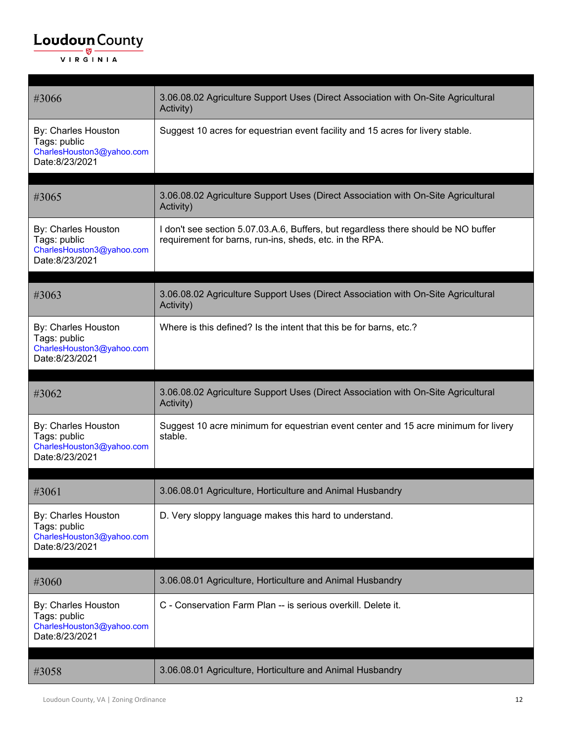| #3066 | 3.06.08.02 Agriculture Support Uses (Direct Association with On-Site Agricultural Activity) |
|---|---|
| By: Charles Houston<br>Tags: public<br>CharlesHouston3@yahoo.com<br>Date:8/23/2021 | Suggest 10 acres for equestrian event facility and 15 acres for livery stable. |

| #3065 | 3.06.08.02 Agriculture Support Uses (Direct Association with On-Site Agricultural Activity) |
|---|---|
| By: Charles Houston<br>Tags: public<br>CharlesHouston3@yahoo.com<br>Date:8/23/2021 | I don't see section 5.07.03.A.6, Buffers, but regardless there should be NO buffer requirement for barns, run-ins, sheds, etc. in the RPA. |

| #3063 | 3.06.08.02 Agriculture Support Uses (Direct Association with On-Site Agricultural Activity) |
|---|---|
| By: Charles Houston<br>Tags: public<br>CharlesHouston3@yahoo.com<br>Date:8/23/2021 | Where is this defined? Is the intent that this be for barns, etc.? |

| #3062 | 3.06.08.02 Agriculture Support Uses (Direct Association with On-Site Agricultural Activity) |
|---|---|
| By: Charles Houston<br>Tags: public<br>CharlesHouston3@yahoo.com<br>Date:8/23/2021 | Suggest 10 acre minimum for equestrian event center and 15 acre minimum for livery stable. |

| #3061 | 3.06.08.01 Agriculture, Horticulture and Animal Husbandry |
|---|---|
| By: Charles Houston<br>Tags: public<br>CharlesHouston3@yahoo.com<br>Date:8/23/2021 | D. Very sloppy language makes this hard to understand. |

| #3060 | 3.06.08.01 Agriculture, Horticulture and Animal Husbandry |
|---|---|
| By: Charles Houston<br>Tags: public<br>CharlesHouston3@yahoo.com<br>Date:8/23/2021 | C - Conservation Farm Plan -- is serious overkill. Delete it. |

| #3058 | 3.06.08.01 Agriculture, Horticulture and Animal Husbandry |
|---|---|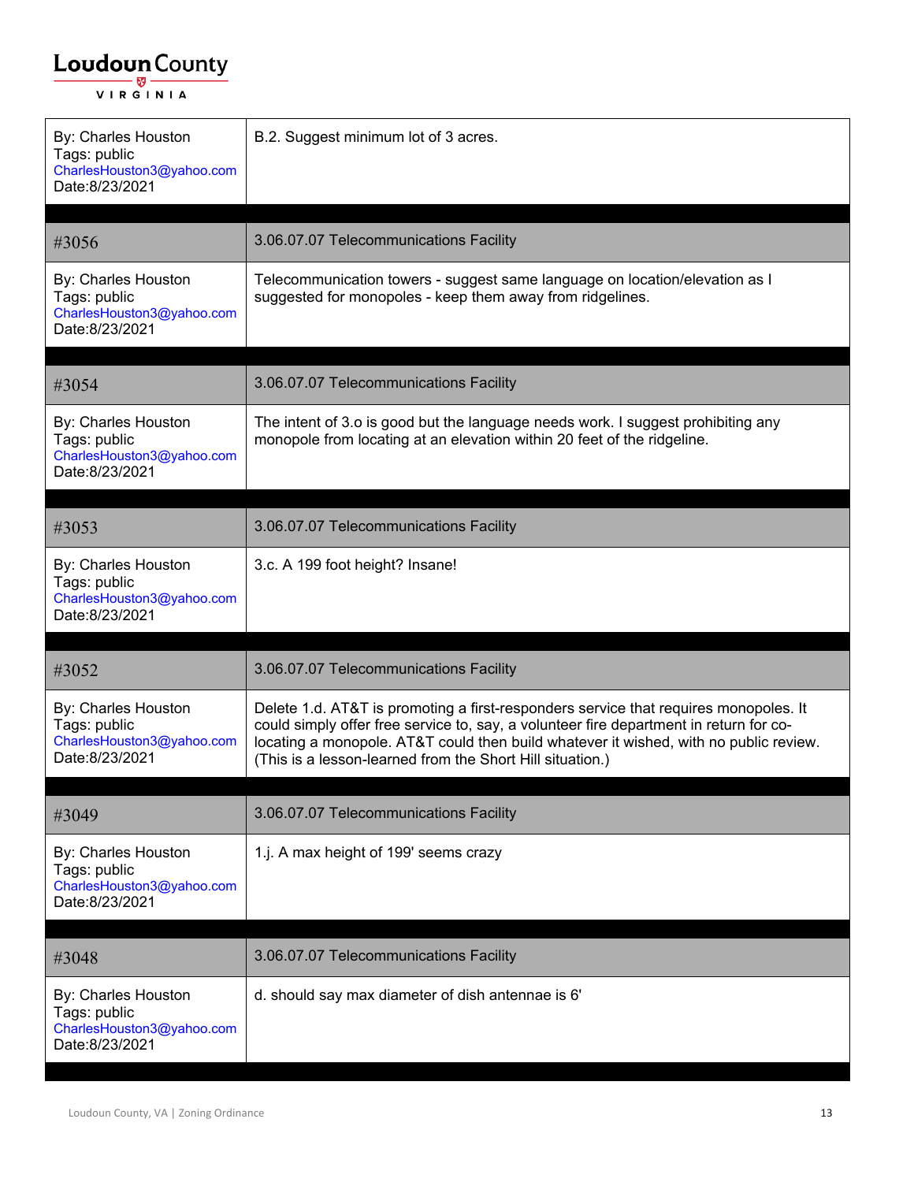| By: Charles Houston<br>Tags: public<br>CharlesHouston3@yahoo.com<br>Date:8/23/2021 | B.2. Suggest minimum lot of 3 acres. |
|---|---|
| #3056 | 3.06.07.07 Telecommunications Facility |
| By: Charles Houston<br>Tags: public<br>CharlesHouston3@yahoo.com<br>Date:8/23/2021 | Telecommunication towers - suggest same language on location/elevation as I suggested for monopoles - keep them away from ridgelines. |
| #3054 | 3.06.07.07 Telecommunications Facility |
| By: Charles Houston<br>Tags: public<br>CharlesHouston3@yahoo.com<br>Date:8/23/2021 | The intent of 3.o is good but the language needs work. I suggest prohibiting any monopole from locating at an elevation within 20 feet of the ridgeline. |
| #3053 | 3.06.07.07 Telecommunications Facility |
| By: Charles Houston<br>Tags: public<br>CharlesHouston3@yahoo.com<br>Date:8/23/2021 | 3.c. A 199 foot height? Insane! |
| #3052 | 3.06.07.07 Telecommunications Facility |
| By: Charles Houston<br>Tags: public<br>CharlesHouston3@yahoo.com<br>Date:8/23/2021 | Delete 1.d. AT&T is promoting a first-responders service that requires monopoles. It could simply offer free service to, say, a volunteer fire department in return for co-locating a monopole. AT&T could then build whatever it wished, with no public review. (This is a lesson-learned from the Short Hill situation.) |
| #3049 | 3.06.07.07 Telecommunications Facility |
| By: Charles Houston<br>Tags: public<br>CharlesHouston3@yahoo.com<br>Date:8/23/2021 | 1.j. A max height of 199' seems crazy |
| #3048 | 3.06.07.07 Telecommunications Facility |
| By: Charles Houston<br>Tags: public<br>CharlesHouston3@yahoo.com<br>Date:8/23/2021 | d. should say max diameter of dish antennae is 6' |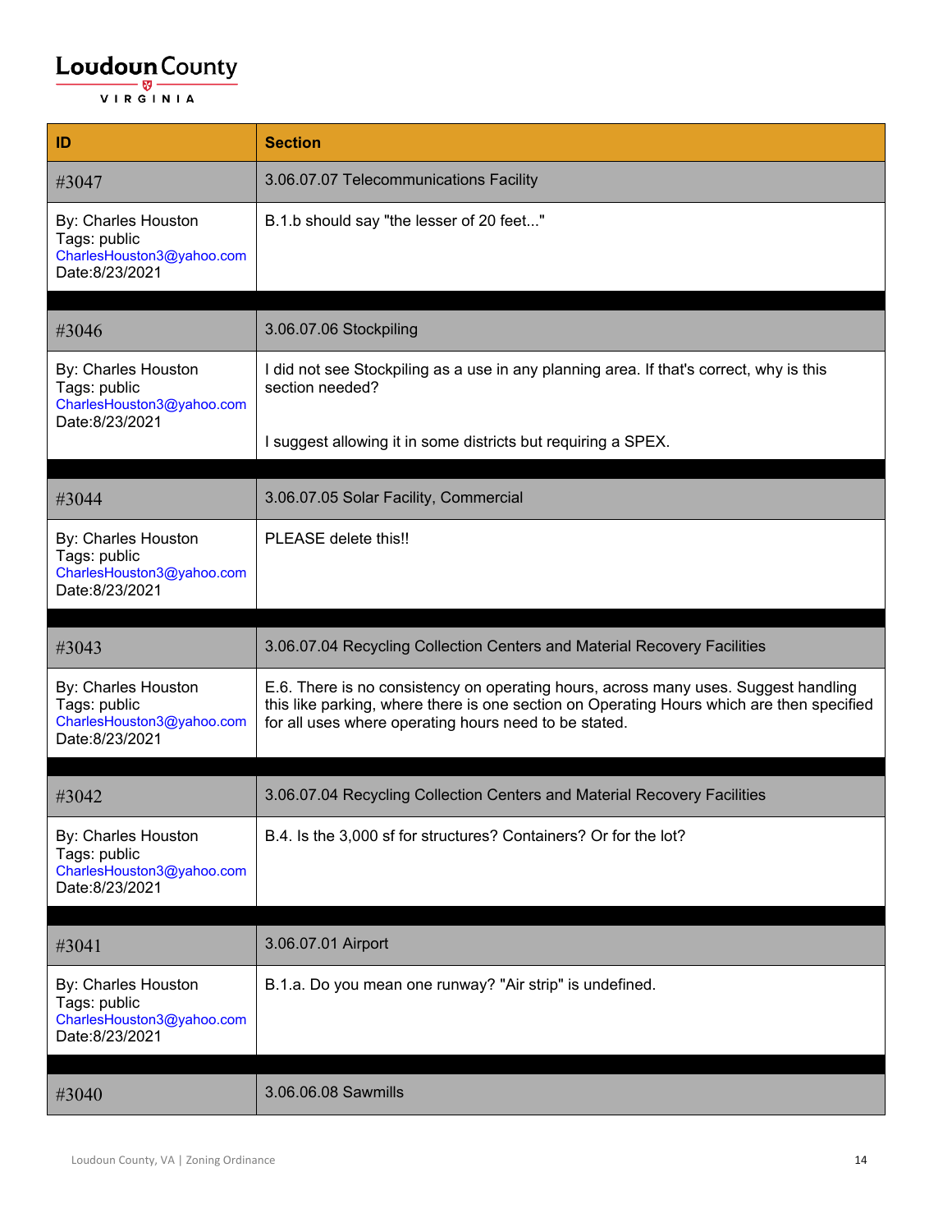| ID | Section |
|---|---|
| #3047 | 3.06.07.07 Telecommunications Facility |
| By: Charles Houston<br>Tags: public<br>CharlesHouston3@yahoo.com<br>Date:8/23/2021 | B.1.b should say "the lesser of 20 feet..." |
| | |
| #3046 | 3.06.07.06 Stockpiling |
| By: Charles Houston<br>Tags: public<br>CharlesHouston3@yahoo.com<br>Date:8/23/2021 | I did not see Stockpiling as a use in any planning area. If that's correct, why is this section needed?<br><br>I suggest allowing it in some districts but requiring a SPEX. |
| | |
| #3044 | 3.06.07.05 Solar Facility, Commercial |
| By: Charles Houston<br>Tags: public<br>CharlesHouston3@yahoo.com<br>Date:8/23/2021 | PLEASE delete this!! |
| | |
| #3043 | 3.06.07.04 Recycling Collection Centers and Material Recovery Facilities |
| By: Charles Houston<br>Tags: public<br>CharlesHouston3@yahoo.com<br>Date:8/23/2021 | E.6. There is no consistency on operating hours, across many uses. Suggest handling this like parking, where there is one section on Operating Hours which are then specified for all uses where operating hours need to be stated. |
| | |
| #3042 | 3.06.07.04 Recycling Collection Centers and Material Recovery Facilities |
| By: Charles Houston<br>Tags: public<br>CharlesHouston3@yahoo.com<br>Date:8/23/2021 | B.4. Is the 3,000 sf for structures? Containers? Or for the lot? |
| | |
| #3041 | 3.06.07.01 Airport |
| By: Charles Houston<br>Tags: public<br>CharlesHouston3@yahoo.com<br>Date:8/23/2021 | B.1.a. Do you mean one runway? "Air strip" is undefined. |
| | |
| #3040 | 3.06.06.08 Sawmills |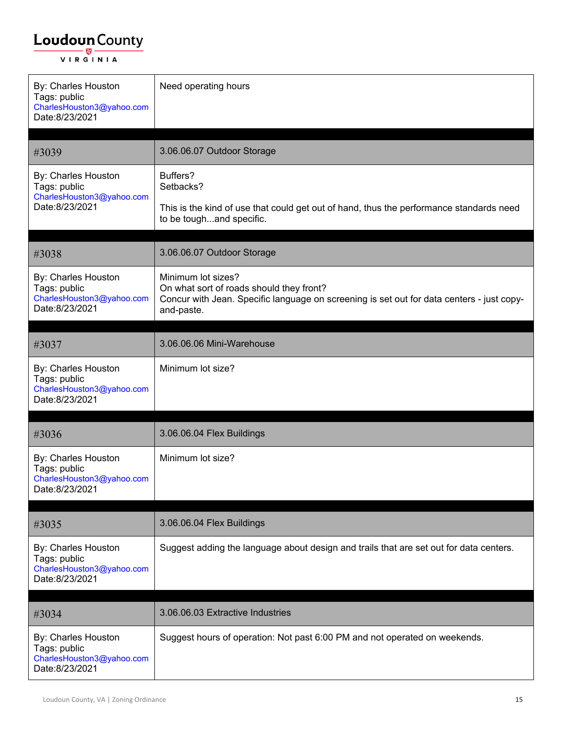| By: Charles Houston<br>Tags: public<br>CharlesHouston3@yahoo.com<br>Date:8/23/2021 | Need operating hours |
|---|---|
| #3039 | 3.06.06.07 Outdoor Storage |
| By: Charles Houston<br>Tags: public<br>CharlesHouston3@yahoo.com<br>Date:8/23/2021 | Buffers?<br>Setbacks?<br><br>This is the kind of use that could get out of hand, thus the performance standards need to be tough...and specific. |
| #3038 | 3.06.06.07 Outdoor Storage |
| By: Charles Houston<br>Tags: public<br>CharlesHouston3@yahoo.com<br>Date:8/23/2021 | Minimum lot sizes?<br>On what sort of roads should they front?<br>Concur with Jean. Specific language on screening is set out for data centers - just copy-and-paste. |
| #3037 | 3.06.06.06 Mini-Warehouse |
| By: Charles Houston<br>Tags: public<br>CharlesHouston3@yahoo.com<br>Date:8/23/2021 | Minimum lot size? |
| #3036 | 3.06.06.04 Flex Buildings |
| By: Charles Houston<br>Tags: public<br>CharlesHouston3@yahoo.com<br>Date:8/23/2021 | Minimum lot size? |
| #3035 | 3.06.06.04 Flex Buildings |
| By: Charles Houston<br>Tags: public<br>CharlesHouston3@yahoo.com<br>Date:8/23/2021 | Suggest adding the language about design and trails that are set out for data centers. |
| #3034 | 3.06.06.03 Extractive Industries |
| By: Charles Houston<br>Tags: public<br>CharlesHouston3@yahoo.com<br>Date:8/23/2021 | Suggest hours of operation: Not past 6:00 PM and not operated on weekends. |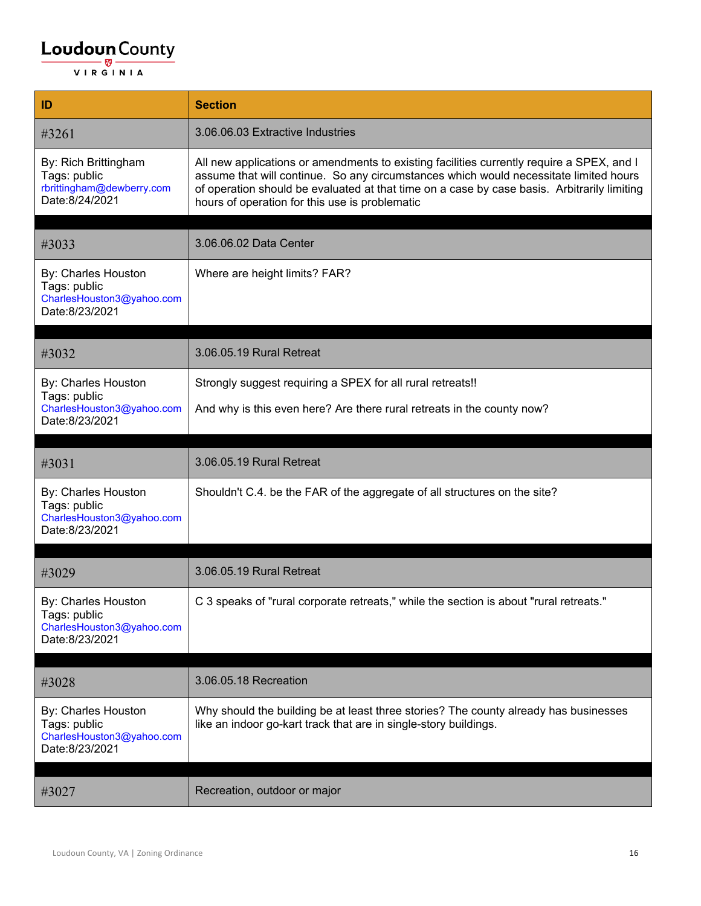| ID | Section |
|---|---|
| #3261 | 3.06.06.03 Extractive Industries |
| By: Rich Brittingham<br>Tags: public<br>rbrittingham@dewberry.com<br>Date:8/24/2021 | All new applications or amendments to existing facilities currently require a SPEX, and I assume that will continue. So any circumstances which would necessitate limited hours of operation should be evaluated at that time on a case by case basis. Arbitrarily limiting hours of operation for this use is problematic |
| #3033 | 3.06.06.02 Data Center |
| By: Charles Houston<br>Tags: public<br>CharlesHouston3@yahoo.com<br>Date:8/23/2021 | Where are height limits? FAR? |
| #3032 | 3.06.05.19 Rural Retreat |
| By: Charles Houston<br>Tags: public<br>CharlesHouston3@yahoo.com<br>Date:8/23/2021 | Strongly suggest requiring a SPEX for all rural retreats!!<br><br>And why is this even here? Are there rural retreats in the county now? |
| #3031 | 3.06.05.19 Rural Retreat |
| By: Charles Houston<br>Tags: public<br>CharlesHouston3@yahoo.com<br>Date:8/23/2021 | Shouldn't C.4. be the FAR of the aggregate of all structures on the site? |
| #3029 | 3.06.05.19 Rural Retreat |
| By: Charles Houston<br>Tags: public<br>CharlesHouston3@yahoo.com<br>Date:8/23/2021 | C 3 speaks of "rural corporate retreats," while the section is about "rural retreats." |
| #3028 | 3.06.05.18 Recreation |
| By: Charles Houston<br>Tags: public<br>CharlesHouston3@yahoo.com<br>Date:8/23/2021 | Why should the building be at least three stories? The county already has businesses like an indoor go-kart track that are in single-story buildings. |
| #3027 | Recreation, outdoor or major |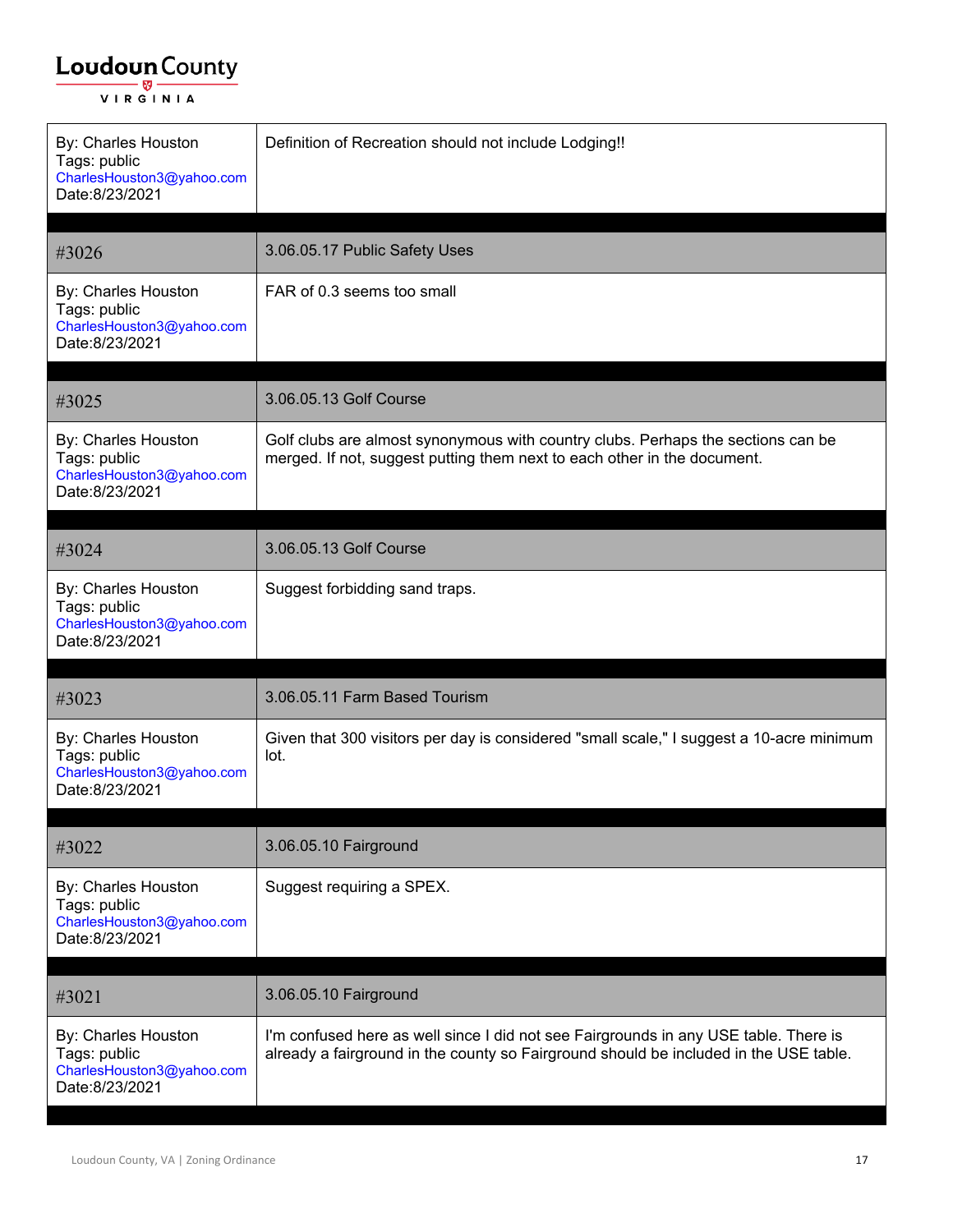| By: Charles Houston<br>Tags: public<br>CharlesHouston3@yahoo.com<br>Date:8/23/2021 | Definition of Recreation should not include Lodging!! |
|---|---|

| #3026 | 3.06.05.17 Public Safety Uses |
|---|---|
| By: Charles Houston<br>Tags: public<br>CharlesHouston3@yahoo.com<br>Date:8/23/2021 | FAR of 0.3 seems too small |

| #3025 | 3.06.05.13 Golf Course |
|---|---|
| By: Charles Houston<br>Tags: public<br>CharlesHouston3@yahoo.com<br>Date:8/23/2021 | Golf clubs are almost synonymous with country clubs. Perhaps the sections can be merged. If not, suggest putting them next to each other in the document. |

| #3024 | 3.06.05.13 Golf Course |
|---|---|
| By: Charles Houston<br>Tags: public<br>CharlesHouston3@yahoo.com<br>Date:8/23/2021 | Suggest forbidding sand traps. |

| #3023 | 3.06.05.11 Farm Based Tourism |
|---|---|
| By: Charles Houston<br>Tags: public<br>CharlesHouston3@yahoo.com<br>Date:8/23/2021 | Given that 300 visitors per day is considered "small scale," I suggest a 10-acre minimum lot. |

| #3022 | 3.06.05.10 Fairground |
|---|---|
| By: Charles Houston<br>Tags: public<br>CharlesHouston3@yahoo.com<br>Date:8/23/2021 | Suggest requiring a SPEX. |

| #3021 | 3.06.05.10 Fairground |
|---|---|
| By: Charles Houston<br>Tags: public<br>CharlesHouston3@yahoo.com<br>Date:8/23/2021 | I'm confused here as well since I did not see Fairgrounds in any USE table. There is already a fairground in the county so Fairground should be included in the USE table. |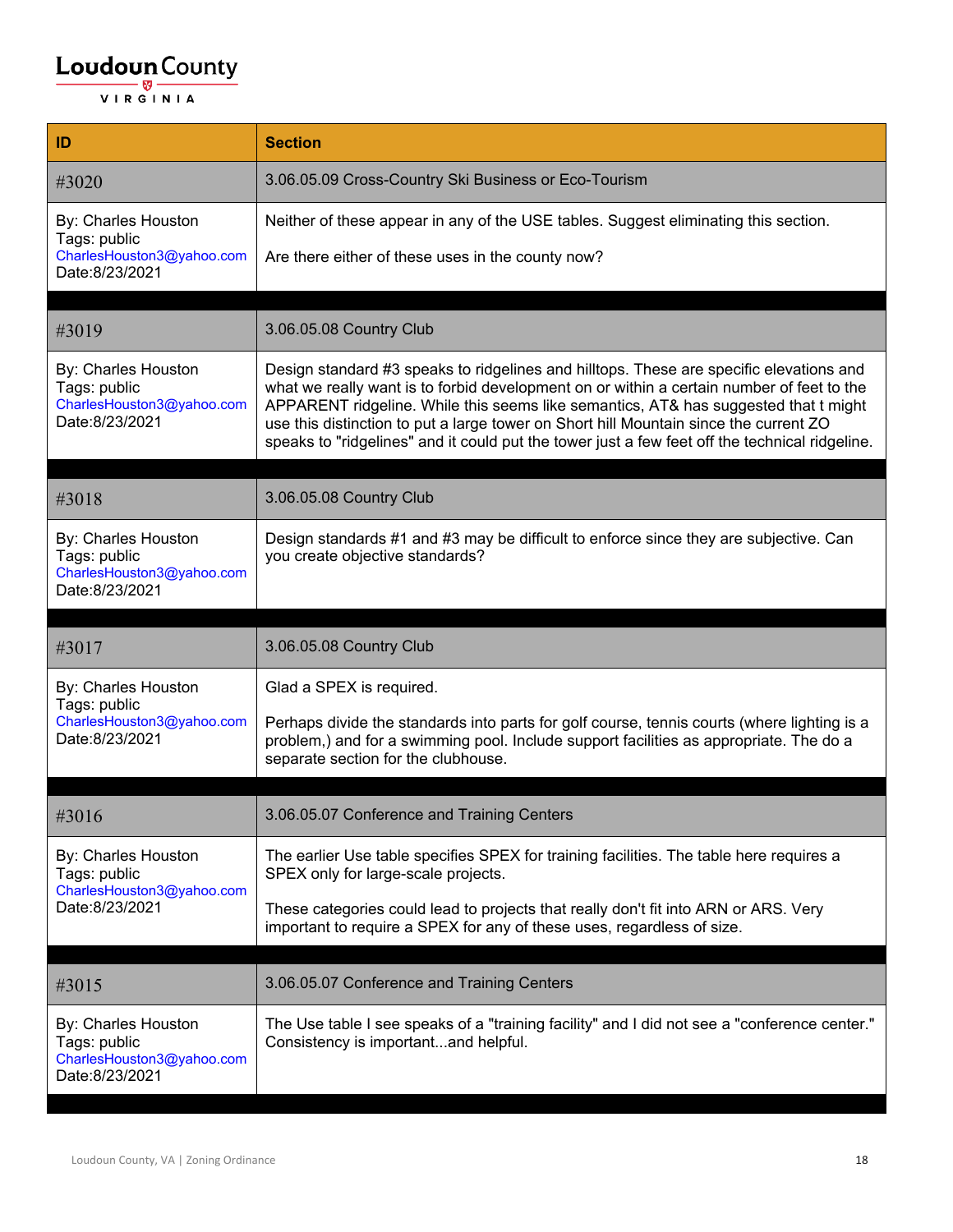| ID | Section |
| --- | --- |
| #3020 | 3.06.05.09 Cross-Country Ski Business or Eco-Tourism |
| By: Charles Houston<br>Tags: public<br>CharlesHouston3@yahoo.com<br>Date:8/23/2021 | Neither of these appear in any of the USE tables. Suggest eliminating this section.<br><br>Are there either of these uses in the county now? |
| #3019 | 3.06.05.08 Country Club |
| By: Charles Houston<br>Tags: public<br>CharlesHouston3@yahoo.com<br>Date:8/23/2021 | Design standard #3 speaks to ridgelines and hilltops. These are specific elevations and what we really want is to forbid development on or within a certain number of feet to the APPARENT ridgeline. While this seems like semantics, AT& has suggested that t might use this distinction to put a large tower on Short hill Mountain since the current ZO speaks to "ridgelines" and it could put the tower just a few feet off the technical ridgeline. |
| #3018 | 3.06.05.08 Country Club |
| By: Charles Houston<br>Tags: public<br>CharlesHouston3@yahoo.com<br>Date:8/23/2021 | Design standards #1 and #3 may be difficult to enforce since they are subjective. Can you create objective standards? |
| #3017 | 3.06.05.08 Country Club |
| By: Charles Houston<br>Tags: public<br>CharlesHouston3@yahoo.com<br>Date:8/23/2021 | Glad a SPEX is required.<br><br>Perhaps divide the standards into parts for golf course, tennis courts (where lighting is a problem,) and for a swimming pool. Include support facilities as appropriate. The do a separate section for the clubhouse. |
| #3016 | 3.06.05.07 Conference and Training Centers |
| By: Charles Houston<br>Tags: public<br>CharlesHouston3@yahoo.com<br>Date:8/23/2021 | The earlier Use table specifies SPEX for training facilities. The table here requires a SPEX only for large-scale projects.<br><br>These categories could lead to projects that really don't fit into ARN or ARS. Very important to require a SPEX for any of these uses, regardless of size. |
| #3015 | 3.06.05.07 Conference and Training Centers |
| By: Charles Houston<br>Tags: public<br>CharlesHouston3@yahoo.com<br>Date:8/23/2021 | The Use table I see speaks of a "training facility" and I did not see a "conference center." Consistency is important...and helpful. |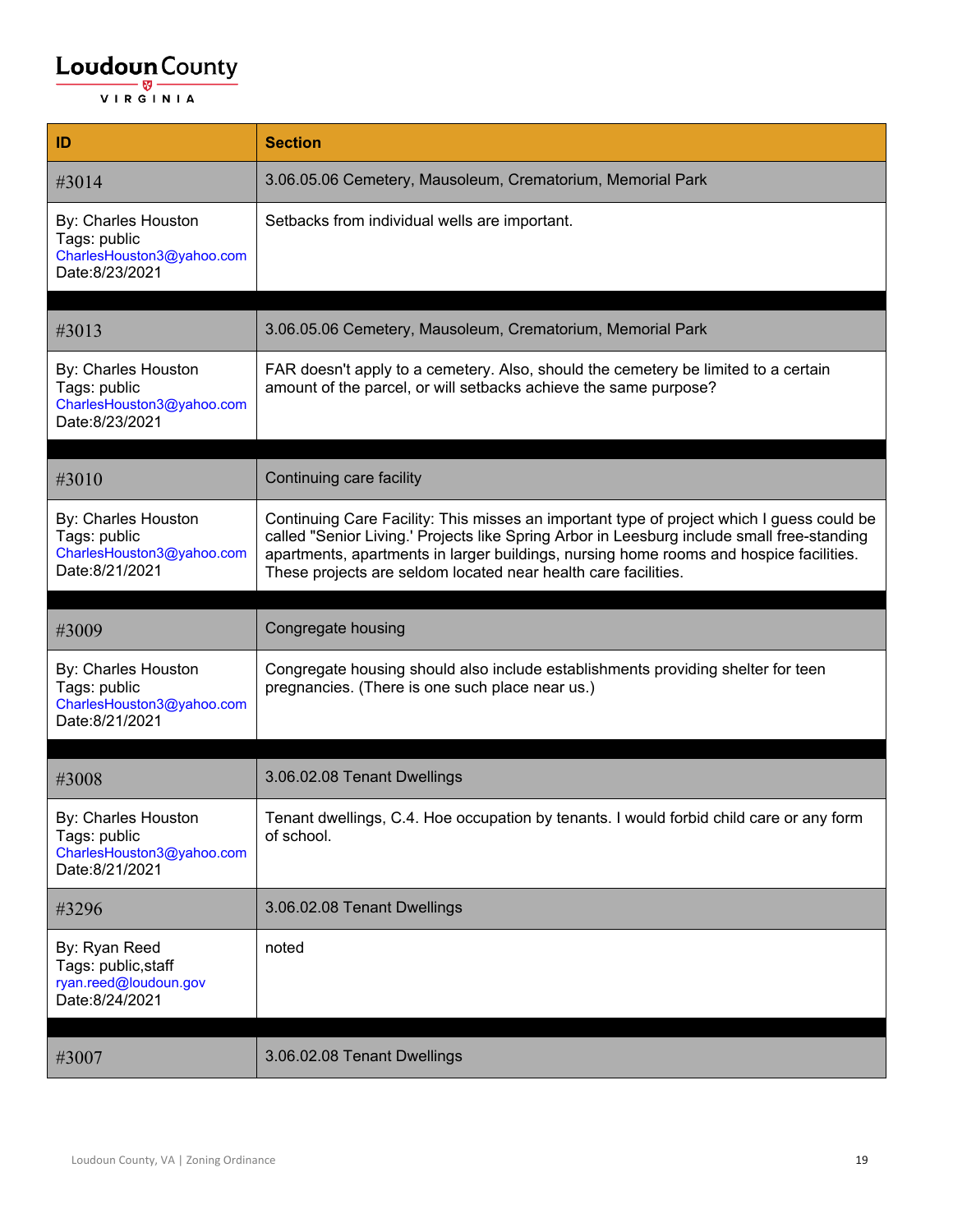| ID | Section |
| --- | --- |
| #3014 | 3.06.05.06 Cemetery, Mausoleum, Crematorium, Memorial Park |
| By: Charles Houston<br>Tags: public<br>CharlesHouston3@yahoo.com<br>Date:8/23/2021 | Setbacks from individual wells are important. |
| | |
| #3013 | 3.06.05.06 Cemetery, Mausoleum, Crematorium, Memorial Park |
| By: Charles Houston<br>Tags: public<br>CharlesHouston3@yahoo.com<br>Date:8/23/2021 | FAR doesn't apply to a cemetery. Also, should the cemetery be limited to a certain amount of the parcel, or will setbacks achieve the same purpose? |
| | |
| #3010 | Continuing care facility |
| By: Charles Houston<br>Tags: public<br>CharlesHouston3@yahoo.com<br>Date:8/21/2021 | Continuing Care Facility: This misses an important type of project which I guess could be called "Senior Living.' Projects like Spring Arbor in Leesburg include small free-standing apartments, apartments in larger buildings, nursing home rooms and hospice facilities. These projects are seldom located near health care facilities. |
| | |
| #3009 | Congregate housing |
| By: Charles Houston<br>Tags: public<br>CharlesHouston3@yahoo.com<br>Date:8/21/2021 | Congregate housing should also include establishments providing shelter for teen pregnancies. (There is one such place near us.) |
| | |
| #3008 | 3.06.02.08 Tenant Dwellings |
| By: Charles Houston<br>Tags: public<br>CharlesHouston3@yahoo.com<br>Date:8/21/2021 | Tenant dwellings, C.4. Hoe occupation by tenants. I would forbid child care or any form of school. |
| #3296 | 3.06.02.08 Tenant Dwellings |
| By: Ryan Reed<br>Tags: public,staff<br>ryan.reed@loudoun.gov<br>Date:8/24/2021 | noted |
| | |
| #3007 | 3.06.02.08 Tenant Dwellings |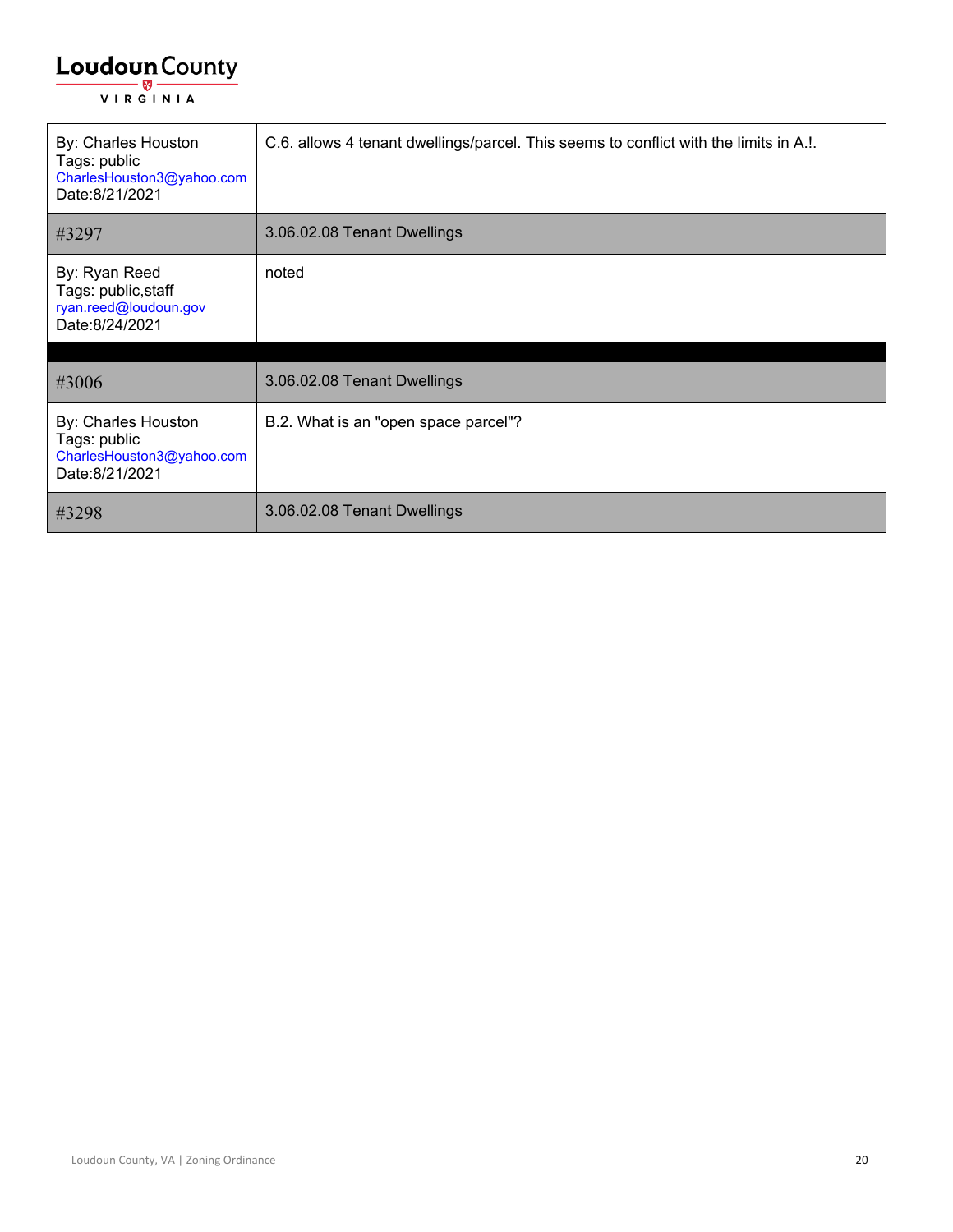| | |
|---|---|
| By: Charles Houston<br>Tags: public<br>CharlesHouston3@yahoo.com<br>Date:8/21/2021 | C.6. allows 4 tenant dwellings/parcel. This seems to conflict with the limits in A.!. |
| #3297 | 3.06.02.08 Tenant Dwellings |
| By: Ryan Reed<br>Tags: public,staff<br>ryan.reed@loudoun.gov<br>Date:8/24/2021 | noted |
| | |
| #3006 | 3.06.02.08 Tenant Dwellings |
| By: Charles Houston<br>Tags: public<br>CharlesHouston3@yahoo.com<br>Date:8/21/2021 | B.2. What is an "open space parcel"? |
| #3298 | 3.06.02.08 Tenant Dwellings |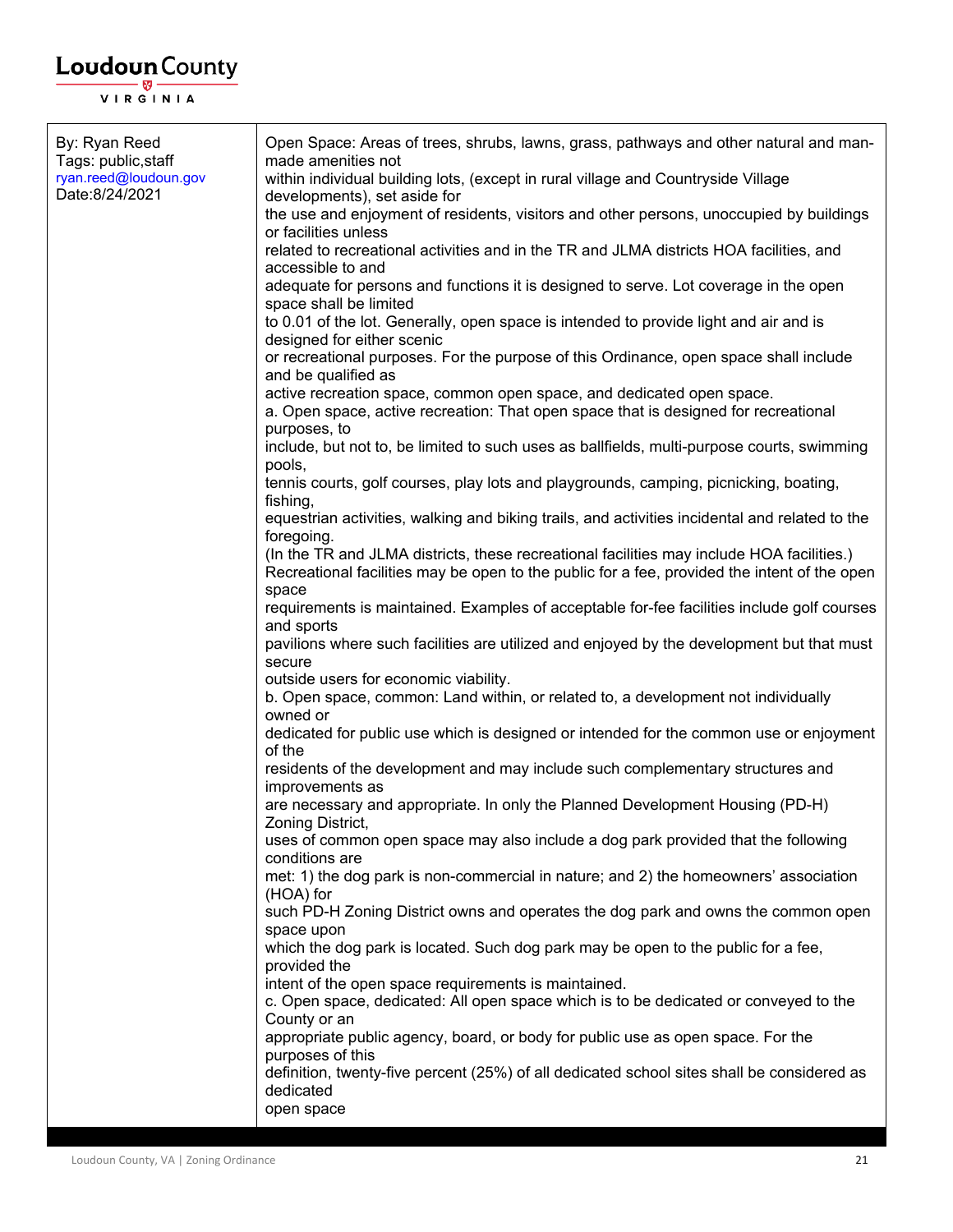| By: Ryan Reed<br>Tags: public,staff<br>ryan.reed@loudoun.gov<br>Date:8/24/2021 | Open Space: Areas of trees, shrubs, lawns, grass, pathways and other natural and man-made amenities not within individual building lots, (except in rural village and Countryside Village developments), set aside for the use and enjoyment of residents, visitors and other persons, unoccupied by buildings or facilities unless related to recreational activities and in the TR and JLMA districts HOA facilities, and accessible to and adequate for persons and functions it is designed to serve. Lot coverage in the open space shall be limited to 0.01 of the lot. Generally, open space is intended to provide light and air and is designed for either scenic or recreational purposes. For the purpose of this Ordinance, open space shall include and be qualified as active recreation space, common open space, and dedicated open space.<br>a. Open space, active recreation: That open space that is designed for recreational purposes, to include, but not to, be limited to such uses as ballfields, multi-purpose courts, swimming pools, tennis courts, golf courses, play lots and playgrounds, camping, picnicking, boating, fishing, equestrian activities, walking and biking trails, and activities incidental and related to the foregoing. (In the TR and JLMA districts, these recreational facilities may include HOA facilities.) Recreational facilities may be open to the public for a fee, provided the intent of the open space requirements is maintained. Examples of acceptable for-fee facilities include golf courses and sports pavilions where such facilities are utilized and enjoyed by the development but that must secure outside users for economic viability.<br>b. Open space, common: Land within, or related to, a development not individually owned or dedicated for public use which is designed or intended for the common use or enjoyment of the residents of the development and may include such complementary structures and improvements as are necessary and appropriate. In only the Planned Development Housing (PD-H) Zoning District, uses of common open space may also include a dog park provided that the following conditions are met: 1) the dog park is non-commercial in nature; and 2) the homeowners' association (HOA) for such PD-H Zoning District owns and operates the dog park and owns the common open space upon which the dog park is located. Such dog park may be open to the public for a fee, provided the intent of the open space requirements is maintained.<br>c. Open space, dedicated: All open space which is to be dedicated or conveyed to the County or an appropriate public agency, board, or body for public use as open space. For the purposes of this definition, twenty-five percent (25%) of all dedicated school sites shall be considered as dedicated open space |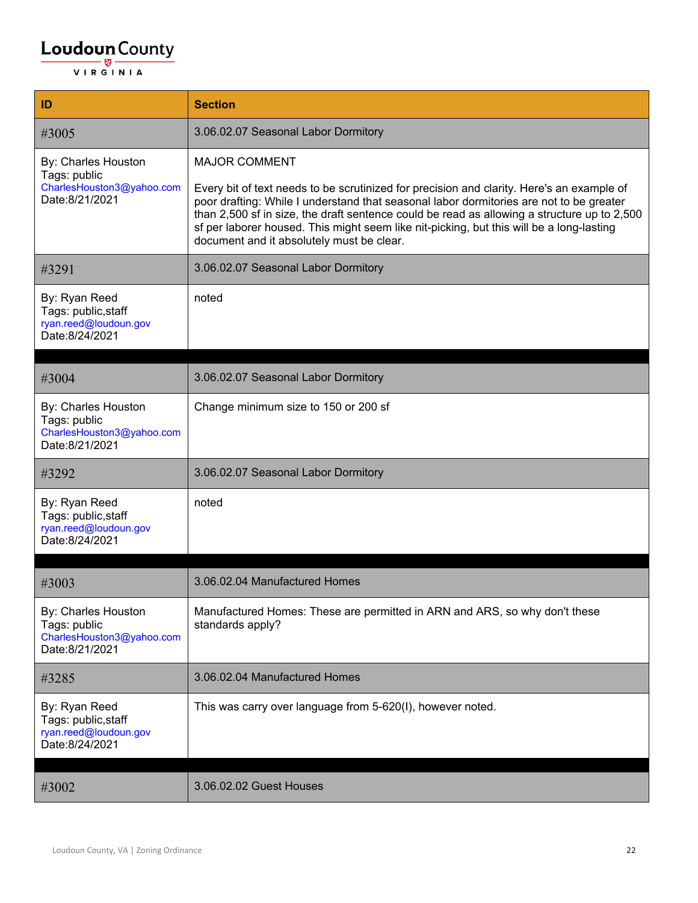**Loudoun County**
VIRGINIA

| ID | Section |
|---|---|
| #3005 | 3.06.02.07 Seasonal Labor Dormitory |
| By: Charles Houston<br>Tags: public<br>CharlesHouston3@yahoo.com<br>Date:8/21/2021 | MAJOR COMMENT<br><br>Every bit of text needs to be scrutinized for precision and clarity. Here's an example of poor drafting: While I understand that seasonal labor dormitories are not to be greater than 2,500 sf in size, the draft sentence could be read as allowing a structure up to 2,500 sf per laborer housed. This might seem like nit-picking, but this will be a long-lasting document and it absolutely must be clear. |
| #3291 | 3.06.02.07 Seasonal Labor Dormitory |
| By: Ryan Reed<br>Tags: public,staff<br>ryan.reed@loudoun.gov<br>Date:8/24/2021 | noted |
| | |
| #3004 | 3.06.02.07 Seasonal Labor Dormitory |
| By: Charles Houston<br>Tags: public<br>CharlesHouston3@yahoo.com<br>Date:8/21/2021 | Change minimum size to 150 or 200 sf |
| #3292 | 3.06.02.07 Seasonal Labor Dormitory |
| By: Ryan Reed<br>Tags: public,staff<br>ryan.reed@loudoun.gov<br>Date:8/24/2021 | noted |
| | |
| #3003 | 3.06.02.04 Manufactured Homes |
| By: Charles Houston<br>Tags: public<br>CharlesHouston3@yahoo.com<br>Date:8/21/2021 | Manufactured Homes: These are permitted in ARN and ARS, so why don't these standards apply? |
| #3285 | 3.06.02.04 Manufactured Homes |
| By: Ryan Reed<br>Tags: public,staff<br>ryan.reed@loudoun.gov<br>Date:8/24/2021 | This was carry over language from 5-620(I), however noted. |
| | |
| #3002 | 3.06.02.02 Guest Houses |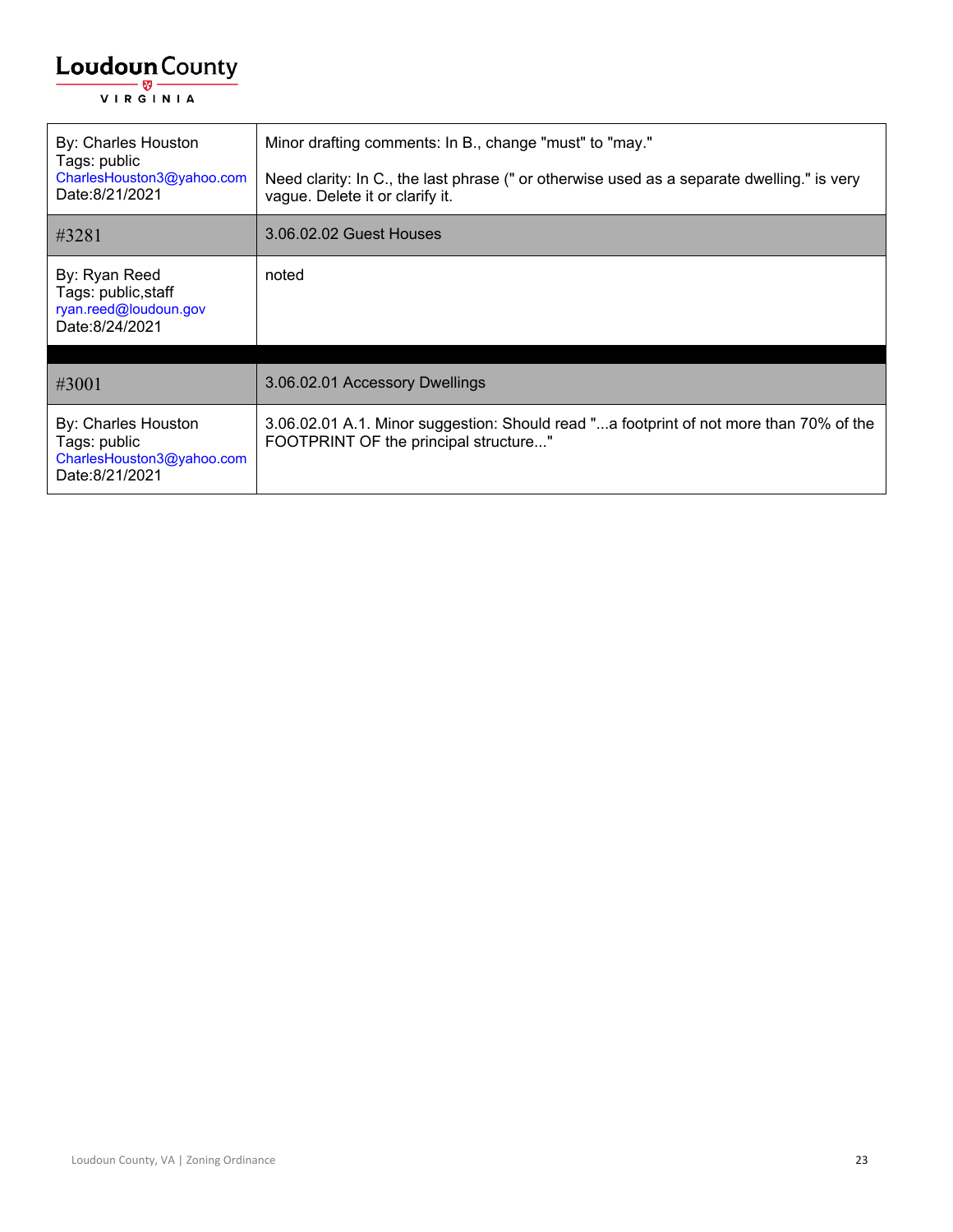| | |
|---|---|
| By: Charles Houston<br>Tags: public<br>CharlesHouston3@yahoo.com<br>Date:8/21/2021 | Minor drafting comments: In B., change "must" to "may."<br><br>Need clarity: In C., the last phrase (" or otherwise used as a separate dwelling." is very vague. Delete it or clarify it. |
| #3281 | 3.06.02.02 Guest Houses |
| By: Ryan Reed<br>Tags: public,staff<br>ryan.reed@loudoun.gov<br>Date:8/24/2021 | noted |

| | |
|---|---|
| #3001 | 3.06.02.01 Accessory Dwellings |
| By: Charles Houston<br>Tags: public<br>CharlesHouston3@yahoo.com<br>Date:8/21/2021 | 3.06.02.01 A.1. Minor suggestion: Should read "...a footprint of not more than 70% of the FOOTPRINT OF the principal structure..." |